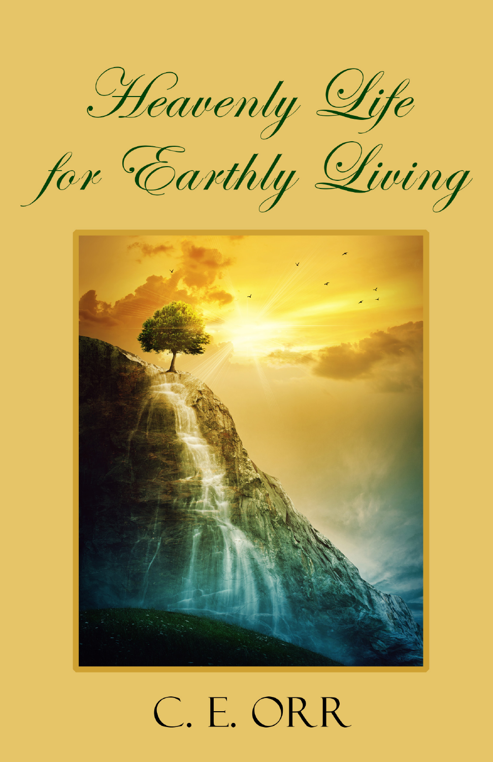# Heavenly Life for Earthly Living

C. E. ORR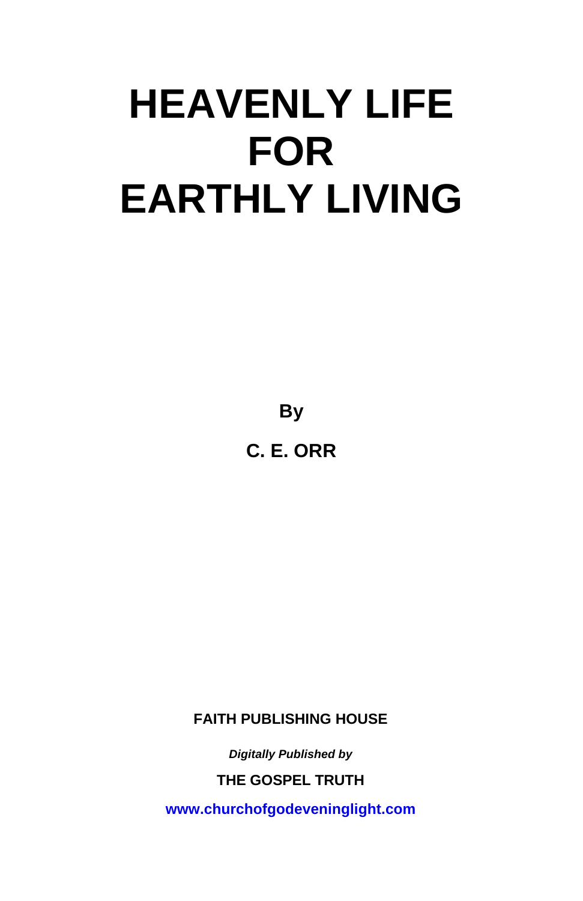# HEAVENLY LIFE FOR EARTHLY LIVING

**By**

**C. E. ORR**

**FAITH PUBLISHING HOUSE**

***Digitally Published by***

**THE GOSPEL TRUTH**

**www.churchofgodeveninglight.com**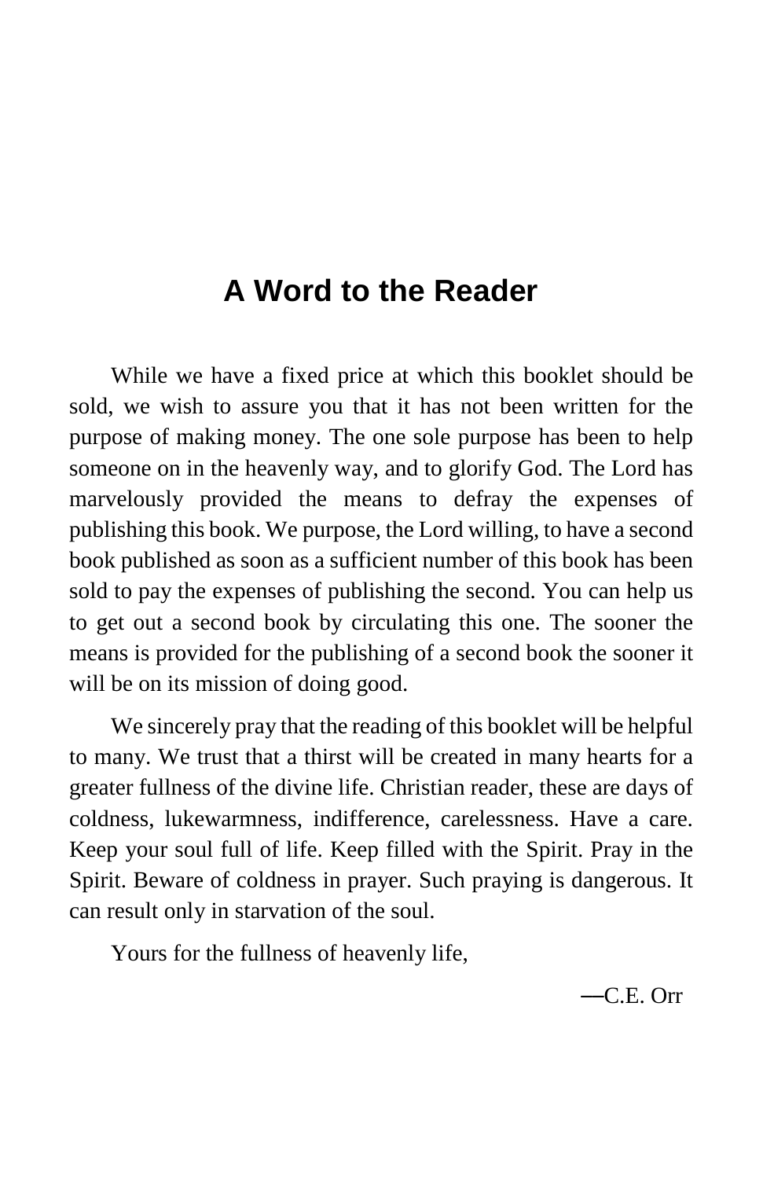# A Word to the Reader

While we have a fixed price at which this booklet should be sold, we wish to assure you that it has not been written for the purpose of making money. The one sole purpose has been to help someone on in the heavenly way, and to glorify God. The Lord has marvelously provided the means to defray the expenses of publishing this book. We purpose, the Lord willing, to have a second book published as soon as a sufficient number of this book has been sold to pay the expenses of publishing the second. You can help us to get out a second book by circulating this one. The sooner the means is provided for the publishing of a second book the sooner it will be on its mission of doing good.

We sincerely pray that the reading of this booklet will be helpful to many. We trust that a thirst will be created in many hearts for a greater fullness of the divine life. Christian reader, these are days of coldness, lukewarmness, indifference, carelessness. Have a care. Keep your soul full of life. Keep filled with the Spirit. Pray in the Spirit. Beware of coldness in prayer. Such praying is dangerous. It can result only in starvation of the soul.

Yours for the fullness of heavenly life,

—C.E. Orr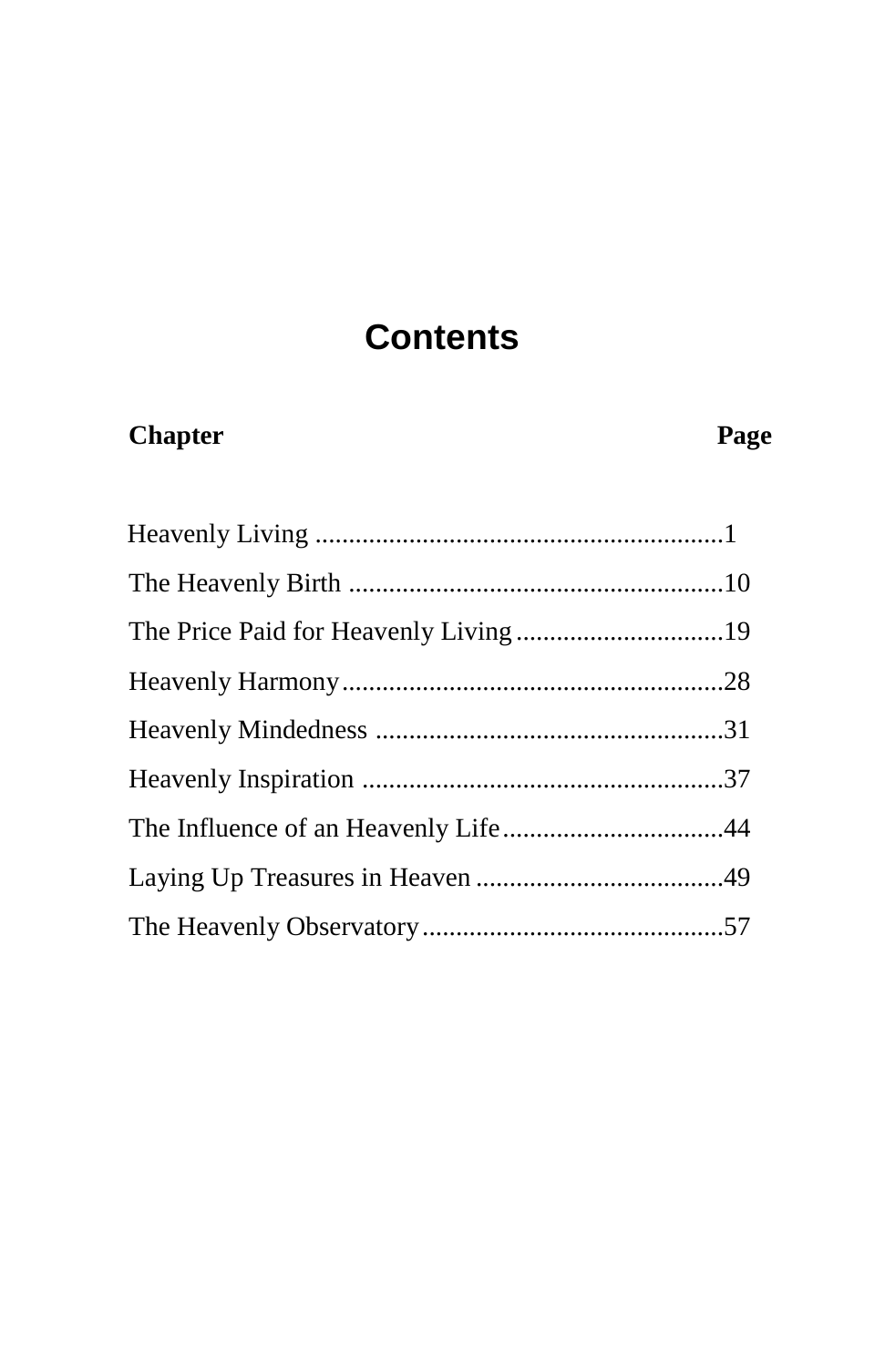# Contents

| Chapter | Page |
|---|---|
| Heavenly Living | 1 |
| The Heavenly Birth | 10 |
| The Price Paid for Heavenly Living | 19 |
| Heavenly Harmony | 28 |
| Heavenly Mindedness | 31 |
| Heavenly Inspiration | 37 |
| The Influence of an Heavenly Life | 44 |
| Laying Up Treasures in Heaven | 49 |
| The Heavenly Observatory | 57 |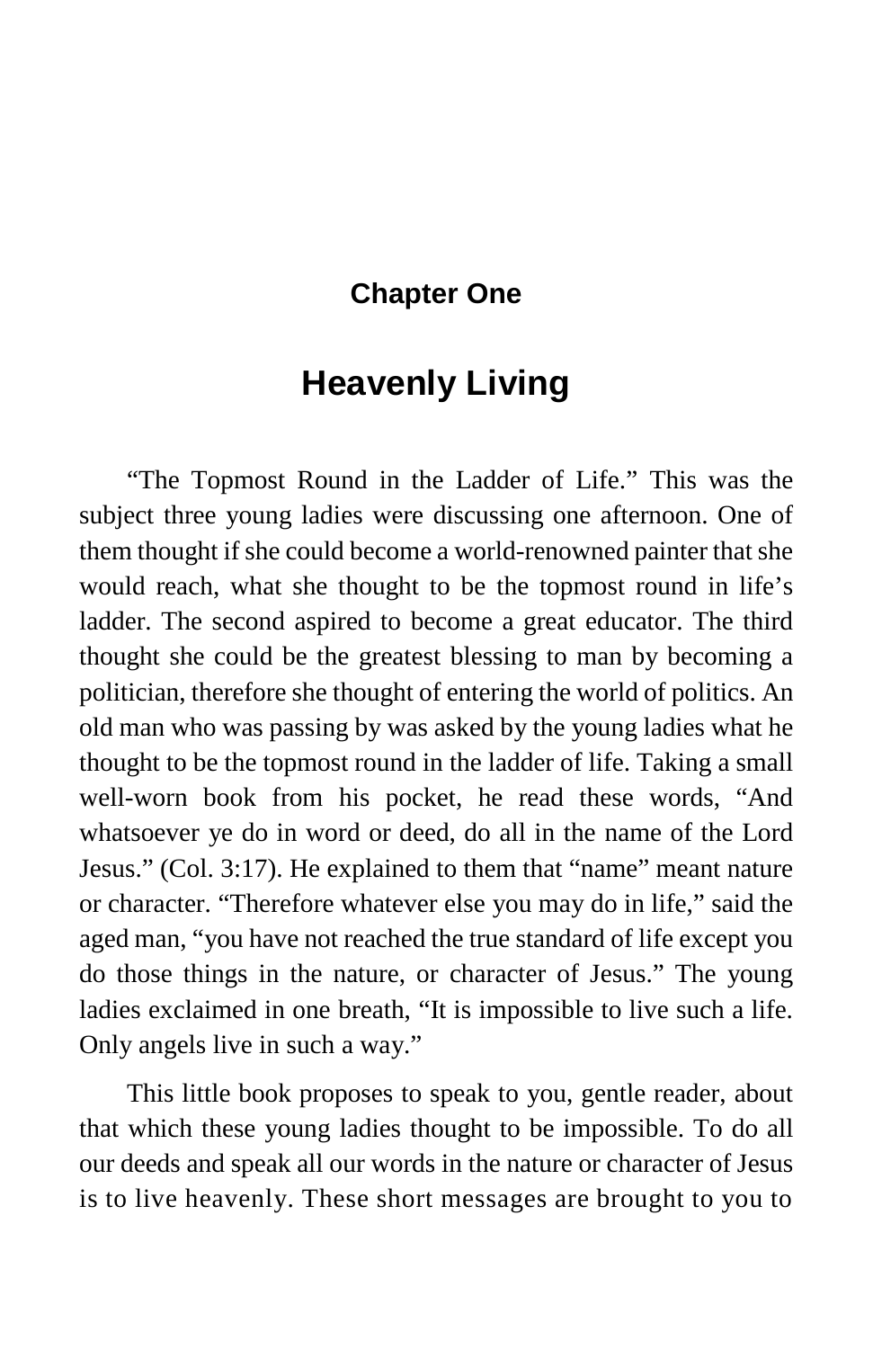## Chapter One

# Heavenly Living

"The Topmost Round in the Ladder of Life." This was the subject three young ladies were discussing one afternoon. One of them thought if she could become a world-renowned painter that she would reach, what she thought to be the topmost round in life's ladder. The second aspired to become a great educator. The third thought she could be the greatest blessing to man by becoming a politician, therefore she thought of entering the world of politics. An old man who was passing by was asked by the young ladies what he thought to be the topmost round in the ladder of life. Taking a small well-worn book from his pocket, he read these words, "And whatsoever ye do in word or deed, do all in the name of the Lord Jesus." (Col. 3:17). He explained to them that "name" meant nature or character. "Therefore whatever else you may do in life," said the aged man, "you have not reached the true standard of life except you do those things in the nature, or character of Jesus." The young ladies exclaimed in one breath, "It is impossible to live such a life. Only angels live in such a way."

This little book proposes to speak to you, gentle reader, about that which these young ladies thought to be impossible. To do all our deeds and speak all our words in the nature or character of Jesus is to live heavenly. These short messages are brought to you to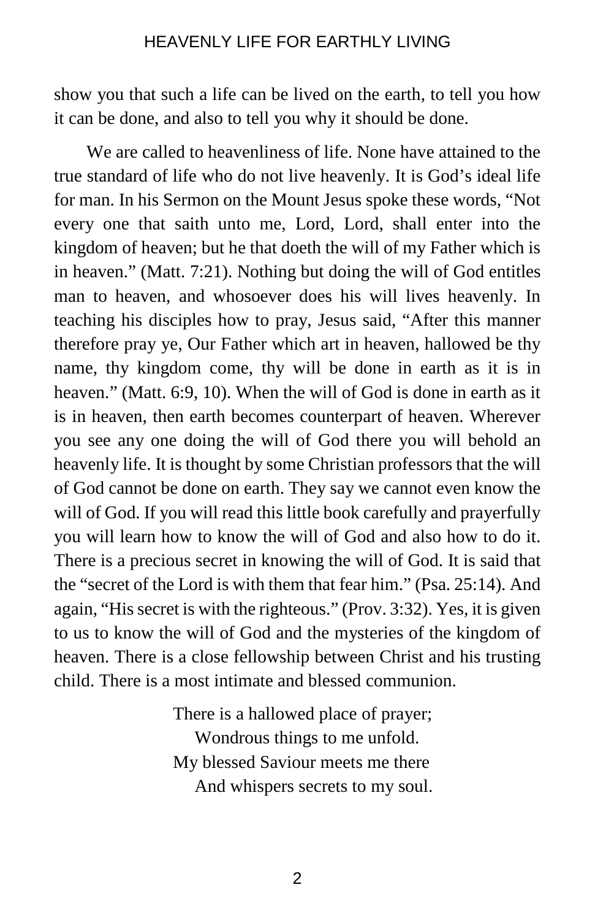show you that such a life can be lived on the earth, to tell you how it can be done, and also to tell you why it should be done.

We are called to heavenliness of life. None have attained to the true standard of life who do not live heavenly. It is God's ideal life for man. In his Sermon on the Mount Jesus spoke these words, "Not every one that saith unto me, Lord, Lord, shall enter into the kingdom of heaven; but he that doeth the will of my Father which is in heaven." (Matt. 7:21). Nothing but doing the will of God entitles man to heaven, and whosoever does his will lives heavenly. In teaching his disciples how to pray, Jesus said, "After this manner therefore pray ye, Our Father which art in heaven, hallowed be thy name, thy kingdom come, thy will be done in earth as it is in heaven." (Matt. 6:9, 10). When the will of God is done in earth as it is in heaven, then earth becomes counterpart of heaven. Wherever you see any one doing the will of God there you will behold an heavenly life. It is thought by some Christian professors that the will of God cannot be done on earth. They say we cannot even know the will of God. If you will read this little book carefully and prayerfully you will learn how to know the will of God and also how to do it. There is a precious secret in knowing the will of God. It is said that the "secret of the Lord is with them that fear him." (Psa. 25:14). And again, "His secret is with the righteous." (Prov. 3:32). Yes, it is given to us to know the will of God and the mysteries of the kingdom of heaven. There is a close fellowship between Christ and his trusting child. There is a most intimate and blessed communion.

> There is a hallowed place of prayer;
> Wondrous things to me unfold.
> My blessed Saviour meets me there
> And whispers secrets to my soul.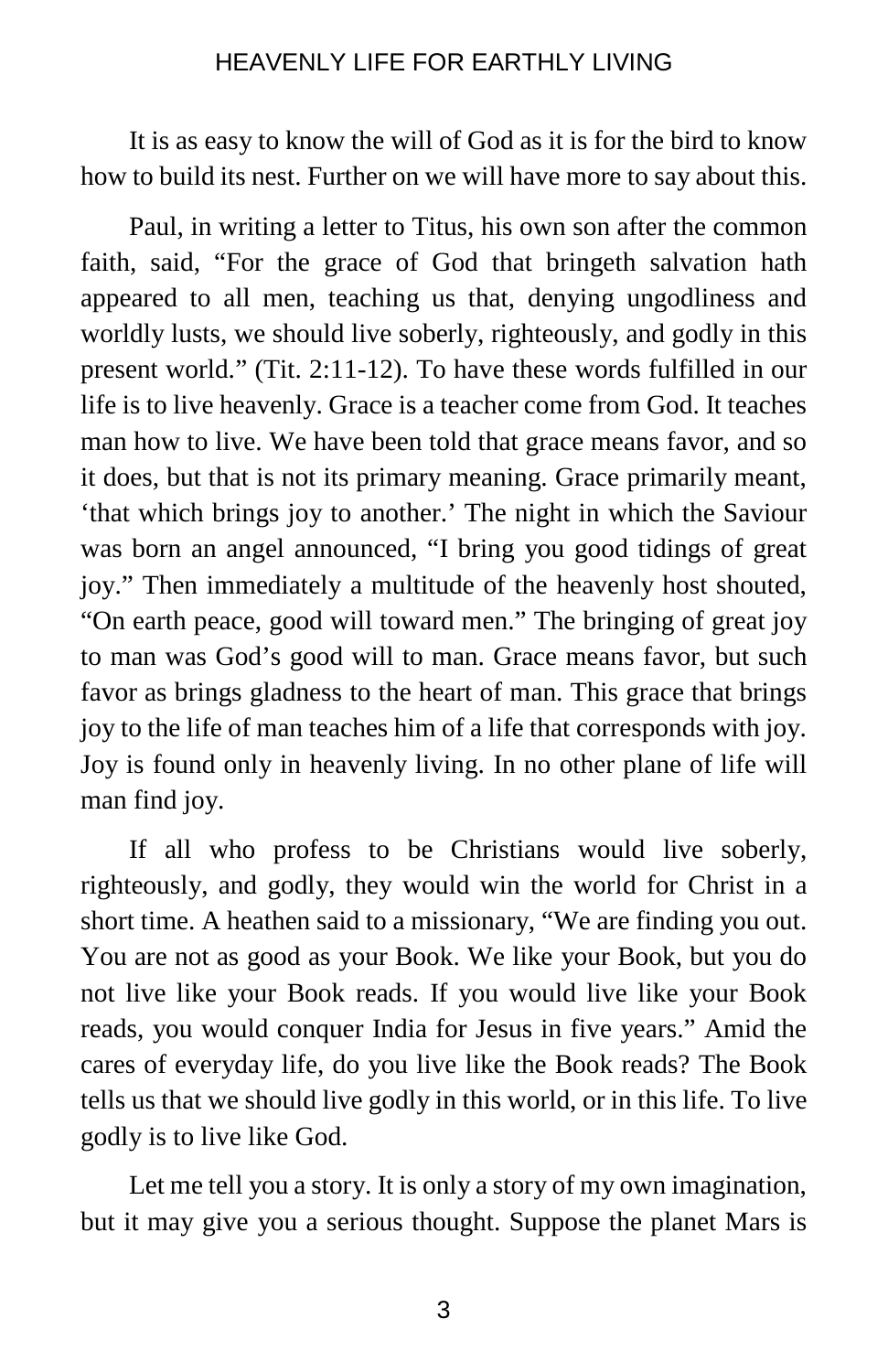It is as easy to know the will of God as it is for the bird to know how to build its nest. Further on we will have more to say about this.

Paul, in writing a letter to Titus, his own son after the common faith, said, “For the grace of God that bringeth salvation hath appeared to all men, teaching us that, denying ungodliness and worldly lusts, we should live soberly, righteously, and godly in this present world.” (Tit. 2:11-12). To have these words fulfilled in our life is to live heavenly. Grace is a teacher come from God. It teaches man how to live. We have been told that grace means favor, and so it does, but that is not its primary meaning. Grace primarily meant, ‘that which brings joy to another.’ The night in which the Saviour was born an angel announced, “I bring you good tidings of great joy.” Then immediately a multitude of the heavenly host shouted, “On earth peace, good will toward men.” The bringing of great joy to man was God’s good will to man. Grace means favor, but such favor as brings gladness to the heart of man. This grace that brings joy to the life of man teaches him of a life that corresponds with joy. Joy is found only in heavenly living. In no other plane of life will man find joy.

If all who profess to be Christians would live soberly, righteously, and godly, they would win the world for Christ in a short time. A heathen said to a missionary, “We are finding you out. You are not as good as your Book. We like your Book, but you do not live like your Book reads. If you would live like your Book reads, you would conquer India for Jesus in five years.” Amid the cares of everyday life, do you live like the Book reads? The Book tells us that we should live godly in this world, or in this life. To live godly is to live like God.

Let me tell you a story. It is only a story of my own imagination, but it may give you a serious thought. Suppose the planet Mars is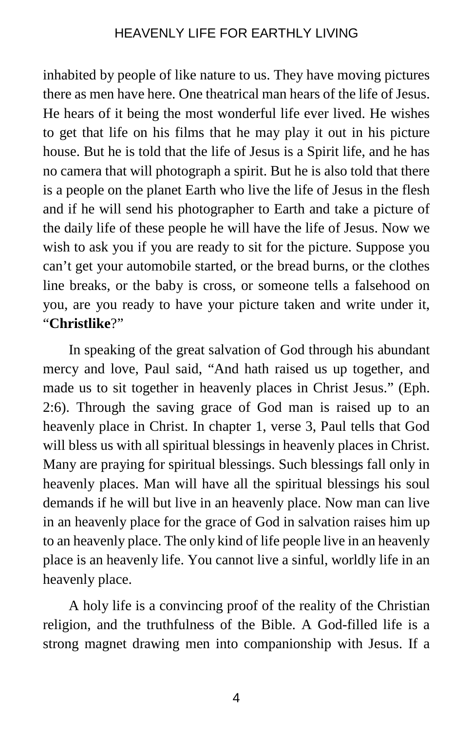inhabited by people of like nature to us. They have moving pictures there as men have here. One theatrical man hears of the life of Jesus. He hears of it being the most wonderful life ever lived. He wishes to get that life on his films that he may play it out in his picture house. But he is told that the life of Jesus is a Spirit life, and he has no camera that will photograph a spirit. But he is also told that there is a people on the planet Earth who live the life of Jesus in the flesh and if he will send his photographer to Earth and take a picture of the daily life of these people he will have the life of Jesus. Now we wish to ask you if you are ready to sit for the picture. Suppose you can't get your automobile started, or the bread burns, or the clothes line breaks, or the baby is cross, or someone tells a falsehood on you, are you ready to have your picture taken and write under it, "**Christlike**?"

In speaking of the great salvation of God through his abundant mercy and love, Paul said, "And hath raised us up together, and made us to sit together in heavenly places in Christ Jesus." (Eph. 2:6). Through the saving grace of God man is raised up to an heavenly place in Christ. In chapter 1, verse 3, Paul tells that God will bless us with all spiritual blessings in heavenly places in Christ. Many are praying for spiritual blessings. Such blessings fall only in heavenly places. Man will have all the spiritual blessings his soul demands if he will but live in an heavenly place. Now man can live in an heavenly place for the grace of God in salvation raises him up to an heavenly place. The only kind of life people live in an heavenly place is an heavenly life. You cannot live a sinful, worldly life in an heavenly place.

A holy life is a convincing proof of the reality of the Christian religion, and the truthfulness of the Bible. A God-filled life is a strong magnet drawing men into companionship with Jesus. If a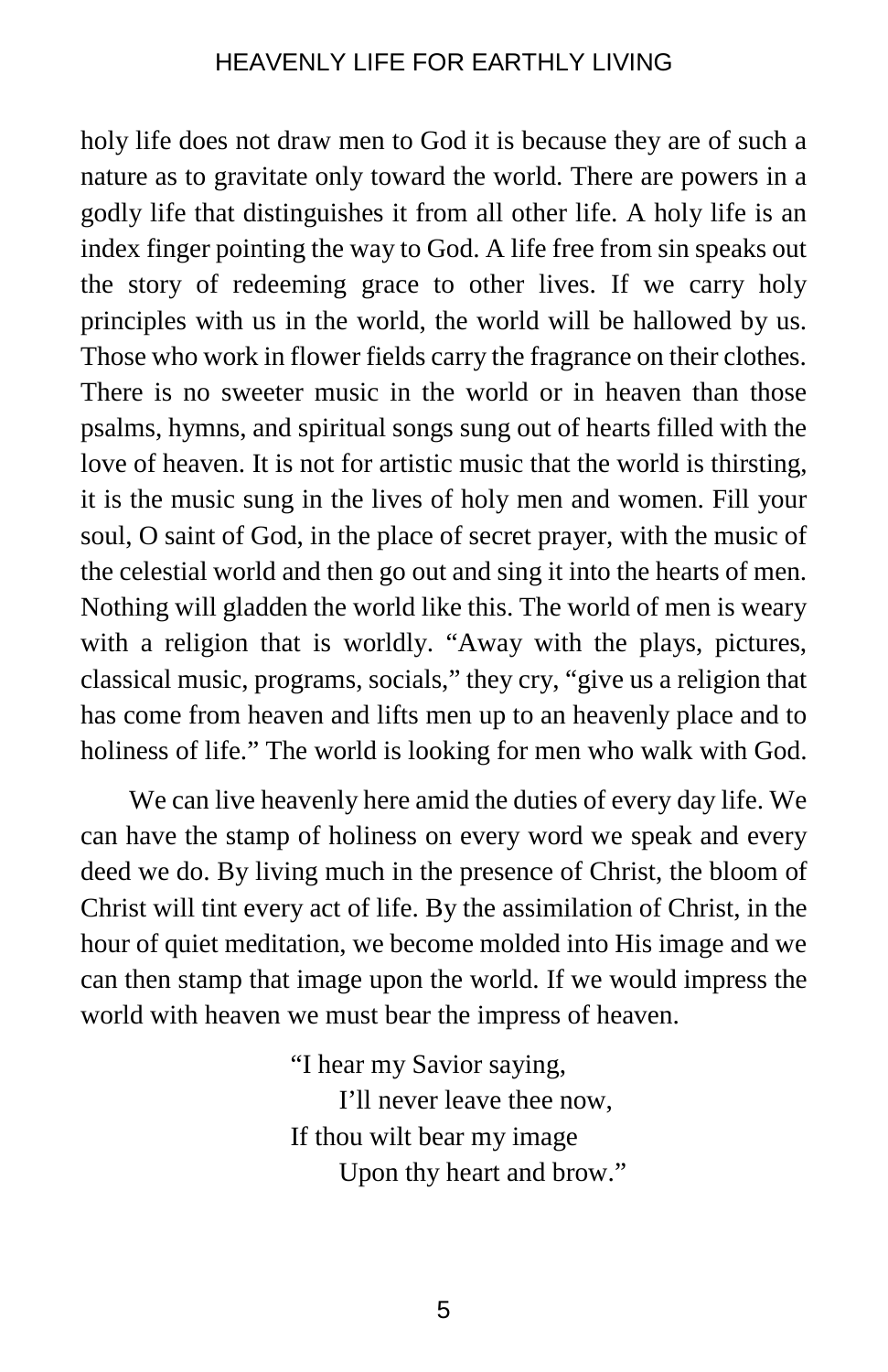holy life does not draw men to God it is because they are of such a nature as to gravitate only toward the world. There are powers in a godly life that distinguishes it from all other life. A holy life is an index finger pointing the way to God. A life free from sin speaks out the story of redeeming grace to other lives. If we carry holy principles with us in the world, the world will be hallowed by us. Those who work in flower fields carry the fragrance on their clothes. There is no sweeter music in the world or in heaven than those psalms, hymns, and spiritual songs sung out of hearts filled with the love of heaven. It is not for artistic music that the world is thirsting, it is the music sung in the lives of holy men and women. Fill your soul, O saint of God, in the place of secret prayer, with the music of the celestial world and then go out and sing it into the hearts of men. Nothing will gladden the world like this. The world of men is weary with a religion that is worldly. "Away with the plays, pictures, classical music, programs, socials," they cry, "give us a religion that has come from heaven and lifts men up to an heavenly place and to holiness of life." The world is looking for men who walk with God.

We can live heavenly here amid the duties of every day life. We can have the stamp of holiness on every word we speak and every deed we do. By living much in the presence of Christ, the bloom of Christ will tint every act of life. By the assimilation of Christ, in the hour of quiet meditation, we become molded into His image and we can then stamp that image upon the world. If we would impress the world with heaven we must bear the impress of heaven.

> "I hear my Savior saying,
>     I'll never leave thee now,
> If thou wilt bear my image
>     Upon thy heart and brow."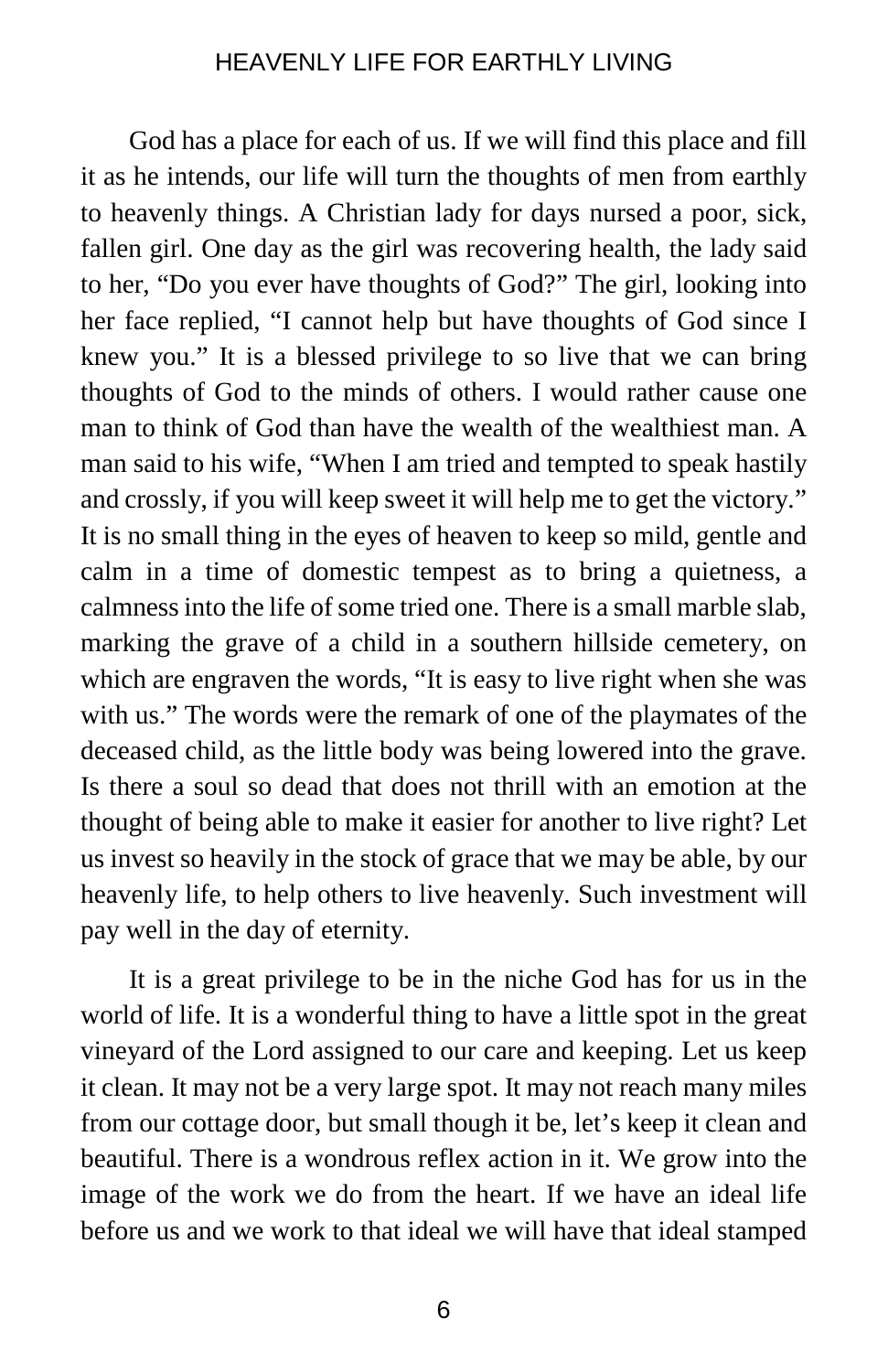God has a place for each of us. If we will find this place and fill it as he intends, our life will turn the thoughts of men from earthly to heavenly things. A Christian lady for days nursed a poor, sick, fallen girl. One day as the girl was recovering health, the lady said to her, “Do you ever have thoughts of God?” The girl, looking into her face replied, “I cannot help but have thoughts of God since I knew you.” It is a blessed privilege to so live that we can bring thoughts of God to the minds of others. I would rather cause one man to think of God than have the wealth of the wealthiest man. A man said to his wife, “When I am tried and tempted to speak hastily and crossly, if you will keep sweet it will help me to get the victory.” It is no small thing in the eyes of heaven to keep so mild, gentle and calm in a time of domestic tempest as to bring a quietness, a calmness into the life of some tried one. There is a small marble slab, marking the grave of a child in a southern hillside cemetery, on which are engraven the words, “It is easy to live right when she was with us.” The words were the remark of one of the playmates of the deceased child, as the little body was being lowered into the grave. Is there a soul so dead that does not thrill with an emotion at the thought of being able to make it easier for another to live right? Let us invest so heavily in the stock of grace that we may be able, by our heavenly life, to help others to live heavenly. Such investment will pay well in the day of eternity.

It is a great privilege to be in the niche God has for us in the world of life. It is a wonderful thing to have a little spot in the great vineyard of the Lord assigned to our care and keeping. Let us keep it clean. It may not be a very large spot. It may not reach many miles from our cottage door, but small though it be, let’s keep it clean and beautiful. There is a wondrous reflex action in it. We grow into the image of the work we do from the heart. If we have an ideal life before us and we work to that ideal we will have that ideal stamped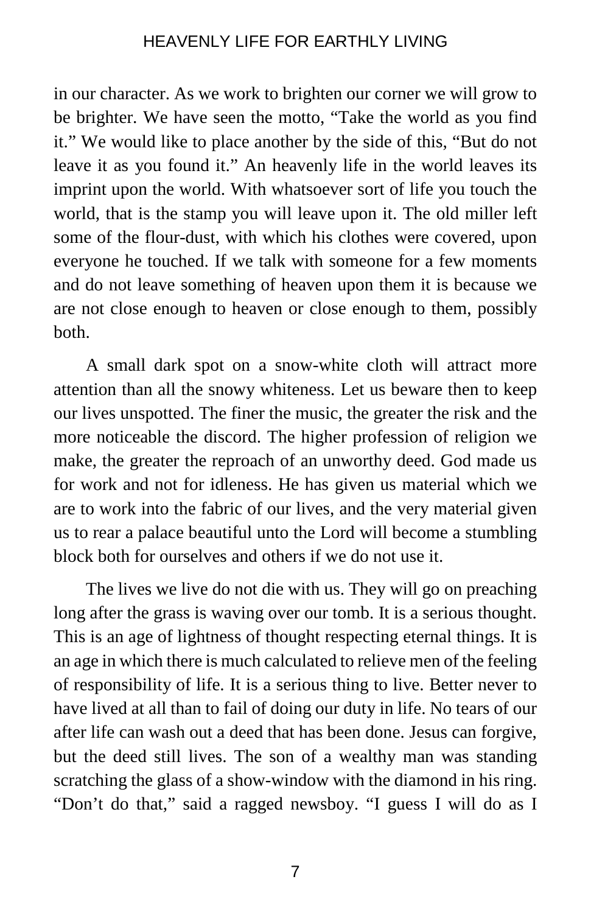in our character. As we work to brighten our corner we will grow to be brighter. We have seen the motto, “Take the world as you find it.” We would like to place another by the side of this, “But do not leave it as you found it.” An heavenly life in the world leaves its imprint upon the world. With whatsoever sort of life you touch the world, that is the stamp you will leave upon it. The old miller left some of the flour-dust, with which his clothes were covered, upon everyone he touched. If we talk with someone for a few moments and do not leave something of heaven upon them it is because we are not close enough to heaven or close enough to them, possibly both.

A small dark spot on a snow-white cloth will attract more attention than all the snowy whiteness. Let us beware then to keep our lives unspotted. The finer the music, the greater the risk and the more noticeable the discord. The higher profession of religion we make, the greater the reproach of an unworthy deed. God made us for work and not for idleness. He has given us material which we are to work into the fabric of our lives, and the very material given us to rear a palace beautiful unto the Lord will become a stumbling block both for ourselves and others if we do not use it.

The lives we live do not die with us. They will go on preaching long after the grass is waving over our tomb. It is a serious thought. This is an age of lightness of thought respecting eternal things. It is an age in which there is much calculated to relieve men of the feeling of responsibility of life. It is a serious thing to live. Better never to have lived at all than to fail of doing our duty in life. No tears of our after life can wash out a deed that has been done. Jesus can forgive, but the deed still lives. The son of a wealthy man was standing scratching the glass of a show-window with the diamond in his ring. “Don’t do that,” said a ragged newsboy. “I guess I will do as I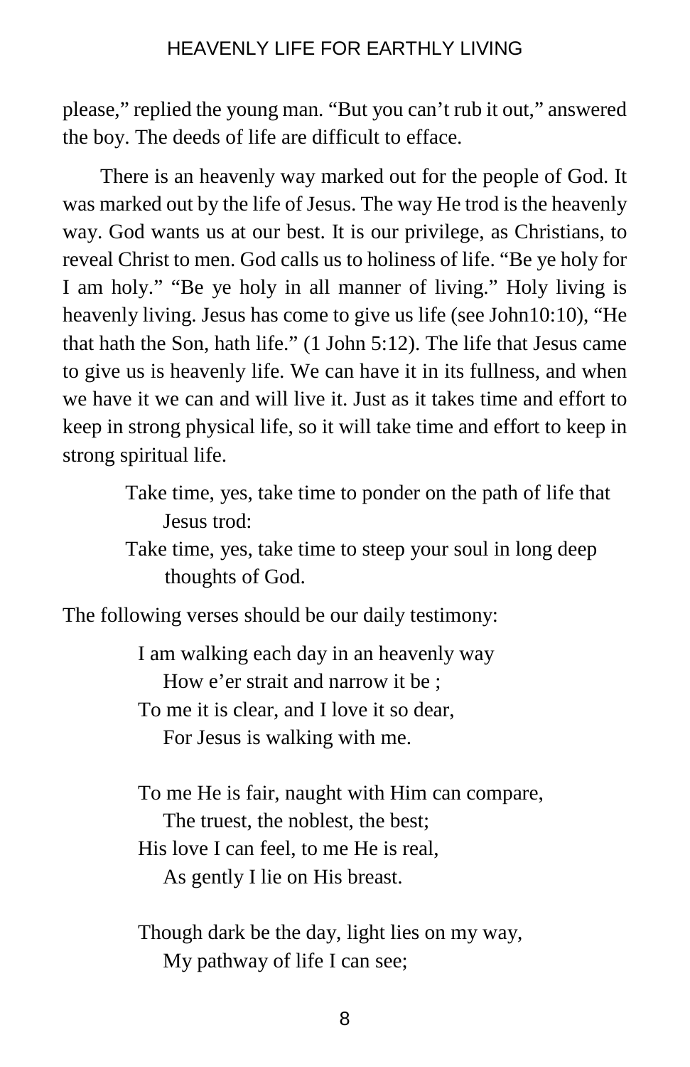please," replied the young man. "But you can't rub it out," answered the boy. The deeds of life are difficult to efface.

There is an heavenly way marked out for the people of God. It was marked out by the life of Jesus. The way He trod is the heavenly way. God wants us at our best. It is our privilege, as Christians, to reveal Christ to men. God calls us to holiness of life. "Be ye holy for I am holy." "Be ye holy in all manner of living." Holy living is heavenly living. Jesus has come to give us life (see John10:10), "He that hath the Son, hath life." (1 John 5:12). The life that Jesus came to give us is heavenly life. We can have it in its fullness, and when we have it we can and will live it. Just as it takes time and effort to keep in strong physical life, so it will take time and effort to keep in strong spiritual life.

> Take time, yes, take time to ponder on the path of life that Jesus trod:
> Take time, yes, take time to steep your soul in long deep thoughts of God.

The following verses should be our daily testimony:

> I am walking each day in an heavenly way
> How e'er strait and narrow it be ;
> To me it is clear, and I love it so dear,
> For Jesus is walking with me.
>
> To me He is fair, naught with Him can compare,
> The truest, the noblest, the best;
> His love I can feel, to me He is real,
> As gently I lie on His breast.
>
> Though dark be the day, light lies on my way,
> My pathway of life I can see;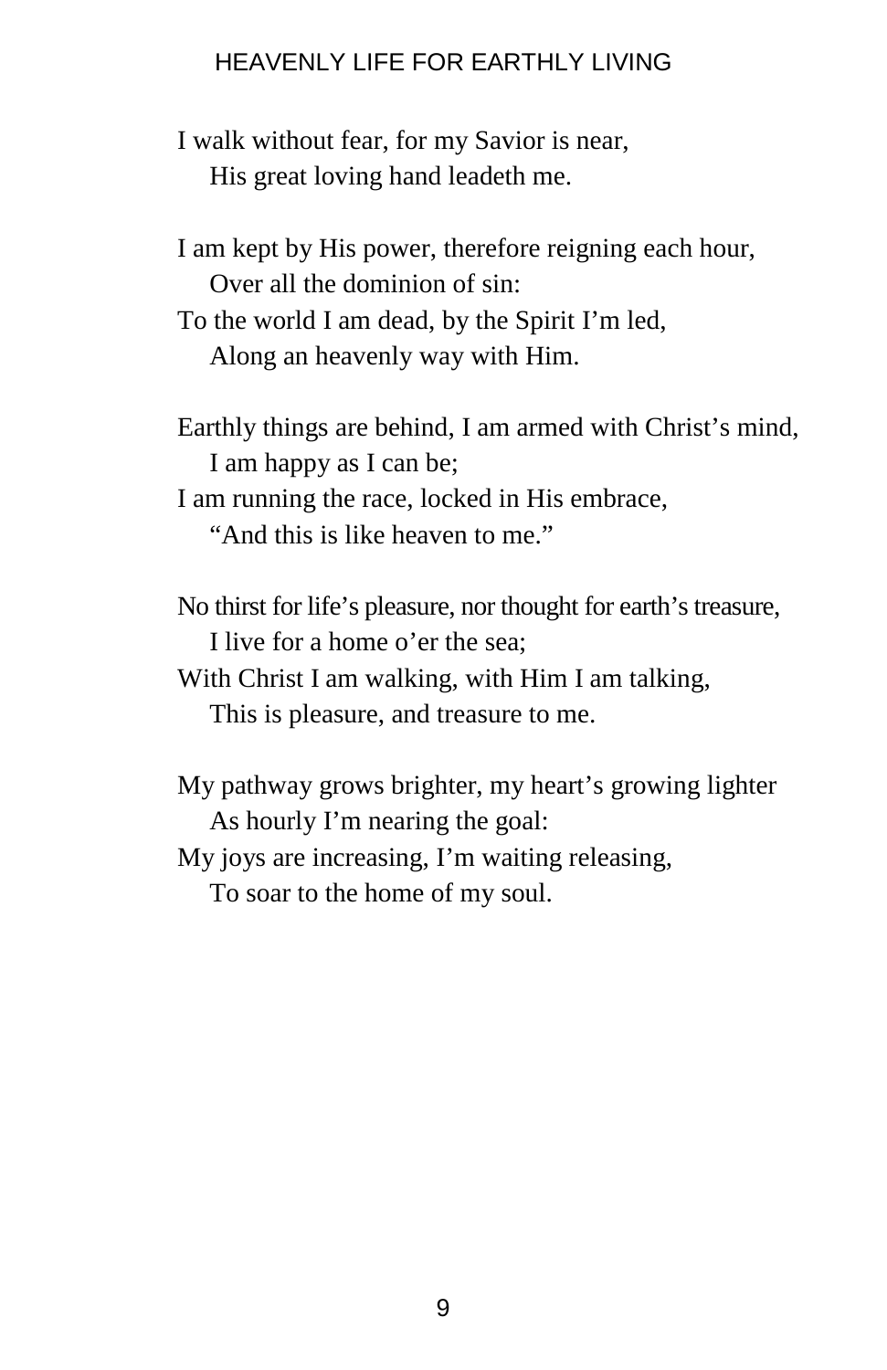I walk without fear, for my Savior is near,
    His great loving hand leadeth me.

I am kept by His power, therefore reigning each hour,
    Over all the dominion of sin:
To the world I am dead, by the Spirit I'm led,
    Along an heavenly way with Him.

Earthly things are behind, I am armed with Christ's mind,
    I am happy as I can be;
I am running the race, locked in His embrace,
    "And this is like heaven to me."

No thirst for life's pleasure, nor thought for earth's treasure,
    I live for a home o'er the sea;
With Christ I am walking, with Him I am talking,
    This is pleasure, and treasure to me.

My pathway grows brighter, my heart's growing lighter
    As hourly I'm nearing the goal:
My joys are increasing, I'm waiting releasing,
    To soar to the home of my soul.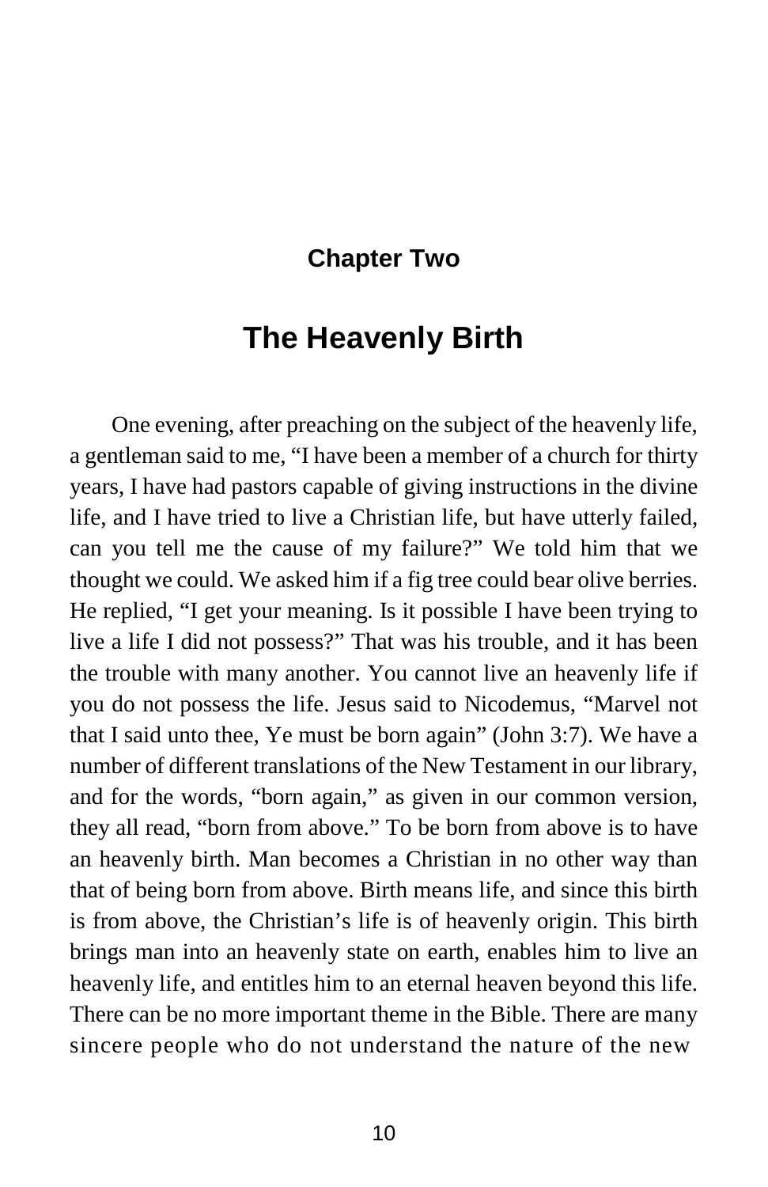## Chapter Two

# The Heavenly Birth

One evening, after preaching on the subject of the heavenly life, a gentleman said to me, "I have been a member of a church for thirty years, I have had pastors capable of giving instructions in the divine life, and I have tried to live a Christian life, but have utterly failed, can you tell me the cause of my failure?" We told him that we thought we could. We asked him if a fig tree could bear olive berries. He replied, "I get your meaning. Is it possible I have been trying to live a life I did not possess?" That was his trouble, and it has been the trouble with many another. You cannot live an heavenly life if you do not possess the life. Jesus said to Nicodemus, "Marvel not that I said unto thee, Ye must be born again" (John 3:7). We have a number of different translations of the New Testament in our library, and for the words, "born again," as given in our common version, they all read, "born from above." To be born from above is to have an heavenly birth. Man becomes a Christian in no other way than that of being born from above. Birth means life, and since this birth is from above, the Christian's life is of heavenly origin. This birth brings man into an heavenly state on earth, enables him to live an heavenly life, and entitles him to an eternal heaven beyond this life. There can be no more important theme in the Bible. There are many sincere people who do not understand the nature of the new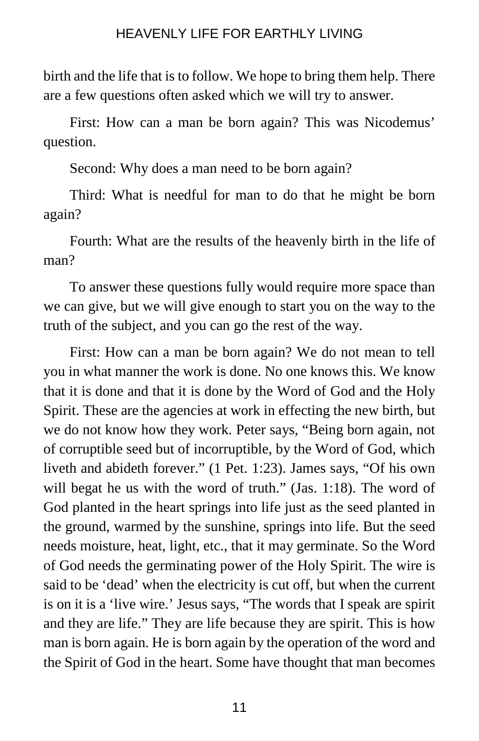birth and the life that is to follow. We hope to bring them help. There are a few questions often asked which we will try to answer.

First: How can a man be born again? This was Nicodemus' question.

Second: Why does a man need to be born again?

Third: What is needful for man to do that he might be born again?

Fourth: What are the results of the heavenly birth in the life of man?

To answer these questions fully would require more space than we can give, but we will give enough to start you on the way to the truth of the subject, and you can go the rest of the way.

First: How can a man be born again? We do not mean to tell you in what manner the work is done. No one knows this. We know that it is done and that it is done by the Word of God and the Holy Spirit. These are the agencies at work in effecting the new birth, but we do not know how they work. Peter says, "Being born again, not of corruptible seed but of incorruptible, by the Word of God, which liveth and abideth forever." (1 Pet. 1:23). James says, "Of his own will begat he us with the word of truth." (Jas. 1:18). The word of God planted in the heart springs into life just as the seed planted in the ground, warmed by the sunshine, springs into life. But the seed needs moisture, heat, light, etc., that it may germinate. So the Word of God needs the germinating power of the Holy Spirit. The wire is said to be 'dead' when the electricity is cut off, but when the current is on it is a 'live wire.' Jesus says, "The words that I speak are spirit and they are life." They are life because they are spirit. This is how man is born again. He is born again by the operation of the word and the Spirit of God in the heart. Some have thought that man becomes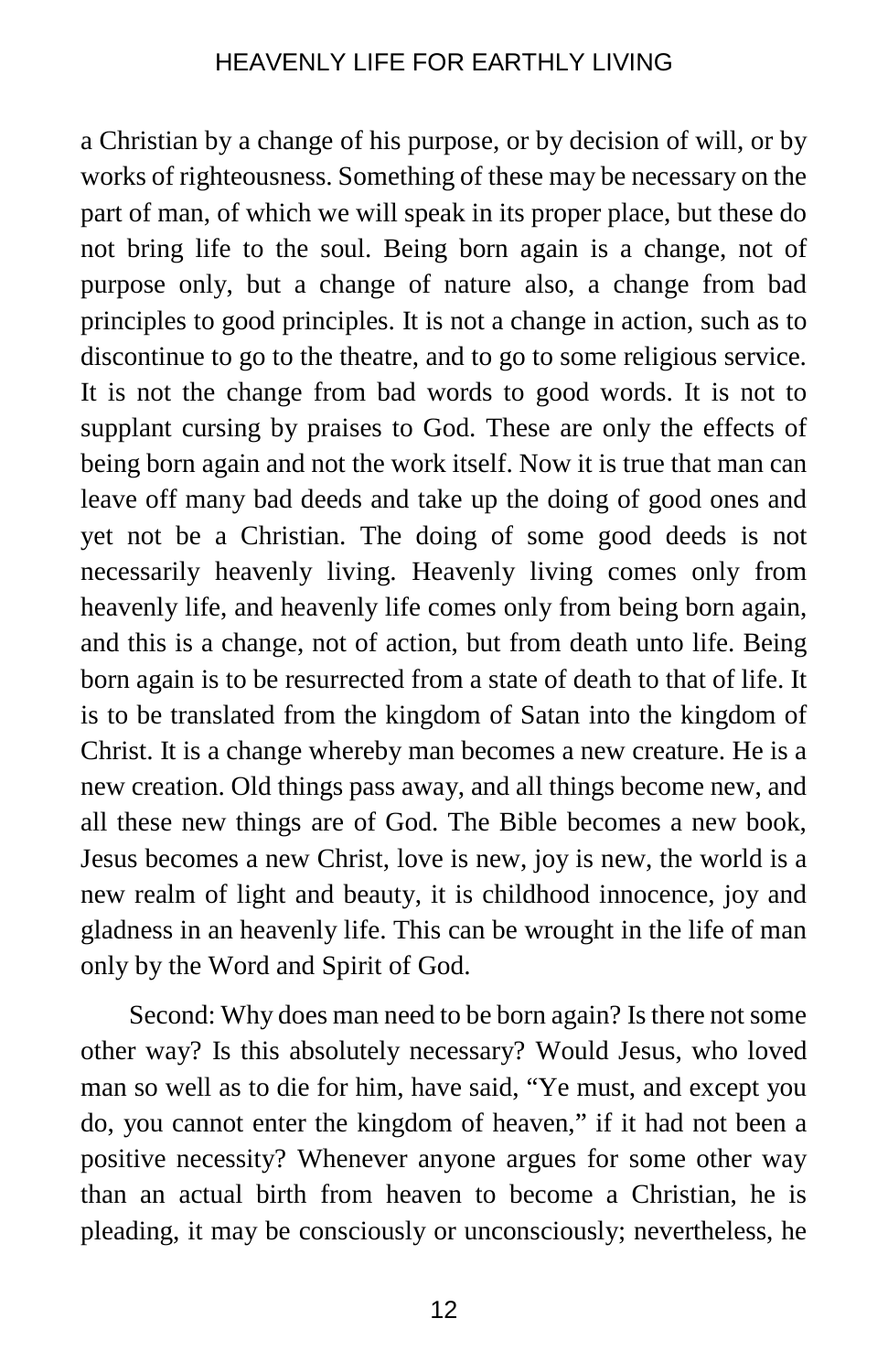a Christian by a change of his purpose, or by decision of will, or by works of righteousness. Something of these may be necessary on the part of man, of which we will speak in its proper place, but these do not bring life to the soul. Being born again is a change, not of purpose only, but a change of nature also, a change from bad principles to good principles. It is not a change in action, such as to discontinue to go to the theatre, and to go to some religious service. It is not the change from bad words to good words. It is not to supplant cursing by praises to God. These are only the effects of being born again and not the work itself. Now it is true that man can leave off many bad deeds and take up the doing of good ones and yet not be a Christian. The doing of some good deeds is not necessarily heavenly living. Heavenly living comes only from heavenly life, and heavenly life comes only from being born again, and this is a change, not of action, but from death unto life. Being born again is to be resurrected from a state of death to that of life. It is to be translated from the kingdom of Satan into the kingdom of Christ. It is a change whereby man becomes a new creature. He is a new creation. Old things pass away, and all things become new, and all these new things are of God. The Bible becomes a new book, Jesus becomes a new Christ, love is new, joy is new, the world is a new realm of light and beauty, it is childhood innocence, joy and gladness in an heavenly life. This can be wrought in the life of man only by the Word and Spirit of God.

Second: Why does man need to be born again? Is there not some other way? Is this absolutely necessary? Would Jesus, who loved man so well as to die for him, have said, "Ye must, and except you do, you cannot enter the kingdom of heaven," if it had not been a positive necessity? Whenever anyone argues for some other way than an actual birth from heaven to become a Christian, he is pleading, it may be consciously or unconsciously; nevertheless, he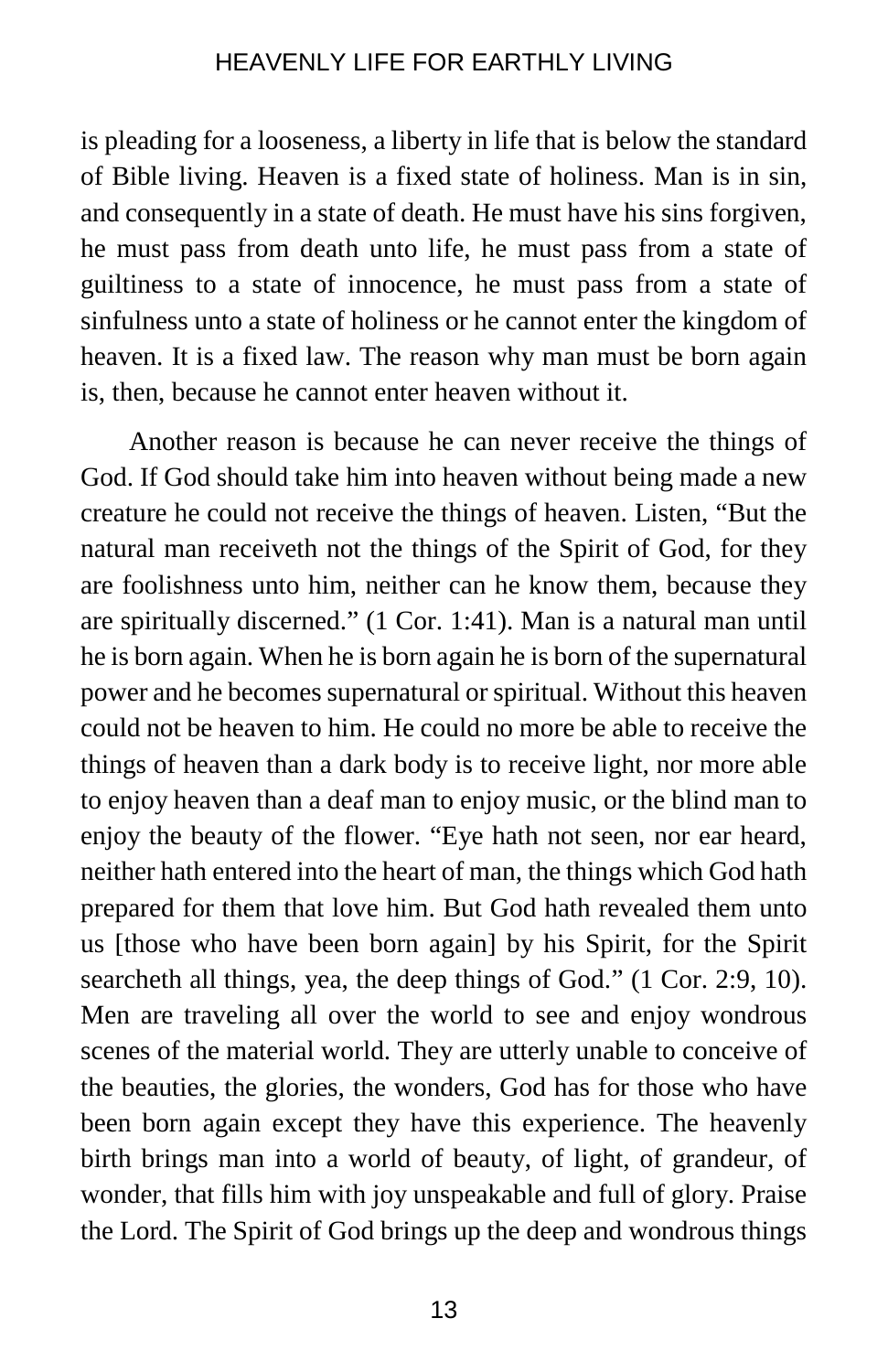is pleading for a looseness, a liberty in life that is below the standard of Bible living. Heaven is a fixed state of holiness. Man is in sin, and consequently in a state of death. He must have his sins forgiven, he must pass from death unto life, he must pass from a state of guiltiness to a state of innocence, he must pass from a state of sinfulness unto a state of holiness or he cannot enter the kingdom of heaven. It is a fixed law. The reason why man must be born again is, then, because he cannot enter heaven without it.

Another reason is because he can never receive the things of God. If God should take him into heaven without being made a new creature he could not receive the things of heaven. Listen, "But the natural man receiveth not the things of the Spirit of God, for they are foolishness unto him, neither can he know them, because they are spiritually discerned." (1 Cor. 1:41). Man is a natural man until he is born again. When he is born again he is born of the supernatural power and he becomes supernatural or spiritual. Without this heaven could not be heaven to him. He could no more be able to receive the things of heaven than a dark body is to receive light, nor more able to enjoy heaven than a deaf man to enjoy music, or the blind man to enjoy the beauty of the flower. "Eye hath not seen, nor ear heard, neither hath entered into the heart of man, the things which God hath prepared for them that love him. But God hath revealed them unto us [those who have been born again] by his Spirit, for the Spirit searcheth all things, yea, the deep things of God." (1 Cor. 2:9, 10). Men are traveling all over the world to see and enjoy wondrous scenes of the material world. They are utterly unable to conceive of the beauties, the glories, the wonders, God has for those who have been born again except they have this experience. The heavenly birth brings man into a world of beauty, of light, of grandeur, of wonder, that fills him with joy unspeakable and full of glory. Praise the Lord. The Spirit of God brings up the deep and wondrous things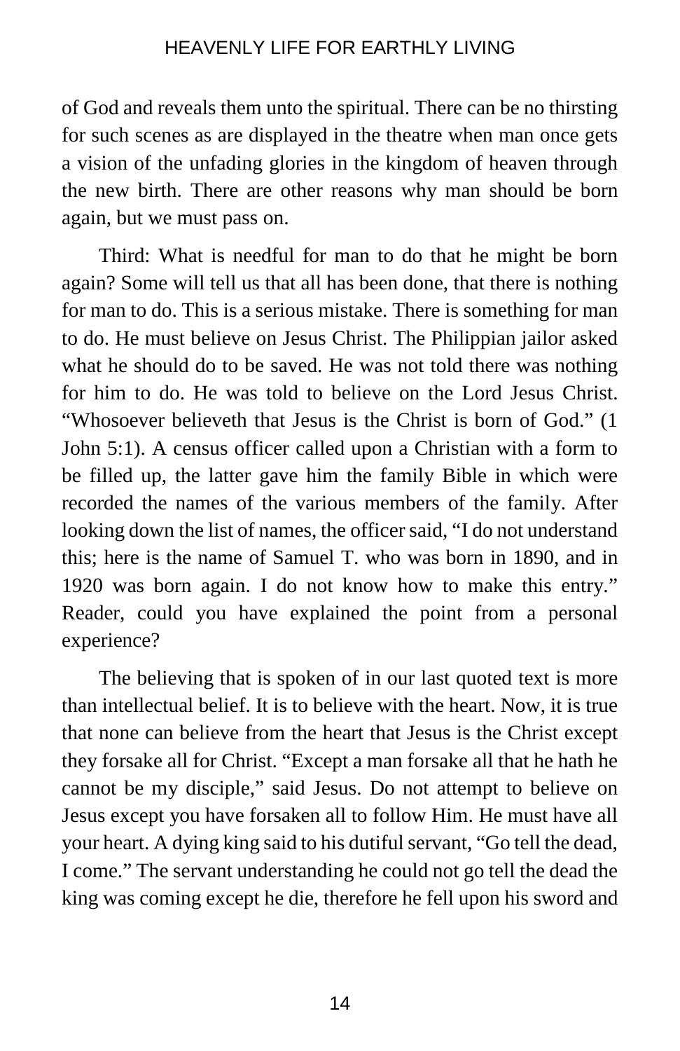of God and reveals them unto the spiritual. There can be no thirsting for such scenes as are displayed in the theatre when man once gets a vision of the unfading glories in the kingdom of heaven through the new birth. There are other reasons why man should be born again, but we must pass on.

Third: What is needful for man to do that he might be born again? Some will tell us that all has been done, that there is nothing for man to do. This is a serious mistake. There is something for man to do. He must believe on Jesus Christ. The Philippian jailor asked what he should do to be saved. He was not told there was nothing for him to do. He was told to believe on the Lord Jesus Christ. "Whosoever believeth that Jesus is the Christ is born of God." (1 John 5:1). A census officer called upon a Christian with a form to be filled up, the latter gave him the family Bible in which were recorded the names of the various members of the family. After looking down the list of names, the officer said, "I do not understand this; here is the name of Samuel T. who was born in 1890, and in 1920 was born again. I do not know how to make this entry." Reader, could you have explained the point from a personal experience?

The believing that is spoken of in our last quoted text is more than intellectual belief. It is to believe with the heart. Now, it is true that none can believe from the heart that Jesus is the Christ except they forsake all for Christ. "Except a man forsake all that he hath he cannot be my disciple," said Jesus. Do not attempt to believe on Jesus except you have forsaken all to follow Him. He must have all your heart. A dying king said to his dutiful servant, "Go tell the dead, I come." The servant understanding he could not go tell the dead the king was coming except he die, therefore he fell upon his sword and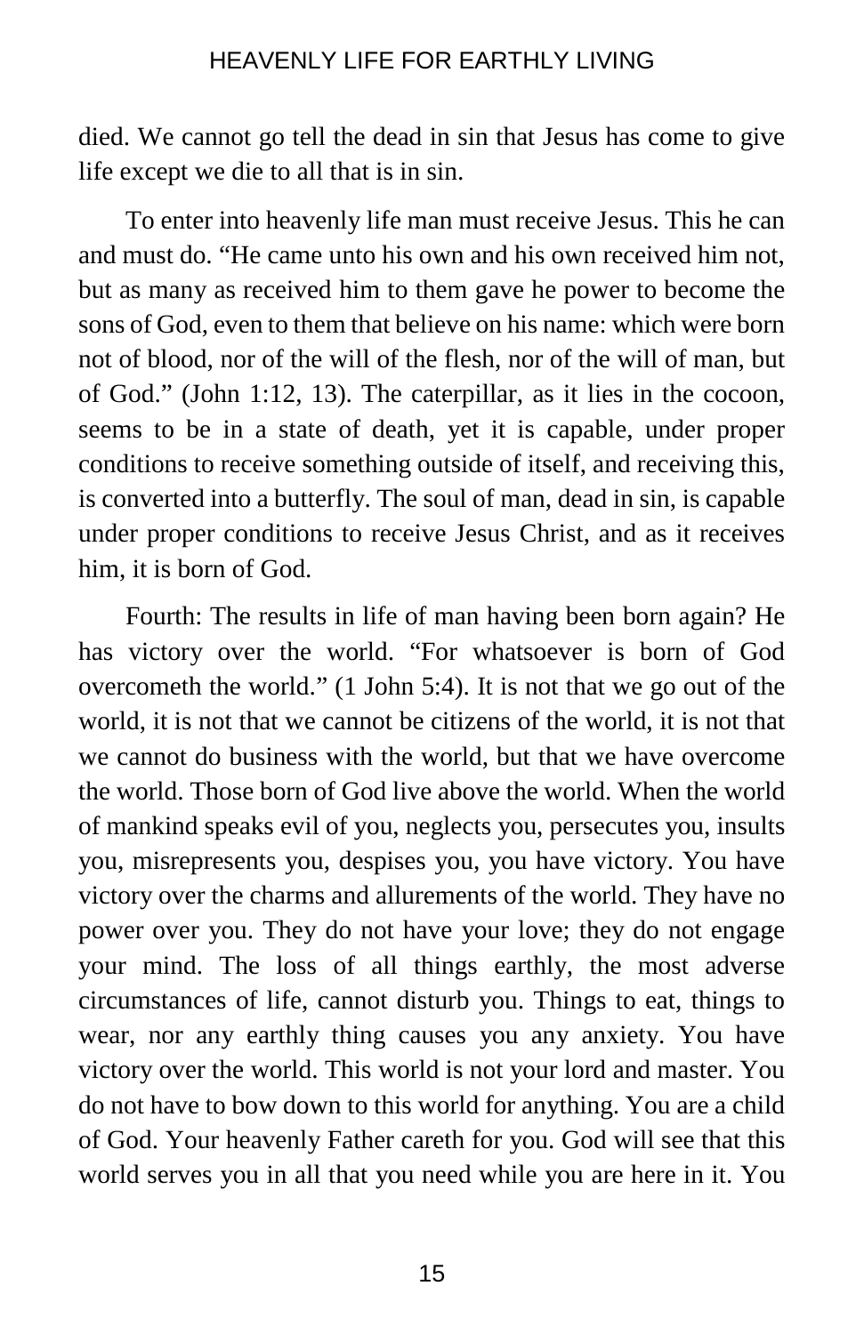died. We cannot go tell the dead in sin that Jesus has come to give life except we die to all that is in sin.

To enter into heavenly life man must receive Jesus. This he can and must do. “He came unto his own and his own received him not, but as many as received him to them gave he power to become the sons of God, even to them that believe on his name: which were born not of blood, nor of the will of the flesh, nor of the will of man, but of God.” (John 1:12, 13). The caterpillar, as it lies in the cocoon, seems to be in a state of death, yet it is capable, under proper conditions to receive something outside of itself, and receiving this, is converted into a butterfly. The soul of man, dead in sin, is capable under proper conditions to receive Jesus Christ, and as it receives him, it is born of God.

Fourth: The results in life of man having been born again? He has victory over the world. “For whatsoever is born of God overcometh the world.” (1 John 5:4). It is not that we go out of the world, it is not that we cannot be citizens of the world, it is not that we cannot do business with the world, but that we have overcome the world. Those born of God live above the world. When the world of mankind speaks evil of you, neglects you, persecutes you, insults you, misrepresents you, despises you, you have victory. You have victory over the charms and allurements of the world. They have no power over you. They do not have your love; they do not engage your mind. The loss of all things earthly, the most adverse circumstances of life, cannot disturb you. Things to eat, things to wear, nor any earthly thing causes you any anxiety. You have victory over the world. This world is not your lord and master. You do not have to bow down to this world for anything. You are a child of God. Your heavenly Father careth for you. God will see that this world serves you in all that you need while you are here in it. You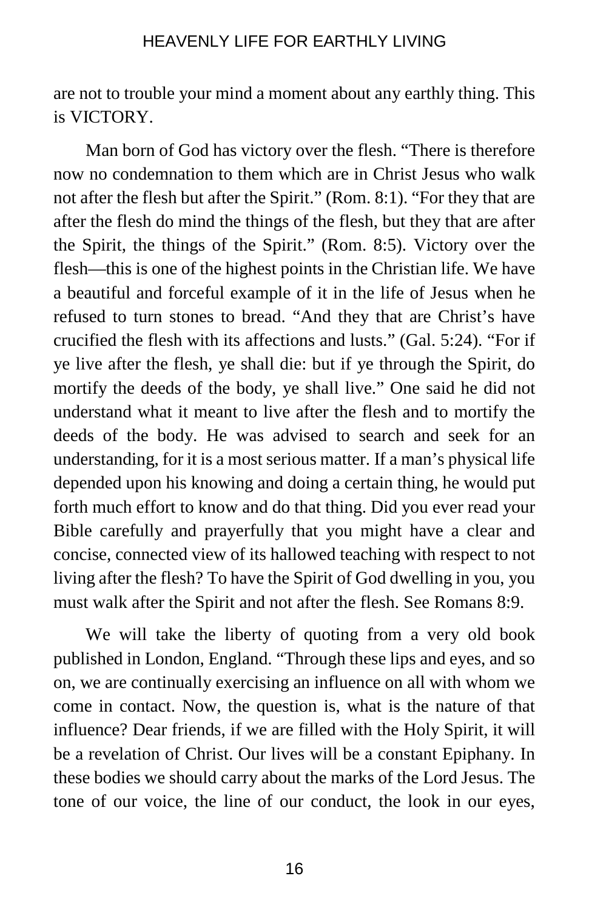are not to trouble your mind a moment about any earthly thing. This is VICTORY.

Man born of God has victory over the flesh. “There is therefore now no condemnation to them which are in Christ Jesus who walk not after the flesh but after the Spirit.” (Rom. 8:1). “For they that are after the flesh do mind the things of the flesh, but they that are after the Spirit, the things of the Spirit.” (Rom. 8:5). Victory over the flesh—this is one of the highest points in the Christian life. We have a beautiful and forceful example of it in the life of Jesus when he refused to turn stones to bread. “And they that are Christ’s have crucified the flesh with its affections and lusts.” (Gal. 5:24). “For if ye live after the flesh, ye shall die: but if ye through the Spirit, do mortify the deeds of the body, ye shall live.” One said he did not understand what it meant to live after the flesh and to mortify the deeds of the body. He was advised to search and seek for an understanding, for it is a most serious matter. If a man’s physical life depended upon his knowing and doing a certain thing, he would put forth much effort to know and do that thing. Did you ever read your Bible carefully and prayerfully that you might have a clear and concise, connected view of its hallowed teaching with respect to not living after the flesh? To have the Spirit of God dwelling in you, you must walk after the Spirit and not after the flesh. See Romans 8:9.

We will take the liberty of quoting from a very old book published in London, England. “Through these lips and eyes, and so on, we are continually exercising an influence on all with whom we come in contact. Now, the question is, what is the nature of that influence? Dear friends, if we are filled with the Holy Spirit, it will be a revelation of Christ. Our lives will be a constant Epiphany. In these bodies we should carry about the marks of the Lord Jesus. The tone of our voice, the line of our conduct, the look in our eyes,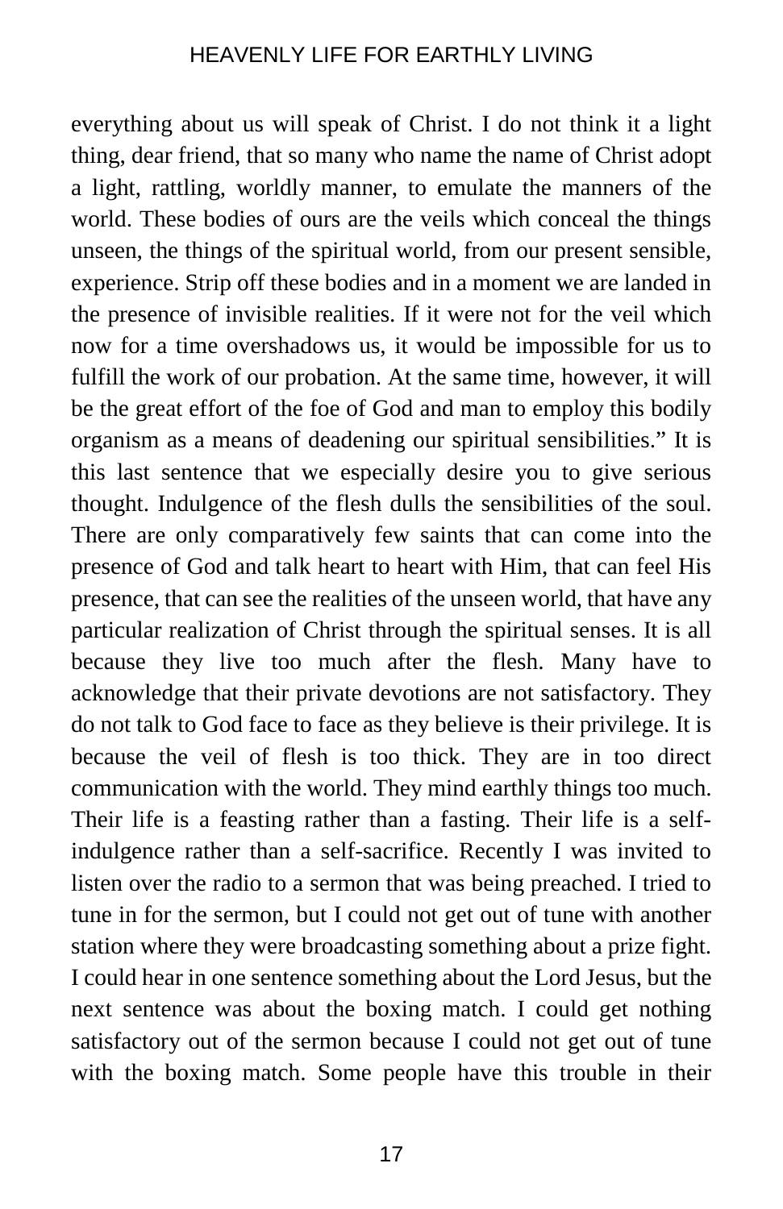everything about us will speak of Christ. I do not think it a light thing, dear friend, that so many who name the name of Christ adopt a light, rattling, worldly manner, to emulate the manners of the world. These bodies of ours are the veils which conceal the things unseen, the things of the spiritual world, from our present sensible, experience. Strip off these bodies and in a moment we are landed in the presence of invisible realities. If it were not for the veil which now for a time overshadows us, it would be impossible for us to fulfill the work of our probation. At the same time, however, it will be the great effort of the foe of God and man to employ this bodily organism as a means of deadening our spiritual sensibilities." It is this last sentence that we especially desire you to give serious thought. Indulgence of the flesh dulls the sensibilities of the soul. There are only comparatively few saints that can come into the presence of God and talk heart to heart with Him, that can feel His presence, that can see the realities of the unseen world, that have any particular realization of Christ through the spiritual senses. It is all because they live too much after the flesh. Many have to acknowledge that their private devotions are not satisfactory. They do not talk to God face to face as they believe is their privilege. It is because the veil of flesh is too thick. They are in too direct communication with the world. They mind earthly things too much. Their life is a feasting rather than a fasting. Their life is a self-indulgence rather than a self-sacrifice. Recently I was invited to listen over the radio to a sermon that was being preached. I tried to tune in for the sermon, but I could not get out of tune with another station where they were broadcasting something about a prize fight. I could hear in one sentence something about the Lord Jesus, but the next sentence was about the boxing match. I could get nothing satisfactory out of the sermon because I could not get out of tune with the boxing match. Some people have this trouble in their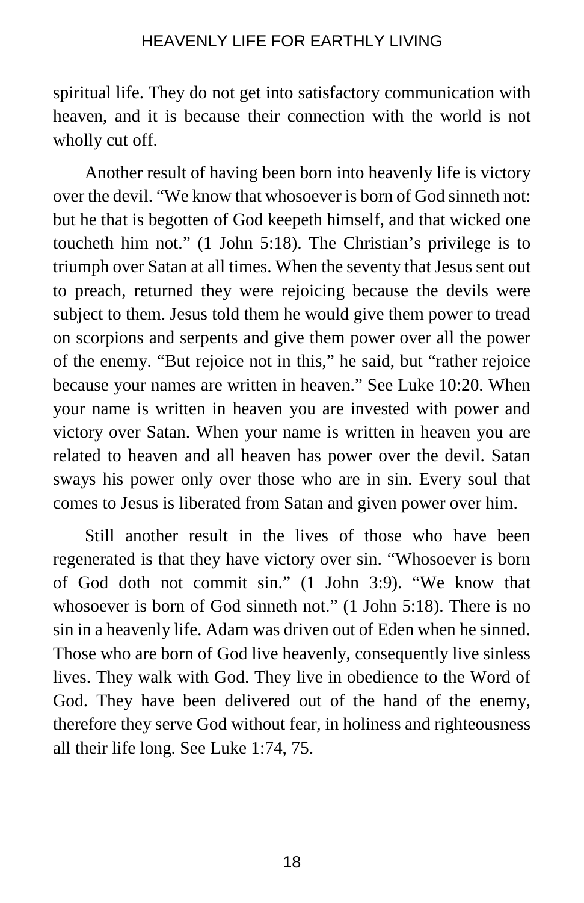spiritual life. They do not get into satisfactory communication with heaven, and it is because their connection with the world is not wholly cut off.

Another result of having been born into heavenly life is victory over the devil. "We know that whosoever is born of God sinneth not: but he that is begotten of God keepeth himself, and that wicked one toucheth him not." (1 John 5:18). The Christian's privilege is to triumph over Satan at all times. When the seventy that Jesus sent out to preach, returned they were rejoicing because the devils were subject to them. Jesus told them he would give them power to tread on scorpions and serpents and give them power over all the power of the enemy. "But rejoice not in this," he said, but "rather rejoice because your names are written in heaven." See Luke 10:20. When your name is written in heaven you are invested with power and victory over Satan. When your name is written in heaven you are related to heaven and all heaven has power over the devil. Satan sways his power only over those who are in sin. Every soul that comes to Jesus is liberated from Satan and given power over him.

Still another result in the lives of those who have been regenerated is that they have victory over sin. "Whosoever is born of God doth not commit sin." (1 John 3:9). "We know that whosoever is born of God sinneth not." (1 John 5:18). There is no sin in a heavenly life. Adam was driven out of Eden when he sinned. Those who are born of God live heavenly, consequently live sinless lives. They walk with God. They live in obedience to the Word of God. They have been delivered out of the hand of the enemy, therefore they serve God without fear, in holiness and righteousness all their life long. See Luke 1:74, 75.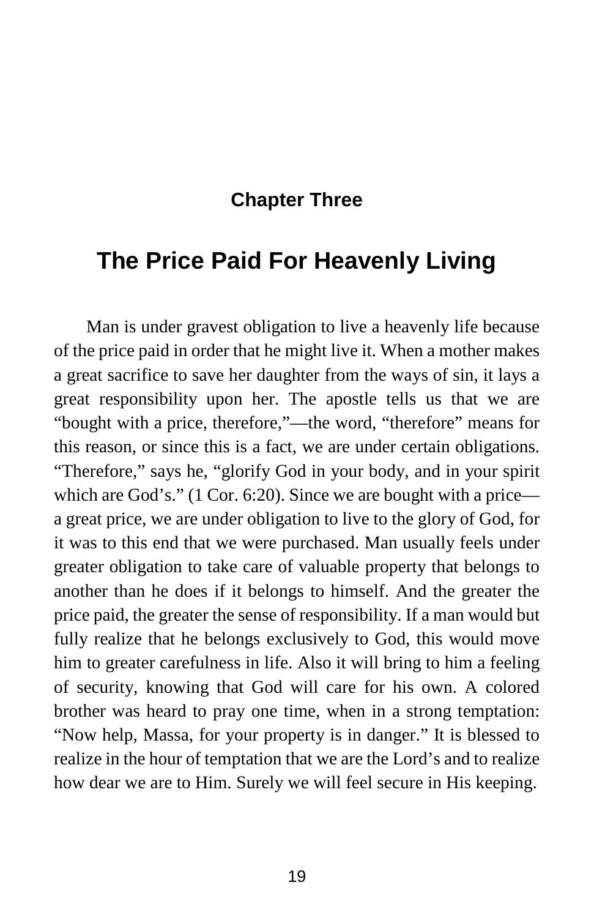## Chapter Three

# The Price Paid For Heavenly Living

Man is under gravest obligation to live a heavenly life because of the price paid in order that he might live it. When a mother makes a great sacrifice to save her daughter from the ways of sin, it lays a great responsibility upon her. The apostle tells us that we are "bought with a price, therefore,"—the word, "therefore" means for this reason, or since this is a fact, we are under certain obligations. "Therefore," says he, "glorify God in your body, and in your spirit which are God's." (1 Cor. 6:20). Since we are bought with a price—a great price, we are under obligation to live to the glory of God, for it was to this end that we were purchased. Man usually feels under greater obligation to take care of valuable property that belongs to another than he does if it belongs to himself. And the greater the price paid, the greater the sense of responsibility. If a man would but fully realize that he belongs exclusively to God, this would move him to greater carefulness in life. Also it will bring to him a feeling of security, knowing that God will care for his own. A colored brother was heard to pray one time, when in a strong temptation: "Now help, Massa, for your property is in danger." It is blessed to realize in the hour of temptation that we are the Lord's and to realize how dear we are to Him. Surely we will feel secure in His keeping.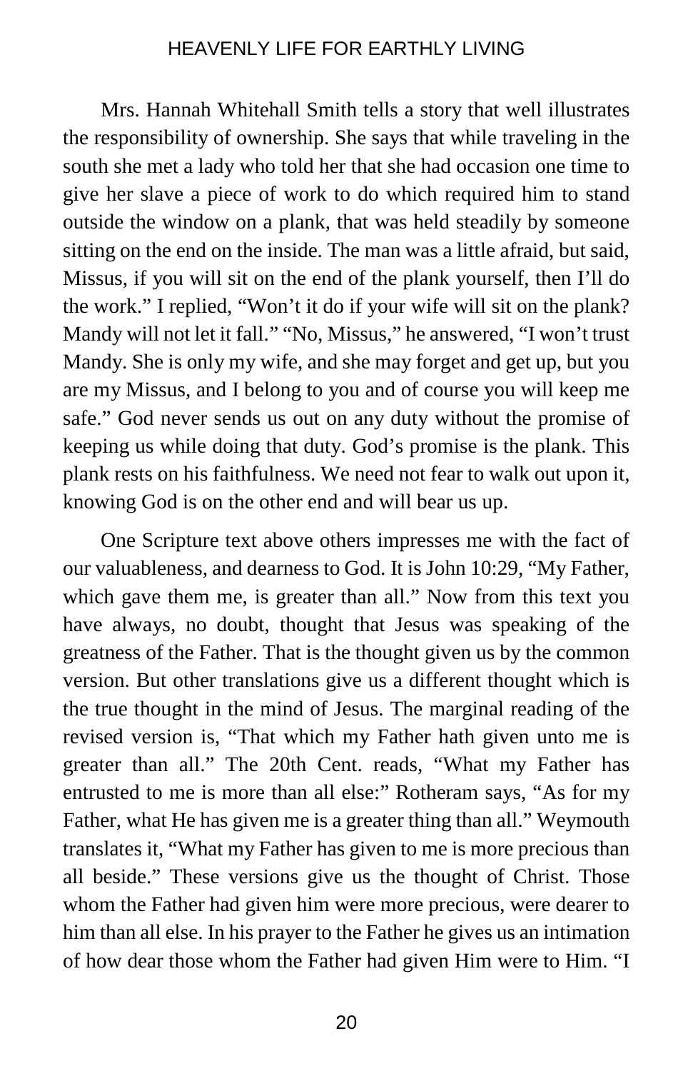Mrs. Hannah Whitehall Smith tells a story that well illustrates the responsibility of ownership. She says that while traveling in the south she met a lady who told her that she had occasion one time to give her slave a piece of work to do which required him to stand outside the window on a plank, that was held steadily by someone sitting on the end on the inside. The man was a little afraid, but said, Missus, if you will sit on the end of the plank yourself, then I'll do the work." I replied, "Won't it do if your wife will sit on the plank? Mandy will not let it fall." "No, Missus," he answered, "I won't trust Mandy. She is only my wife, and she may forget and get up, but you are my Missus, and I belong to you and of course you will keep me safe." God never sends us out on any duty without the promise of keeping us while doing that duty. God's promise is the plank. This plank rests on his faithfulness. We need not fear to walk out upon it, knowing God is on the other end and will bear us up.

One Scripture text above others impresses me with the fact of our valuableness, and dearness to God. It is John 10:29, "My Father, which gave them me, is greater than all." Now from this text you have always, no doubt, thought that Jesus was speaking of the greatness of the Father. That is the thought given us by the common version. But other translations give us a different thought which is the true thought in the mind of Jesus. The marginal reading of the revised version is, "That which my Father hath given unto me is greater than all." The 20th Cent. reads, "What my Father has entrusted to me is more than all else:" Rotheram says, "As for my Father, what He has given me is a greater thing than all." Weymouth translates it, "What my Father has given to me is more precious than all beside." These versions give us the thought of Christ. Those whom the Father had given him were more precious, were dearer to him than all else. In his prayer to the Father he gives us an intimation of how dear those whom the Father had given Him were to Him. "I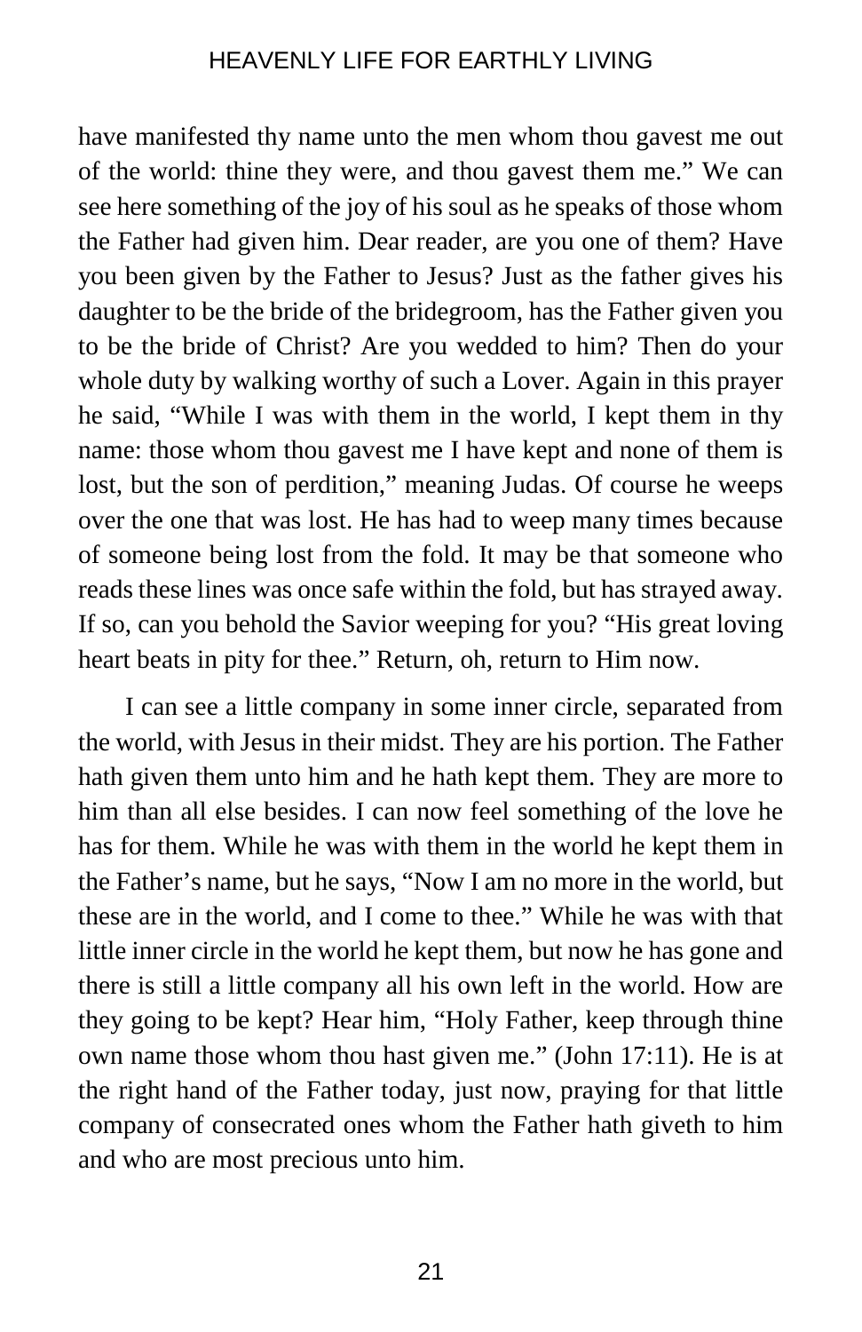have manifested thy name unto the men whom thou gavest me out of the world: thine they were, and thou gavest them me." We can see here something of the joy of his soul as he speaks of those whom the Father had given him. Dear reader, are you one of them? Have you been given by the Father to Jesus? Just as the father gives his daughter to be the bride of the bridegroom, has the Father given you to be the bride of Christ? Are you wedded to him? Then do your whole duty by walking worthy of such a Lover. Again in this prayer he said, "While I was with them in the world, I kept them in thy name: those whom thou gavest me I have kept and none of them is lost, but the son of perdition," meaning Judas. Of course he weeps over the one that was lost. He has had to weep many times because of someone being lost from the fold. It may be that someone who reads these lines was once safe within the fold, but has strayed away. If so, can you behold the Savior weeping for you? "His great loving heart beats in pity for thee." Return, oh, return to Him now.

I can see a little company in some inner circle, separated from the world, with Jesus in their midst. They are his portion. The Father hath given them unto him and he hath kept them. They are more to him than all else besides. I can now feel something of the love he has for them. While he was with them in the world he kept them in the Father's name, but he says, "Now I am no more in the world, but these are in the world, and I come to thee." While he was with that little inner circle in the world he kept them, but now he has gone and there is still a little company all his own left in the world. How are they going to be kept? Hear him, "Holy Father, keep through thine own name those whom thou hast given me." (John 17:11). He is at the right hand of the Father today, just now, praying for that little company of consecrated ones whom the Father hath giveth to him and who are most precious unto him.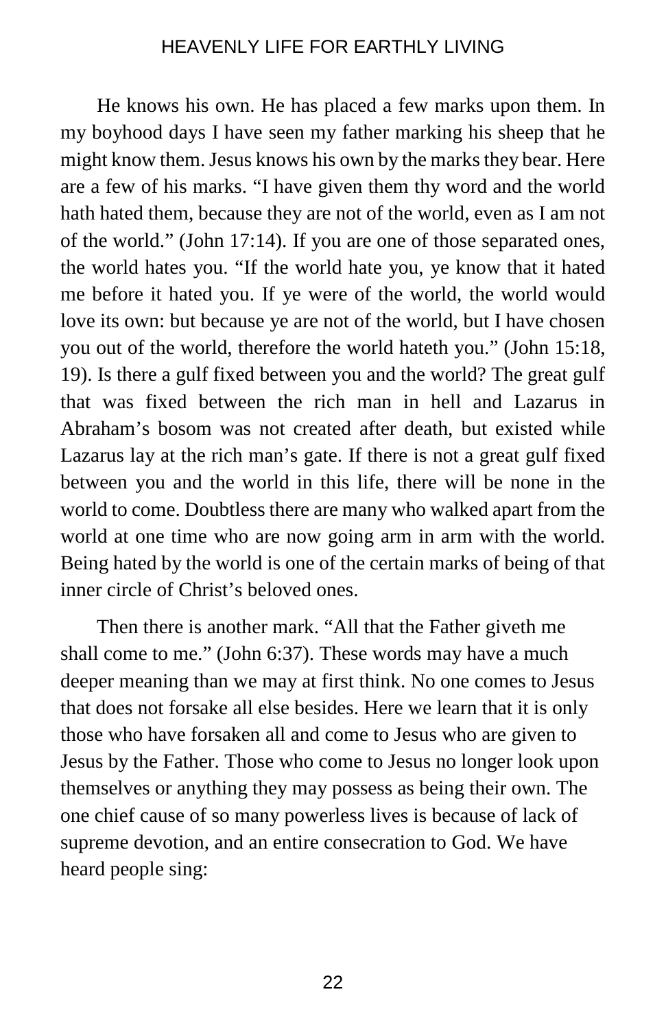He knows his own. He has placed a few marks upon them. In my boyhood days I have seen my father marking his sheep that he might know them. Jesus knows his own by the marks they bear. Here are a few of his marks. “I have given them thy word and the world hath hated them, because they are not of the world, even as I am not of the world.” (John 17:14). If you are one of those separated ones, the world hates you. “If the world hate you, ye know that it hated me before it hated you. If ye were of the world, the world would love its own: but because ye are not of the world, but I have chosen you out of the world, therefore the world hateth you.” (John 15:18, 19). Is there a gulf fixed between you and the world? The great gulf that was fixed between the rich man in hell and Lazarus in Abraham’s bosom was not created after death, but existed while Lazarus lay at the rich man’s gate. If there is not a great gulf fixed between you and the world in this life, there will be none in the world to come. Doubtless there are many who walked apart from the world at one time who are now going arm in arm with the world. Being hated by the world is one of the certain marks of being of that inner circle of Christ’s beloved ones.

Then there is another mark. “All that the Father giveth me shall come to me.” (John 6:37). These words may have a much deeper meaning than we may at first think. No one comes to Jesus that does not forsake all else besides. Here we learn that it is only those who have forsaken all and come to Jesus who are given to Jesus by the Father. Those who come to Jesus no longer look upon themselves or anything they may possess as being their own. The one chief cause of so many powerless lives is because of lack of supreme devotion, and an entire consecration to God. We have heard people sing: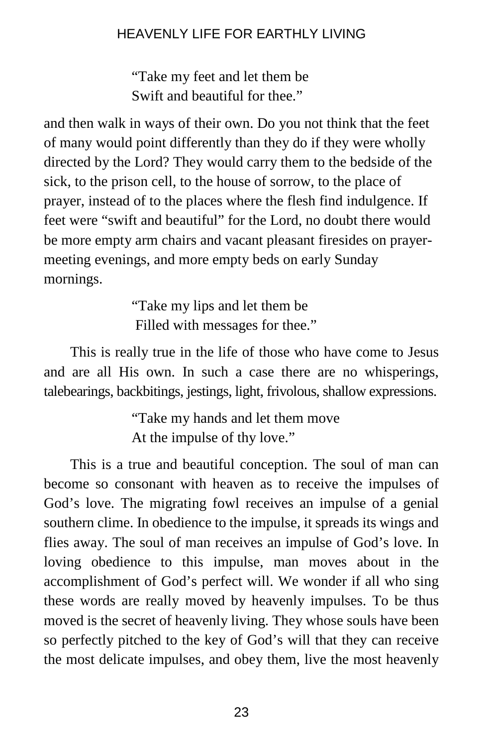> "Take my feet and let them be
> Swift and beautiful for thee."

and then walk in ways of their own. Do you not think that the feet of many would point differently than they do if they were wholly directed by the Lord? They would carry them to the bedside of the sick, to the prison cell, to the house of sorrow, to the place of prayer, instead of to the places where the flesh find indulgence. If feet were "swift and beautiful" for the Lord, no doubt there would be more empty arm chairs and vacant pleasant firesides on prayer-meeting evenings, and more empty beds on early Sunday mornings.

> "Take my lips and let them be
> Filled with messages for thee."

This is really true in the life of those who have come to Jesus and are all His own. In such a case there are no whisperings, talebearings, backbitings, jestings, light, frivolous, shallow expressions.

> "Take my hands and let them move
> At the impulse of thy love."

This is a true and beautiful conception. The soul of man can become so consonant with heaven as to receive the impulses of God's love. The migrating fowl receives an impulse of a genial southern clime. In obedience to the impulse, it spreads its wings and flies away. The soul of man receives an impulse of God's love. In loving obedience to this impulse, man moves about in the accomplishment of God's perfect will. We wonder if all who sing these words are really moved by heavenly impulses. To be thus moved is the secret of heavenly living. They whose souls have been so perfectly pitched to the key of God's will that they can receive the most delicate impulses, and obey them, live the most heavenly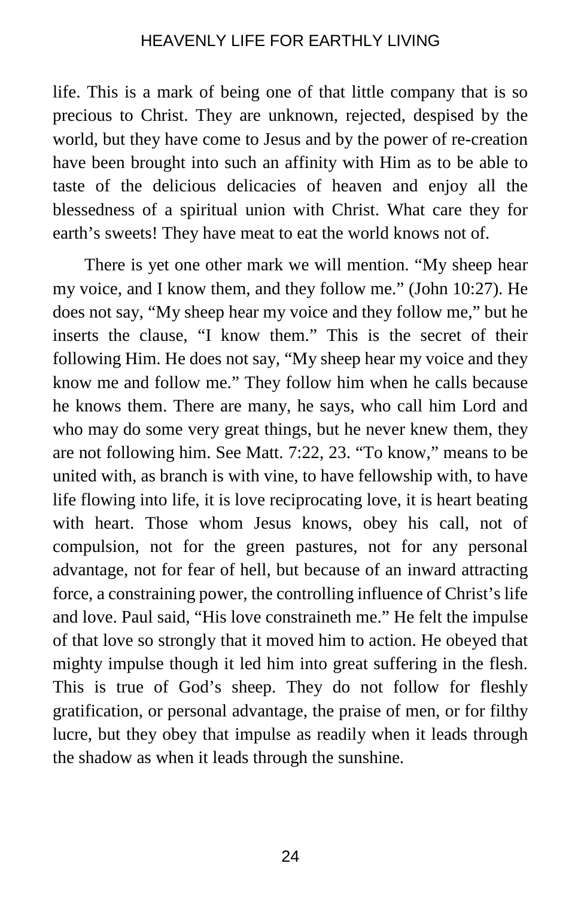life. This is a mark of being one of that little company that is so precious to Christ. They are unknown, rejected, despised by the world, but they have come to Jesus and by the power of re-creation have been brought into such an affinity with Him as to be able to taste of the delicious delicacies of heaven and enjoy all the blessedness of a spiritual union with Christ. What care they for earth's sweets! They have meat to eat the world knows not of.

There is yet one other mark we will mention. "My sheep hear my voice, and I know them, and they follow me." (John 10:27). He does not say, "My sheep hear my voice and they follow me," but he inserts the clause, "I know them." This is the secret of their following Him. He does not say, "My sheep hear my voice and they know me and follow me." They follow him when he calls because he knows them. There are many, he says, who call him Lord and who may do some very great things, but he never knew them, they are not following him. See Matt. 7:22, 23. "To know," means to be united with, as branch is with vine, to have fellowship with, to have life flowing into life, it is love reciprocating love, it is heart beating with heart. Those whom Jesus knows, obey his call, not of compulsion, not for the green pastures, not for any personal advantage, not for fear of hell, but because of an inward attracting force, a constraining power, the controlling influence of Christ's life and love. Paul said, "His love constraineth me." He felt the impulse of that love so strongly that it moved him to action. He obeyed that mighty impulse though it led him into great suffering in the flesh. This is true of God's sheep. They do not follow for fleshly gratification, or personal advantage, the praise of men, or for filthy lucre, but they obey that impulse as readily when it leads through the shadow as when it leads through the sunshine.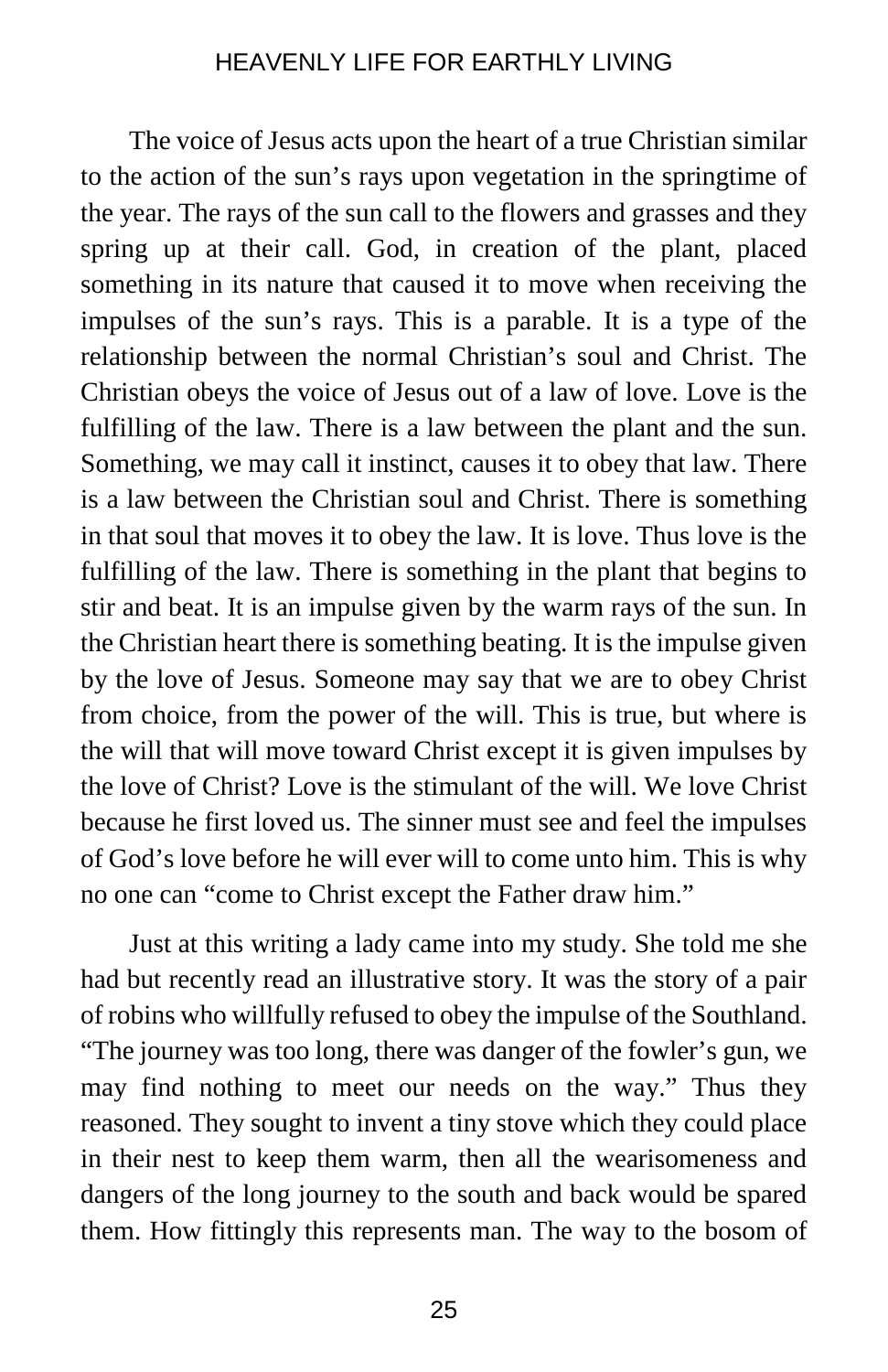The voice of Jesus acts upon the heart of a true Christian similar to the action of the sun's rays upon vegetation in the springtime of the year. The rays of the sun call to the flowers and grasses and they spring up at their call. God, in creation of the plant, placed something in its nature that caused it to move when receiving the impulses of the sun's rays. This is a parable. It is a type of the relationship between the normal Christian's soul and Christ. The Christian obeys the voice of Jesus out of a law of love. Love is the fulfilling of the law. There is a law between the plant and the sun. Something, we may call it instinct, causes it to obey that law. There is a law between the Christian soul and Christ. There is something in that soul that moves it to obey the law. It is love. Thus love is the fulfilling of the law. There is something in the plant that begins to stir and beat. It is an impulse given by the warm rays of the sun. In the Christian heart there is something beating. It is the impulse given by the love of Jesus. Someone may say that we are to obey Christ from choice, from the power of the will. This is true, but where is the will that will move toward Christ except it is given impulses by the love of Christ? Love is the stimulant of the will. We love Christ because he first loved us. The sinner must see and feel the impulses of God's love before he will ever will to come unto him. This is why no one can "come to Christ except the Father draw him."

Just at this writing a lady came into my study. She told me she had but recently read an illustrative story. It was the story of a pair of robins who willfully refused to obey the impulse of the Southland. "The journey was too long, there was danger of the fowler's gun, we may find nothing to meet our needs on the way." Thus they reasoned. They sought to invent a tiny stove which they could place in their nest to keep them warm, then all the wearisomeness and dangers of the long journey to the south and back would be spared them. How fittingly this represents man. The way to the bosom of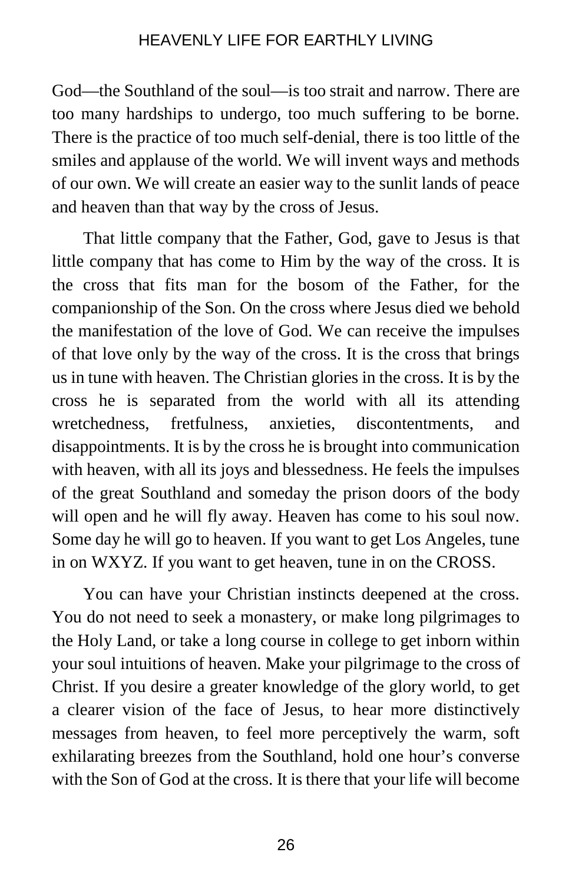God—the Southland of the soul—is too strait and narrow. There are too many hardships to undergo, too much suffering to be borne. There is the practice of too much self-denial, there is too little of the smiles and applause of the world. We will invent ways and methods of our own. We will create an easier way to the sunlit lands of peace and heaven than that way by the cross of Jesus.

That little company that the Father, God, gave to Jesus is that little company that has come to Him by the way of the cross. It is the cross that fits man for the bosom of the Father, for the companionship of the Son. On the cross where Jesus died we behold the manifestation of the love of God. We can receive the impulses of that love only by the way of the cross. It is the cross that brings us in tune with heaven. The Christian glories in the cross. It is by the cross he is separated from the world with all its attending wretchedness, fretfulness, anxieties, discontentments, and disappointments. It is by the cross he is brought into communication with heaven, with all its joys and blessedness. He feels the impulses of the great Southland and someday the prison doors of the body will open and he will fly away. Heaven has come to his soul now. Some day he will go to heaven. If you want to get Los Angeles, tune in on WXYZ. If you want to get heaven, tune in on the CROSS.

You can have your Christian instincts deepened at the cross. You do not need to seek a monastery, or make long pilgrimages to the Holy Land, or take a long course in college to get inborn within your soul intuitions of heaven. Make your pilgrimage to the cross of Christ. If you desire a greater knowledge of the glory world, to get a clearer vision of the face of Jesus, to hear more distinctively messages from heaven, to feel more perceptively the warm, soft exhilarating breezes from the Southland, hold one hour's converse with the Son of God at the cross. It is there that your life will become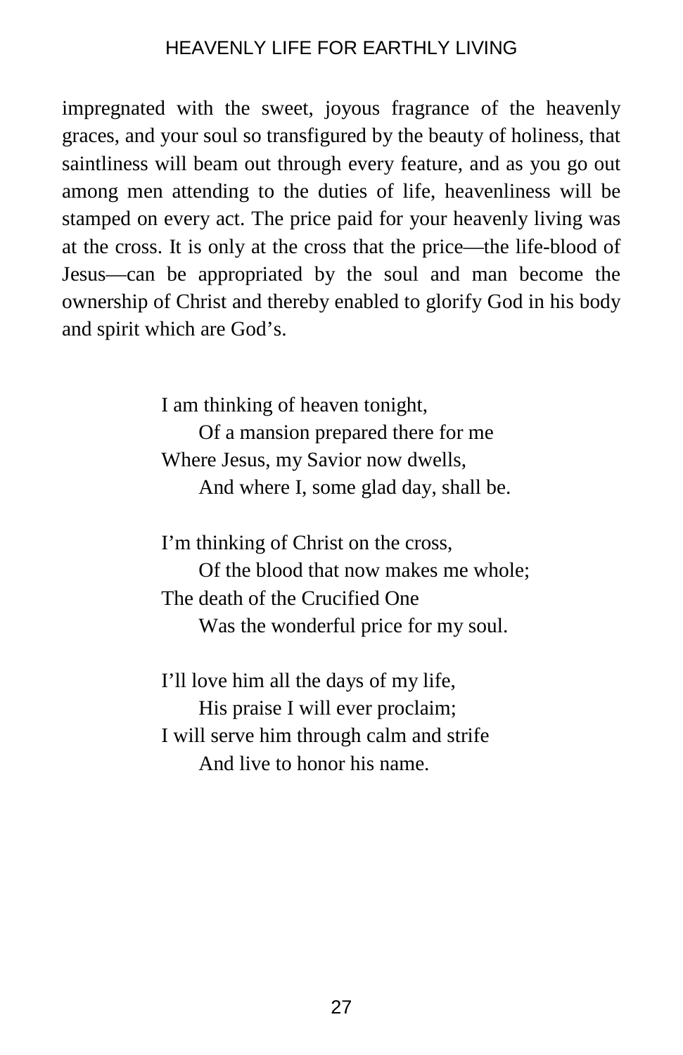impregnated with the sweet, joyous fragrance of the heavenly graces, and your soul so transfigured by the beauty of holiness, that saintliness will beam out through every feature, and as you go out among men attending to the duties of life, heavenliness will be stamped on every act. The price paid for your heavenly living was at the cross. It is only at the cross that the price—the life-blood of Jesus—can be appropriated by the soul and man become the ownership of Christ and thereby enabled to glorify God in his body and spirit which are God's.

> I am thinking of heaven tonight,
> Of a mansion prepared there for me
> Where Jesus, my Savior now dwells,
> And where I, some glad day, shall be.
>
> I'm thinking of Christ on the cross,
> Of the blood that now makes me whole;
> The death of the Crucified One
> Was the wonderful price for my soul.
>
> I'll love him all the days of my life,
> His praise I will ever proclaim;
> I will serve him through calm and strife
> And live to honor his name.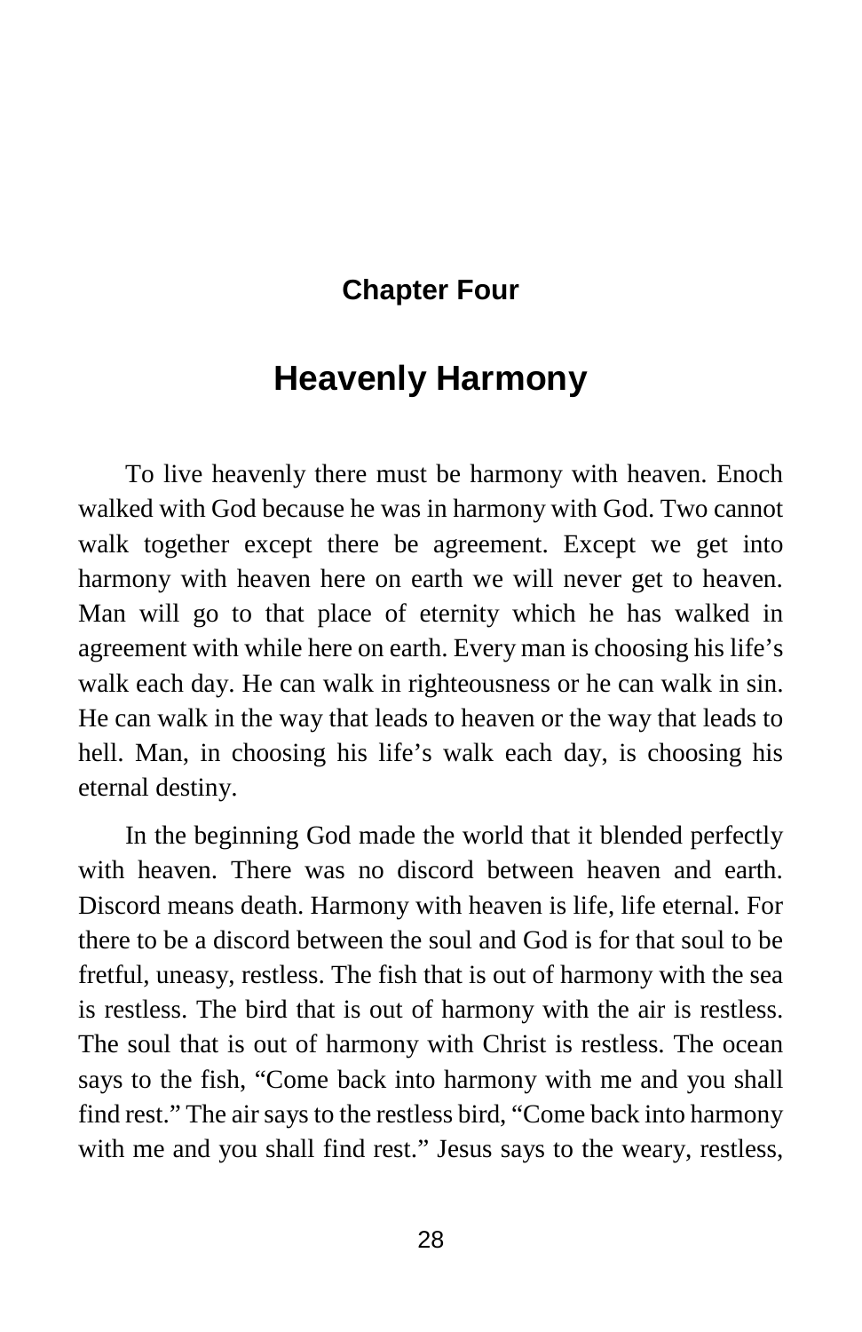## Chapter Four

# Heavenly Harmony

To live heavenly there must be harmony with heaven. Enoch walked with God because he was in harmony with God. Two cannot walk together except there be agreement. Except we get into harmony with heaven here on earth we will never get to heaven. Man will go to that place of eternity which he has walked in agreement with while here on earth. Every man is choosing his life's walk each day. He can walk in righteousness or he can walk in sin. He can walk in the way that leads to heaven or the way that leads to hell. Man, in choosing his life's walk each day, is choosing his eternal destiny.

In the beginning God made the world that it blended perfectly with heaven. There was no discord between heaven and earth. Discord means death. Harmony with heaven is life, life eternal. For there to be a discord between the soul and God is for that soul to be fretful, uneasy, restless. The fish that is out of harmony with the sea is restless. The bird that is out of harmony with the air is restless. The soul that is out of harmony with Christ is restless. The ocean says to the fish, "Come back into harmony with me and you shall find rest." The air says to the restless bird, "Come back into harmony with me and you shall find rest." Jesus says to the weary, restless,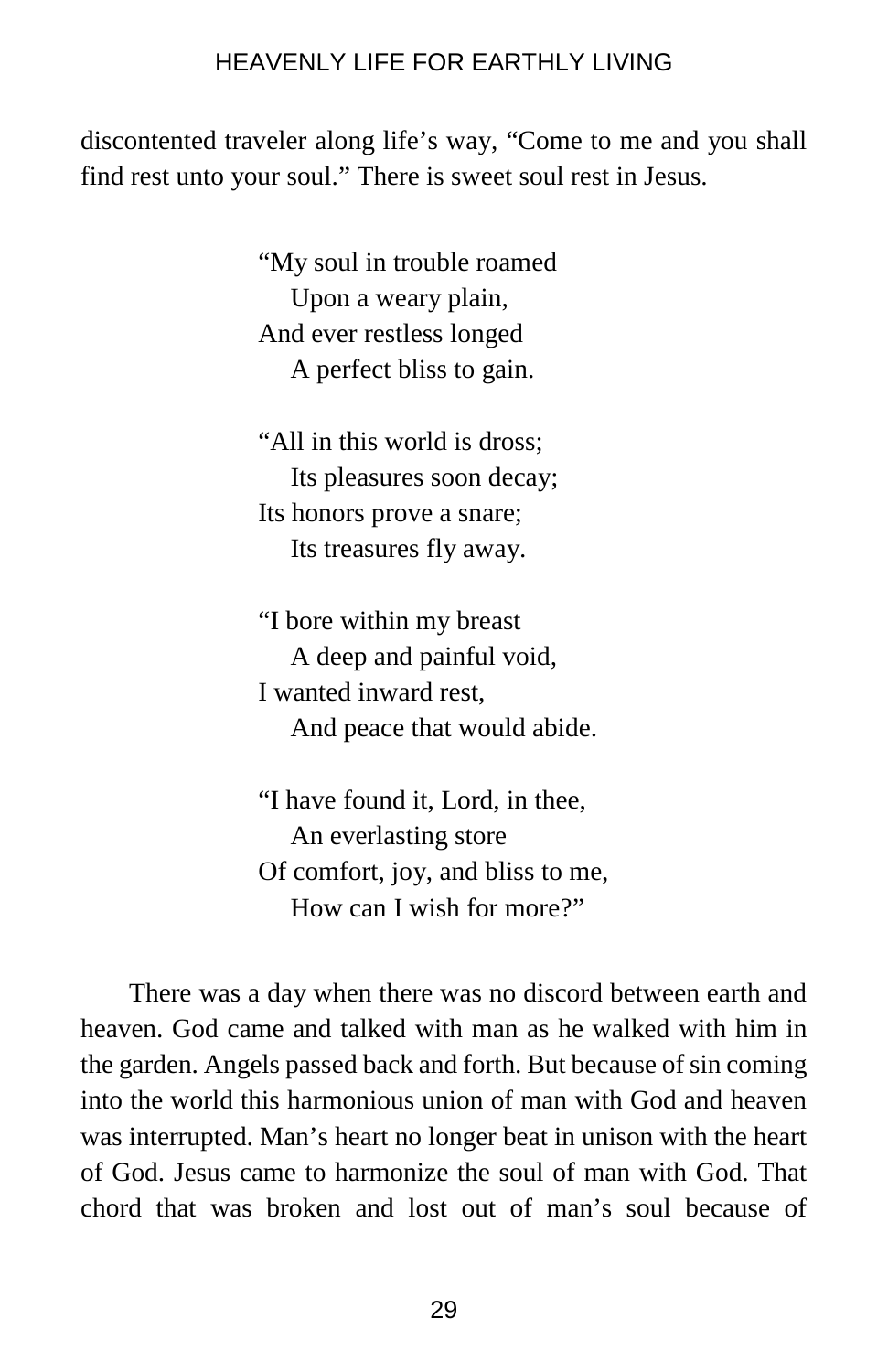discontented traveler along life's way, "Come to me and you shall find rest unto your soul." There is sweet soul rest in Jesus.

> "My soul in trouble roamed  
>     Upon a weary plain,  
> And ever restless longed  
>     A perfect bliss to gain.
>
> "All in this world is dross;  
>     Its pleasures soon decay;  
> Its honors prove a snare;  
>     Its treasures fly away.
>
> "I bore within my breast  
>     A deep and painful void,  
> I wanted inward rest,  
>     And peace that would abide.
>
> "I have found it, Lord, in thee,  
>     An everlasting store  
> Of comfort, joy, and bliss to me,  
>     How can I wish for more?"

There was a day when there was no discord between earth and heaven. God came and talked with man as he walked with him in the garden. Angels passed back and forth. But because of sin coming into the world this harmonious union of man with God and heaven was interrupted. Man's heart no longer beat in unison with the heart of God. Jesus came to harmonize the soul of man with God. That chord that was broken and lost out of man's soul because of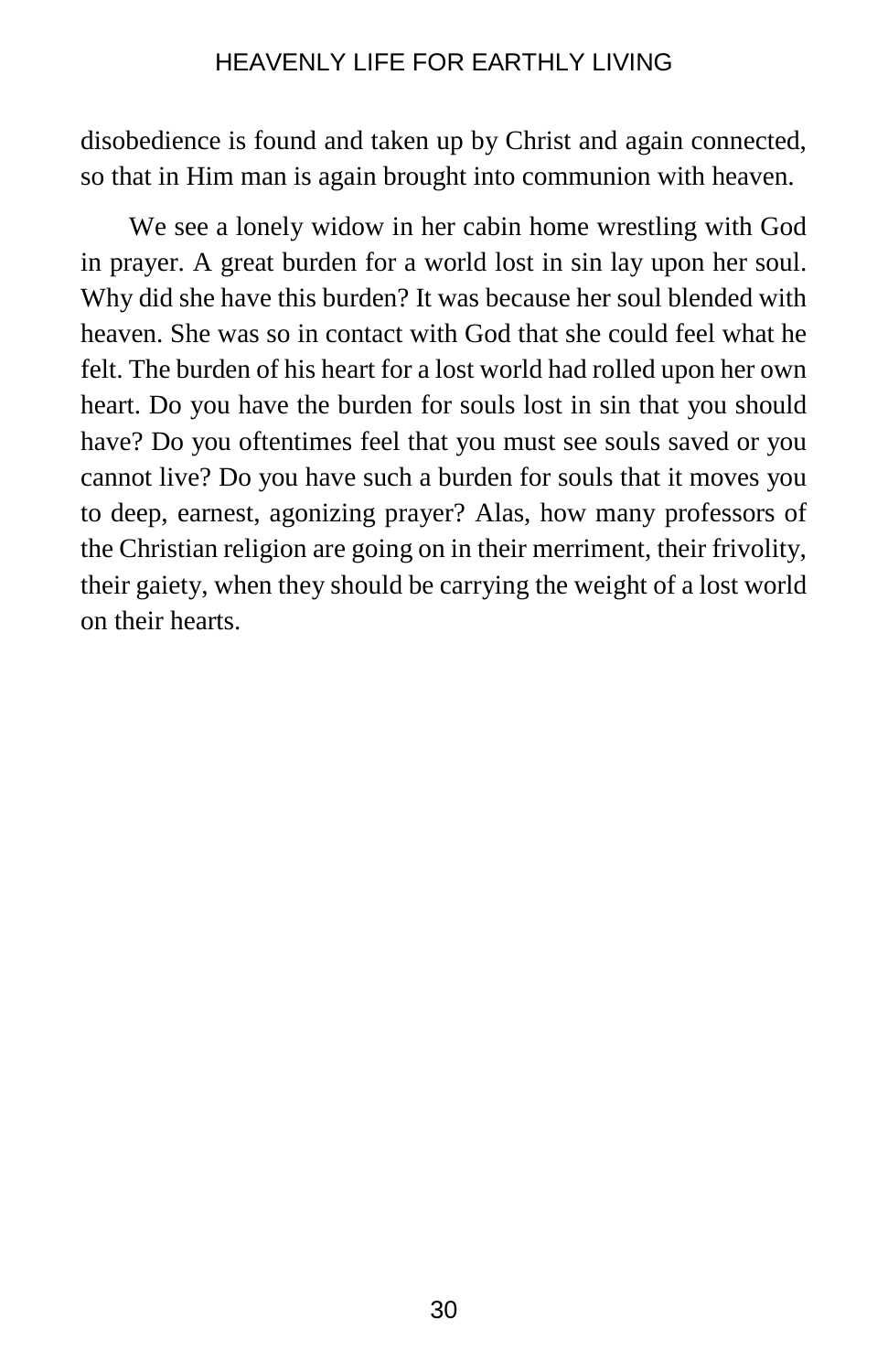disobedience is found and taken up by Christ and again connected, so that in Him man is again brought into communion with heaven.

We see a lonely widow in her cabin home wrestling with God in prayer. A great burden for a world lost in sin lay upon her soul. Why did she have this burden? It was because her soul blended with heaven. She was so in contact with God that she could feel what he felt. The burden of his heart for a lost world had rolled upon her own heart. Do you have the burden for souls lost in sin that you should have? Do you oftentimes feel that you must see souls saved or you cannot live? Do you have such a burden for souls that it moves you to deep, earnest, agonizing prayer? Alas, how many professors of the Christian religion are going on in their merriment, their frivolity, their gaiety, when they should be carrying the weight of a lost world on their hearts.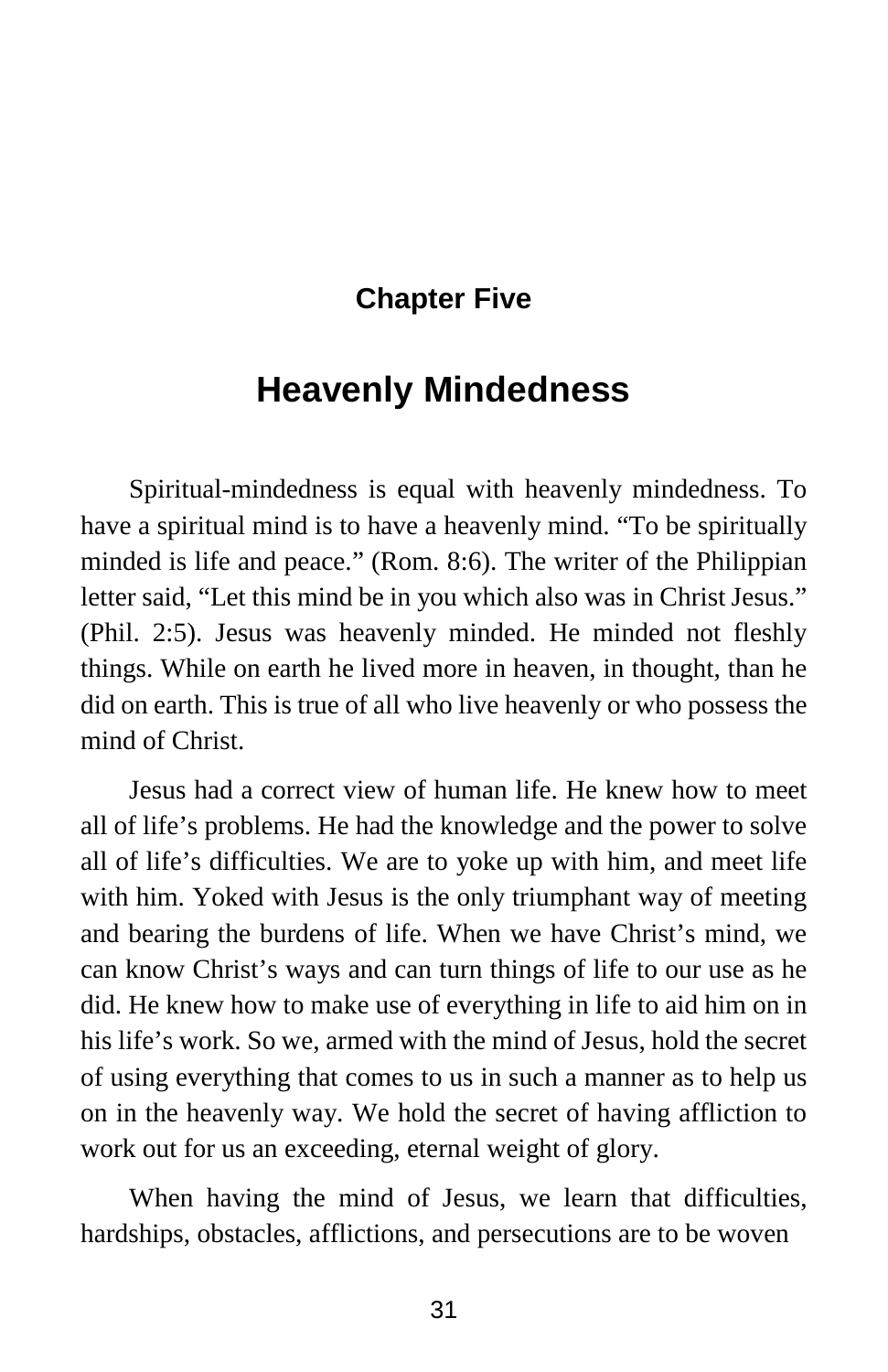## Chapter Five

# Heavenly Mindedness

Spiritual-mindedness is equal with heavenly mindedness. To have a spiritual mind is to have a heavenly mind. “To be spiritually minded is life and peace.” (Rom. 8:6). The writer of the Philippian letter said, “Let this mind be in you which also was in Christ Jesus.” (Phil. 2:5). Jesus was heavenly minded. He minded not fleshly things. While on earth he lived more in heaven, in thought, than he did on earth. This is true of all who live heavenly or who possess the mind of Christ.

Jesus had a correct view of human life. He knew how to meet all of life’s problems. He had the knowledge and the power to solve all of life’s difficulties. We are to yoke up with him, and meet life with him. Yoked with Jesus is the only triumphant way of meeting and bearing the burdens of life. When we have Christ’s mind, we can know Christ’s ways and can turn things of life to our use as he did. He knew how to make use of everything in life to aid him on in his life’s work. So we, armed with the mind of Jesus, hold the secret of using everything that comes to us in such a manner as to help us on in the heavenly way. We hold the secret of having affliction to work out for us an exceeding, eternal weight of glory.

When having the mind of Jesus, we learn that difficulties, hardships, obstacles, afflictions, and persecutions are to be woven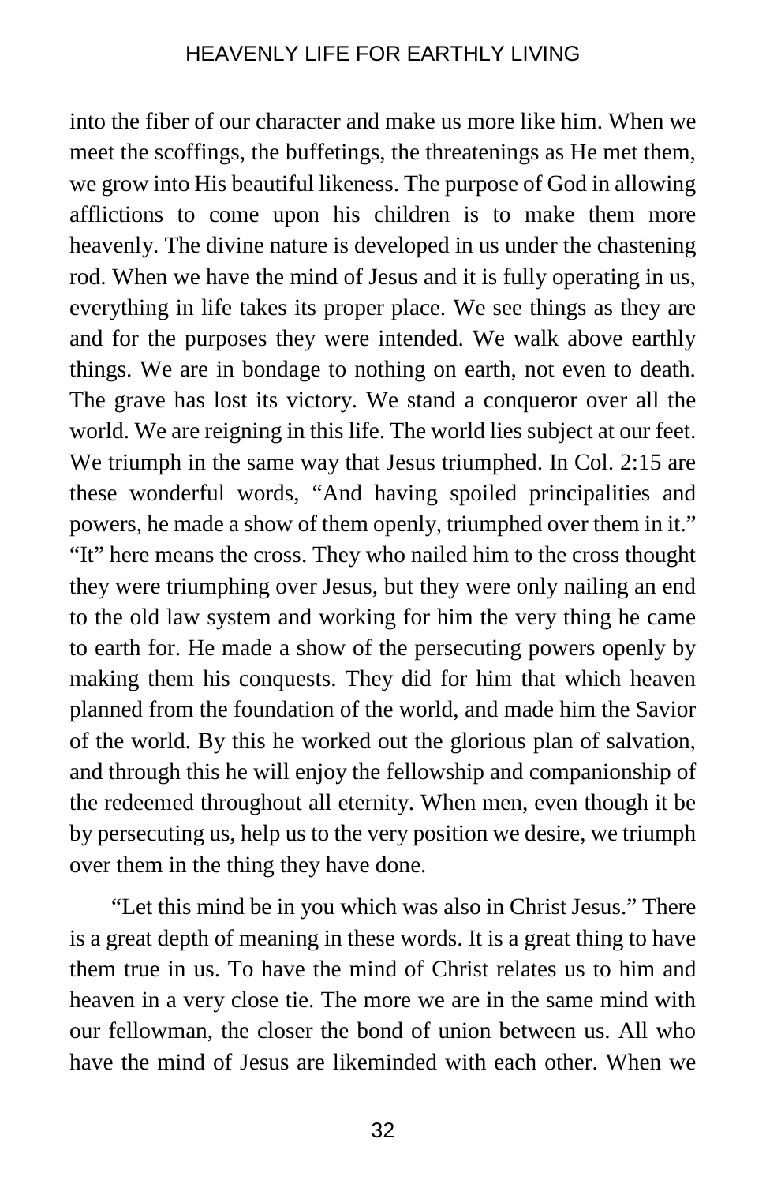into the fiber of our character and make us more like him. When we meet the scoffings, the buffetings, the threatenings as He met them, we grow into His beautiful likeness. The purpose of God in allowing afflictions to come upon his children is to make them more heavenly. The divine nature is developed in us under the chastening rod. When we have the mind of Jesus and it is fully operating in us, everything in life takes its proper place. We see things as they are and for the purposes they were intended. We walk above earthly things. We are in bondage to nothing on earth, not even to death. The grave has lost its victory. We stand a conqueror over all the world. We are reigning in this life. The world lies subject at our feet. We triumph in the same way that Jesus triumphed. In Col. 2:15 are these wonderful words, "And having spoiled principalities and powers, he made a show of them openly, triumphed over them in it." "It" here means the cross. They who nailed him to the cross thought they were triumphing over Jesus, but they were only nailing an end to the old law system and working for him the very thing he came to earth for. He made a show of the persecuting powers openly by making them his conquests. They did for him that which heaven planned from the foundation of the world, and made him the Savior of the world. By this he worked out the glorious plan of salvation, and through this he will enjoy the fellowship and companionship of the redeemed throughout all eternity. When men, even though it be by persecuting us, help us to the very position we desire, we triumph over them in the thing they have done.

"Let this mind be in you which was also in Christ Jesus." There is a great depth of meaning in these words. It is a great thing to have them true in us. To have the mind of Christ relates us to him and heaven in a very close tie. The more we are in the same mind with our fellowman, the closer the bond of union between us. All who have the mind of Jesus are likeminded with each other. When we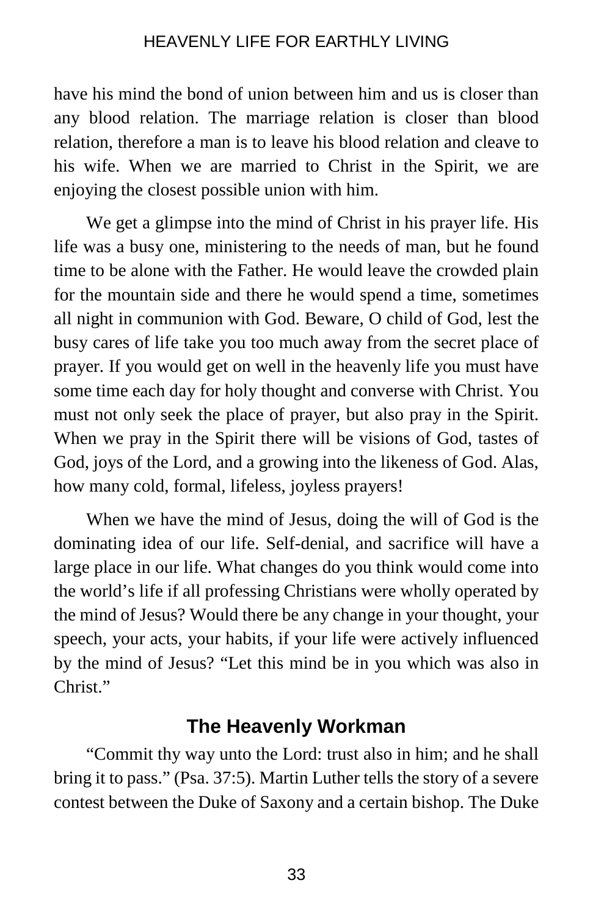have his mind the bond of union between him and us is closer than any blood relation. The marriage relation is closer than blood relation, therefore a man is to leave his blood relation and cleave to his wife. When we are married to Christ in the Spirit, we are enjoying the closest possible union with him.

We get a glimpse into the mind of Christ in his prayer life. His life was a busy one, ministering to the needs of man, but he found time to be alone with the Father. He would leave the crowded plain for the mountain side and there he would spend a time, sometimes all night in communion with God. Beware, O child of God, lest the busy cares of life take you too much away from the secret place of prayer. If you would get on well in the heavenly life you must have some time each day for holy thought and converse with Christ. You must not only seek the place of prayer, but also pray in the Spirit. When we pray in the Spirit there will be visions of God, tastes of God, joys of the Lord, and a growing into the likeness of God. Alas, how many cold, formal, lifeless, joyless prayers!

When we have the mind of Jesus, doing the will of God is the dominating idea of our life. Self-denial, and sacrifice will have a large place in our life. What changes do you think would come into the world's life if all professing Christians were wholly operated by the mind of Jesus? Would there be any change in your thought, your speech, your acts, your habits, if your life were actively influenced by the mind of Jesus? "Let this mind be in you which was also in Christ."

## The Heavenly Workman

"Commit thy way unto the Lord: trust also in him; and he shall bring it to pass." (Psa. 37:5). Martin Luther tells the story of a severe contest between the Duke of Saxony and a certain bishop. The Duke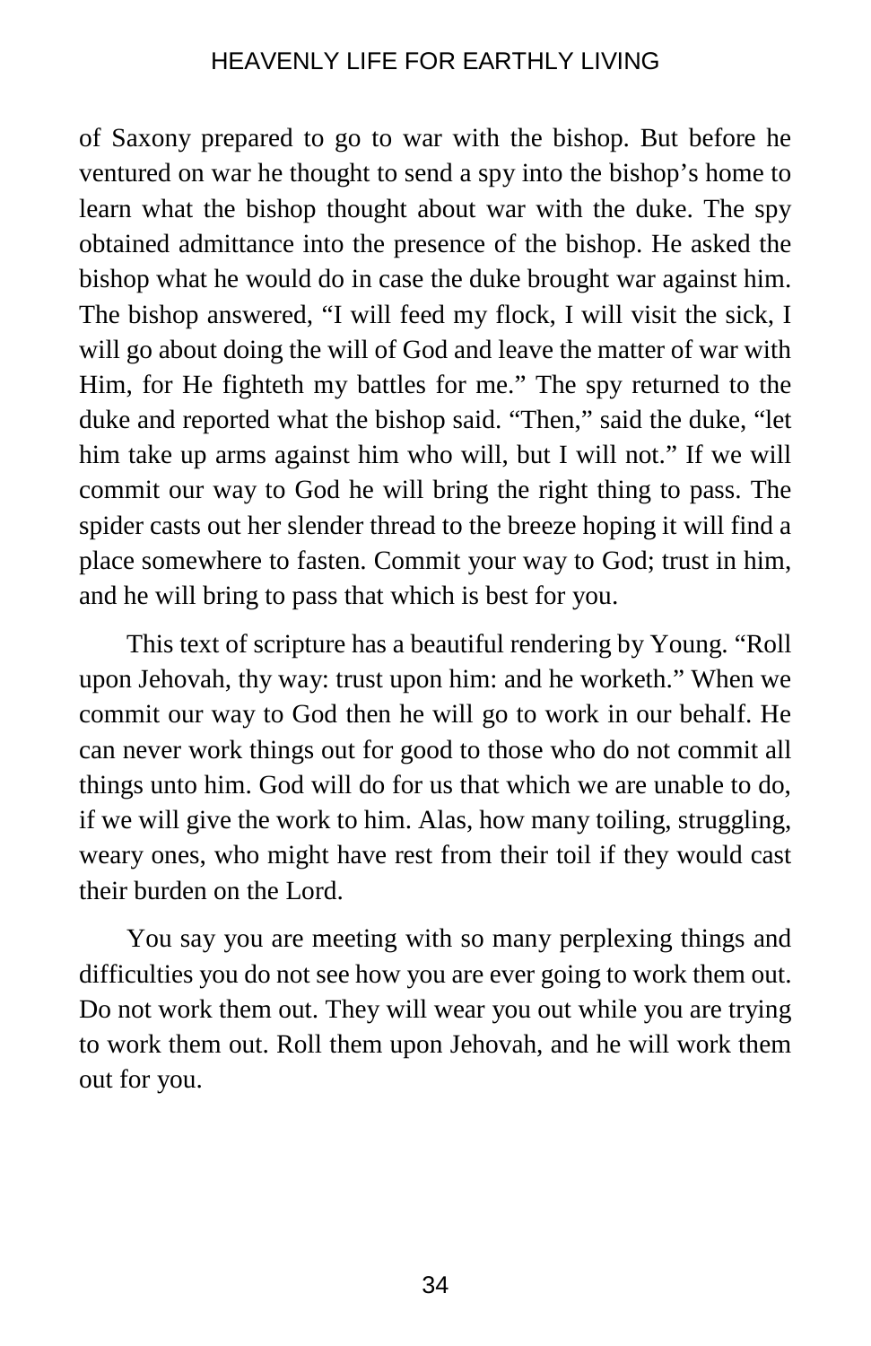of Saxony prepared to go to war with the bishop. But before he ventured on war he thought to send a spy into the bishop's home to learn what the bishop thought about war with the duke. The spy obtained admittance into the presence of the bishop. He asked the bishop what he would do in case the duke brought war against him. The bishop answered, "I will feed my flock, I will visit the sick, I will go about doing the will of God and leave the matter of war with Him, for He fighteth my battles for me." The spy returned to the duke and reported what the bishop said. "Then," said the duke, "let him take up arms against him who will, but I will not." If we will commit our way to God he will bring the right thing to pass. The spider casts out her slender thread to the breeze hoping it will find a place somewhere to fasten. Commit your way to God; trust in him, and he will bring to pass that which is best for you.

This text of scripture has a beautiful rendering by Young. "Roll upon Jehovah, thy way: trust upon him: and he worketh." When we commit our way to God then he will go to work in our behalf. He can never work things out for good to those who do not commit all things unto him. God will do for us that which we are unable to do, if we will give the work to him. Alas, how many toiling, struggling, weary ones, who might have rest from their toil if they would cast their burden on the Lord.

You say you are meeting with so many perplexing things and difficulties you do not see how you are ever going to work them out. Do not work them out. They will wear you out while you are trying to work them out. Roll them upon Jehovah, and he will work them out for you.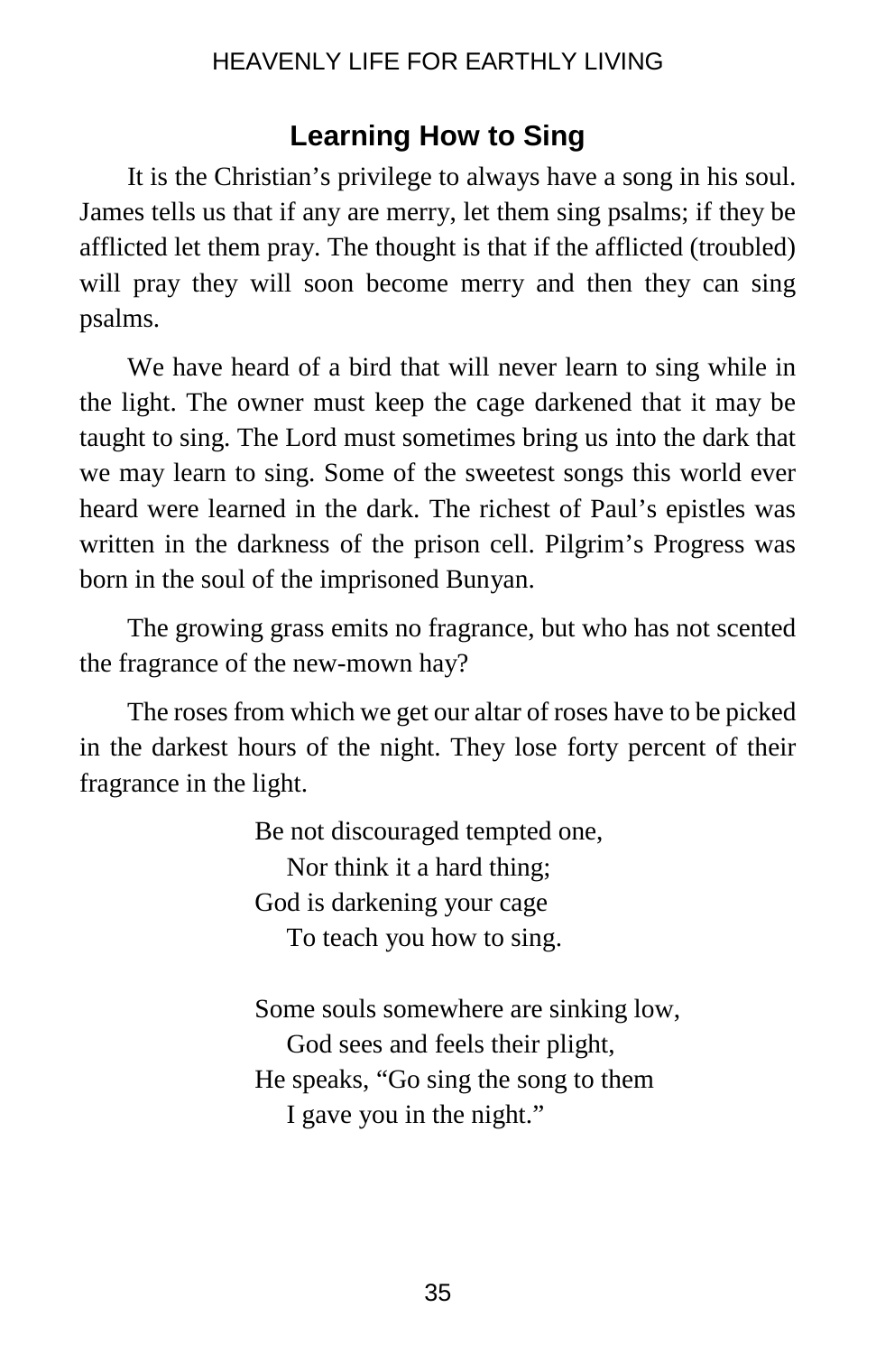## Learning How to Sing

It is the Christian's privilege to always have a song in his soul. James tells us that if any are merry, let them sing psalms; if they be afflicted let them pray. The thought is that if the afflicted (troubled) will pray they will soon become merry and then they can sing psalms.

We have heard of a bird that will never learn to sing while in the light. The owner must keep the cage darkened that it may be taught to sing. The Lord must sometimes bring us into the dark that we may learn to sing. Some of the sweetest songs this world ever heard were learned in the dark. The richest of Paul's epistles was written in the darkness of the prison cell. Pilgrim's Progress was born in the soul of the imprisoned Bunyan.

The growing grass emits no fragrance, but who has not scented the fragrance of the new-mown hay?

The roses from which we get our altar of roses have to be picked in the darkest hours of the night. They lose forty percent of their fragrance in the light.

Be not discouraged tempted one,
  Nor think it a hard thing;
God is darkening your cage
  To teach you how to sing.

Some souls somewhere are sinking low,
  God sees and feels their plight,
He speaks, "Go sing the song to them
  I gave you in the night."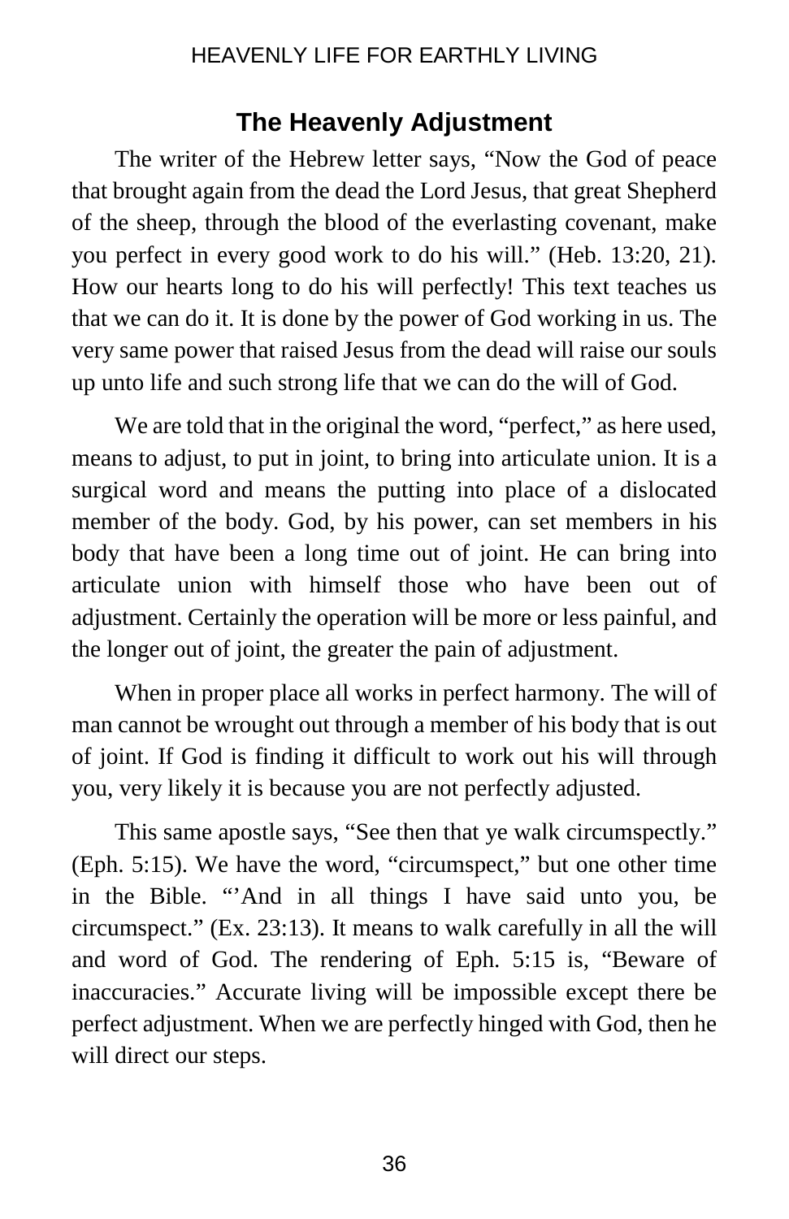## The Heavenly Adjustment

The writer of the Hebrew letter says, "Now the God of peace that brought again from the dead the Lord Jesus, that great Shepherd of the sheep, through the blood of the everlasting covenant, make you perfect in every good work to do his will." (Heb. 13:20, 21). How our hearts long to do his will perfectly! This text teaches us that we can do it. It is done by the power of God working in us. The very same power that raised Jesus from the dead will raise our souls up unto life and such strong life that we can do the will of God.

We are told that in the original the word, "perfect," as here used, means to adjust, to put in joint, to bring into articulate union. It is a surgical word and means the putting into place of a dislocated member of the body. God, by his power, can set members in his body that have been a long time out of joint. He can bring into articulate union with himself those who have been out of adjustment. Certainly the operation will be more or less painful, and the longer out of joint, the greater the pain of adjustment.

When in proper place all works in perfect harmony. The will of man cannot be wrought out through a member of his body that is out of joint. If God is finding it difficult to work out his will through you, very likely it is because you are not perfectly adjusted.

This same apostle says, "See then that ye walk circumspectly." (Eph. 5:15). We have the word, "circumspect," but one other time in the Bible. "'And in all things I have said unto you, be circumspect." (Ex. 23:13). It means to walk carefully in all the will and word of God. The rendering of Eph. 5:15 is, "Beware of inaccuracies." Accurate living will be impossible except there be perfect adjustment. When we are perfectly hinged with God, then he will direct our steps.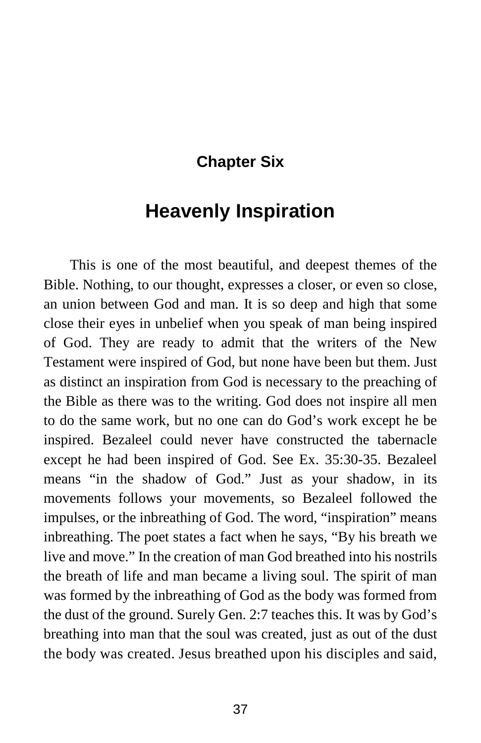## Chapter Six

# Heavenly Inspiration

This is one of the most beautiful, and deepest themes of the Bible. Nothing, to our thought, expresses a closer, or even so close, an union between God and man. It is so deep and high that some close their eyes in unbelief when you speak of man being inspired of God. They are ready to admit that the writers of the New Testament were inspired of God, but none have been but them. Just as distinct an inspiration from God is necessary to the preaching of the Bible as there was to the writing. God does not inspire all men to do the same work, but no one can do God's work except he be inspired. Bezaleel could never have constructed the tabernacle except he had been inspired of God. See Ex. 35:30-35. Bezaleel means "in the shadow of God." Just as your shadow, in its movements follows your movements, so Bezaleel followed the impulses, or the inbreathing of God. The word, "inspiration" means inbreathing. The poet states a fact when he says, "By his breath we live and move." In the creation of man God breathed into his nostrils the breath of life and man became a living soul. The spirit of man was formed by the inbreathing of God as the body was formed from the dust of the ground. Surely Gen. 2:7 teaches this. It was by God's breathing into man that the soul was created, just as out of the dust the body was created. Jesus breathed upon his disciples and said,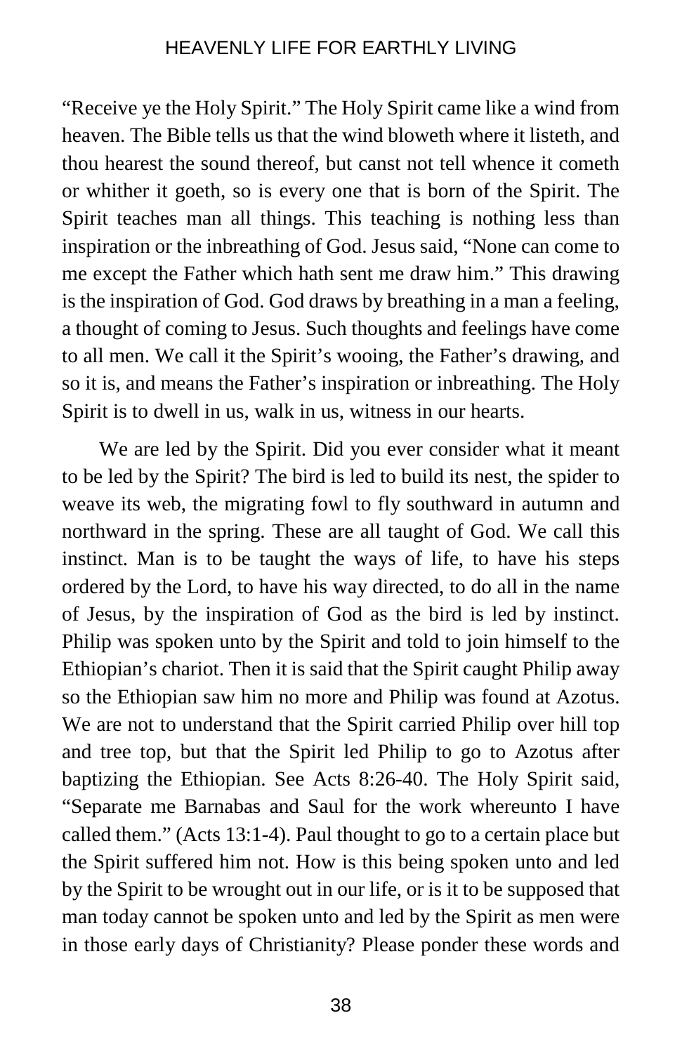"Receive ye the Holy Spirit." The Holy Spirit came like a wind from heaven. The Bible tells us that the wind bloweth where it listeth, and thou hearest the sound thereof, but canst not tell whence it cometh or whither it goeth, so is every one that is born of the Spirit. The Spirit teaches man all things. This teaching is nothing less than inspiration or the inbreathing of God. Jesus said, "None can come to me except the Father which hath sent me draw him." This drawing is the inspiration of God. God draws by breathing in a man a feeling, a thought of coming to Jesus. Such thoughts and feelings have come to all men. We call it the Spirit's wooing, the Father's drawing, and so it is, and means the Father's inspiration or inbreathing. The Holy Spirit is to dwell in us, walk in us, witness in our hearts.

We are led by the Spirit. Did you ever consider what it meant to be led by the Spirit? The bird is led to build its nest, the spider to weave its web, the migrating fowl to fly southward in autumn and northward in the spring. These are all taught of God. We call this instinct. Man is to be taught the ways of life, to have his steps ordered by the Lord, to have his way directed, to do all in the name of Jesus, by the inspiration of God as the bird is led by instinct. Philip was spoken unto by the Spirit and told to join himself to the Ethiopian's chariot. Then it is said that the Spirit caught Philip away so the Ethiopian saw him no more and Philip was found at Azotus. We are not to understand that the Spirit carried Philip over hill top and tree top, but that the Spirit led Philip to go to Azotus after baptizing the Ethiopian. See Acts 8:26-40. The Holy Spirit said, "Separate me Barnabas and Saul for the work whereunto I have called them." (Acts 13:1-4). Paul thought to go to a certain place but the Spirit suffered him not. How is this being spoken unto and led by the Spirit to be wrought out in our life, or is it to be supposed that man today cannot be spoken unto and led by the Spirit as men were in those early days of Christianity? Please ponder these words and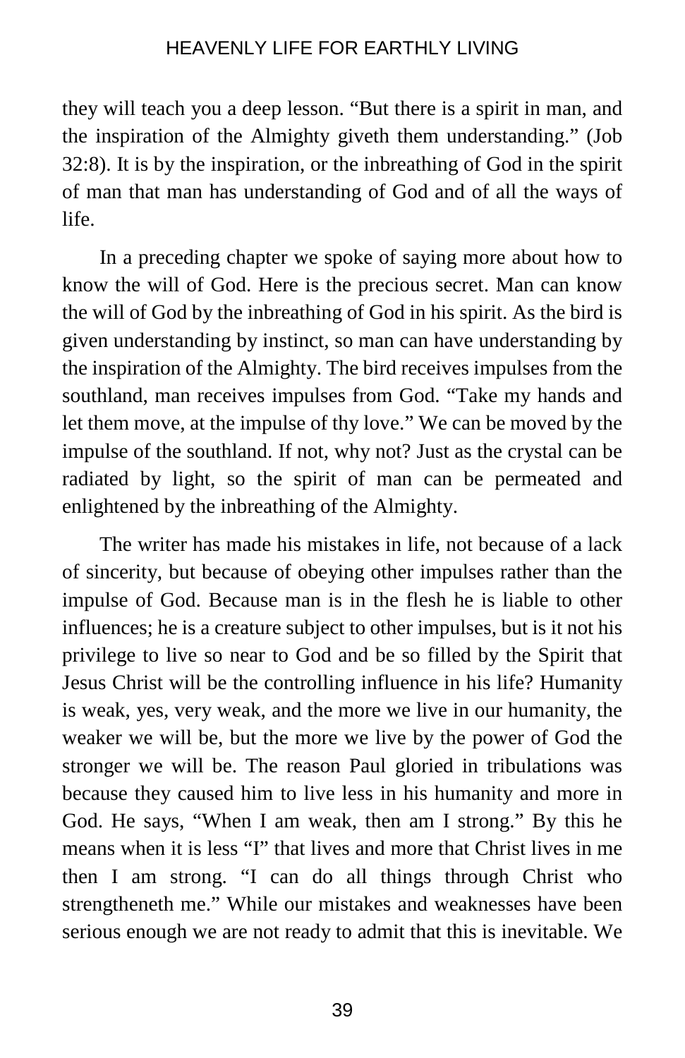they will teach you a deep lesson. “But there is a spirit in man, and the inspiration of the Almighty giveth them understanding.” (Job 32:8). It is by the inspiration, or the inbreathing of God in the spirit of man that man has understanding of God and of all the ways of life.

In a preceding chapter we spoke of saying more about how to know the will of God. Here is the precious secret. Man can know the will of God by the inbreathing of God in his spirit. As the bird is given understanding by instinct, so man can have understanding by the inspiration of the Almighty. The bird receives impulses from the southland, man receives impulses from God. “Take my hands and let them move, at the impulse of thy love.” We can be moved by the impulse of the southland. If not, why not? Just as the crystal can be radiated by light, so the spirit of man can be permeated and enlightened by the inbreathing of the Almighty.

The writer has made his mistakes in life, not because of a lack of sincerity, but because of obeying other impulses rather than the impulse of God. Because man is in the flesh he is liable to other influences; he is a creature subject to other impulses, but is it not his privilege to live so near to God and be so filled by the Spirit that Jesus Christ will be the controlling influence in his life? Humanity is weak, yes, very weak, and the more we live in our humanity, the weaker we will be, but the more we live by the power of God the stronger we will be. The reason Paul gloried in tribulations was because they caused him to live less in his humanity and more in God. He says, “When I am weak, then am I strong.” By this he means when it is less “I” that lives and more that Christ lives in me then I am strong. “I can do all things through Christ who strengtheneth me.” While our mistakes and weaknesses have been serious enough we are not ready to admit that this is inevitable. We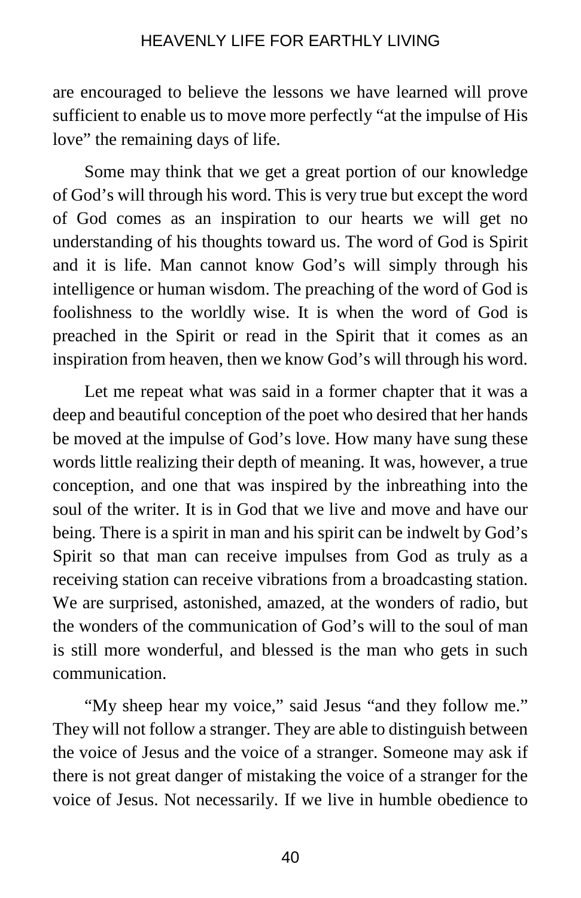are encouraged to believe the lessons we have learned will prove sufficient to enable us to move more perfectly "at the impulse of His love" the remaining days of life.

Some may think that we get a great portion of our knowledge of God's will through his word. This is very true but except the word of God comes as an inspiration to our hearts we will get no understanding of his thoughts toward us. The word of God is Spirit and it is life. Man cannot know God's will simply through his intelligence or human wisdom. The preaching of the word of God is foolishness to the worldly wise. It is when the word of God is preached in the Spirit or read in the Spirit that it comes as an inspiration from heaven, then we know God's will through his word.

Let me repeat what was said in a former chapter that it was a deep and beautiful conception of the poet who desired that her hands be moved at the impulse of God's love. How many have sung these words little realizing their depth of meaning. It was, however, a true conception, and one that was inspired by the inbreathing into the soul of the writer. It is in God that we live and move and have our being. There is a spirit in man and his spirit can be indwelt by God's Spirit so that man can receive impulses from God as truly as a receiving station can receive vibrations from a broadcasting station. We are surprised, astonished, amazed, at the wonders of radio, but the wonders of the communication of God's will to the soul of man is still more wonderful, and blessed is the man who gets in such communication.

"My sheep hear my voice," said Jesus "and they follow me." They will not follow a stranger. They are able to distinguish between the voice of Jesus and the voice of a stranger. Someone may ask if there is not great danger of mistaking the voice of a stranger for the voice of Jesus. Not necessarily. If we live in humble obedience to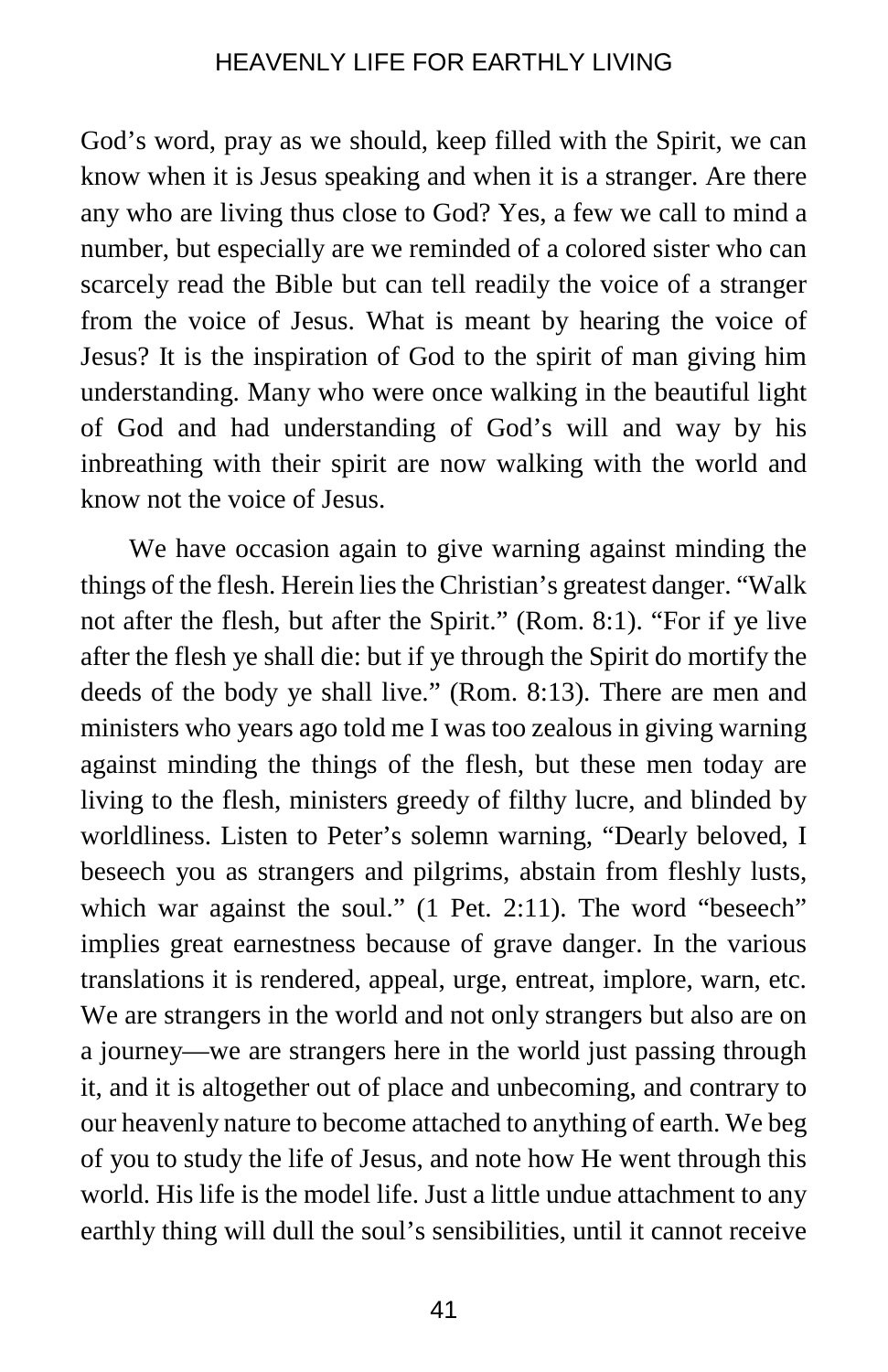God's word, pray as we should, keep filled with the Spirit, we can know when it is Jesus speaking and when it is a stranger. Are there any who are living thus close to God? Yes, a few we call to mind a number, but especially are we reminded of a colored sister who can scarcely read the Bible but can tell readily the voice of a stranger from the voice of Jesus. What is meant by hearing the voice of Jesus? It is the inspiration of God to the spirit of man giving him understanding. Many who were once walking in the beautiful light of God and had understanding of God's will and way by his inbreathing with their spirit are now walking with the world and know not the voice of Jesus.

We have occasion again to give warning against minding the things of the flesh. Herein lies the Christian's greatest danger. "Walk not after the flesh, but after the Spirit." (Rom. 8:1). "For if ye live after the flesh ye shall die: but if ye through the Spirit do mortify the deeds of the body ye shall live." (Rom. 8:13). There are men and ministers who years ago told me I was too zealous in giving warning against minding the things of the flesh, but these men today are living to the flesh, ministers greedy of filthy lucre, and blinded by worldliness. Listen to Peter's solemn warning, "Dearly beloved, I beseech you as strangers and pilgrims, abstain from fleshly lusts, which war against the soul." (1 Pet. 2:11). The word "beseech" implies great earnestness because of grave danger. In the various translations it is rendered, appeal, urge, entreat, implore, warn, etc. We are strangers in the world and not only strangers but also are on a journey—we are strangers here in the world just passing through it, and it is altogether out of place and unbecoming, and contrary to our heavenly nature to become attached to anything of earth. We beg of you to study the life of Jesus, and note how He went through this world. His life is the model life. Just a little undue attachment to any earthly thing will dull the soul's sensibilities, until it cannot receive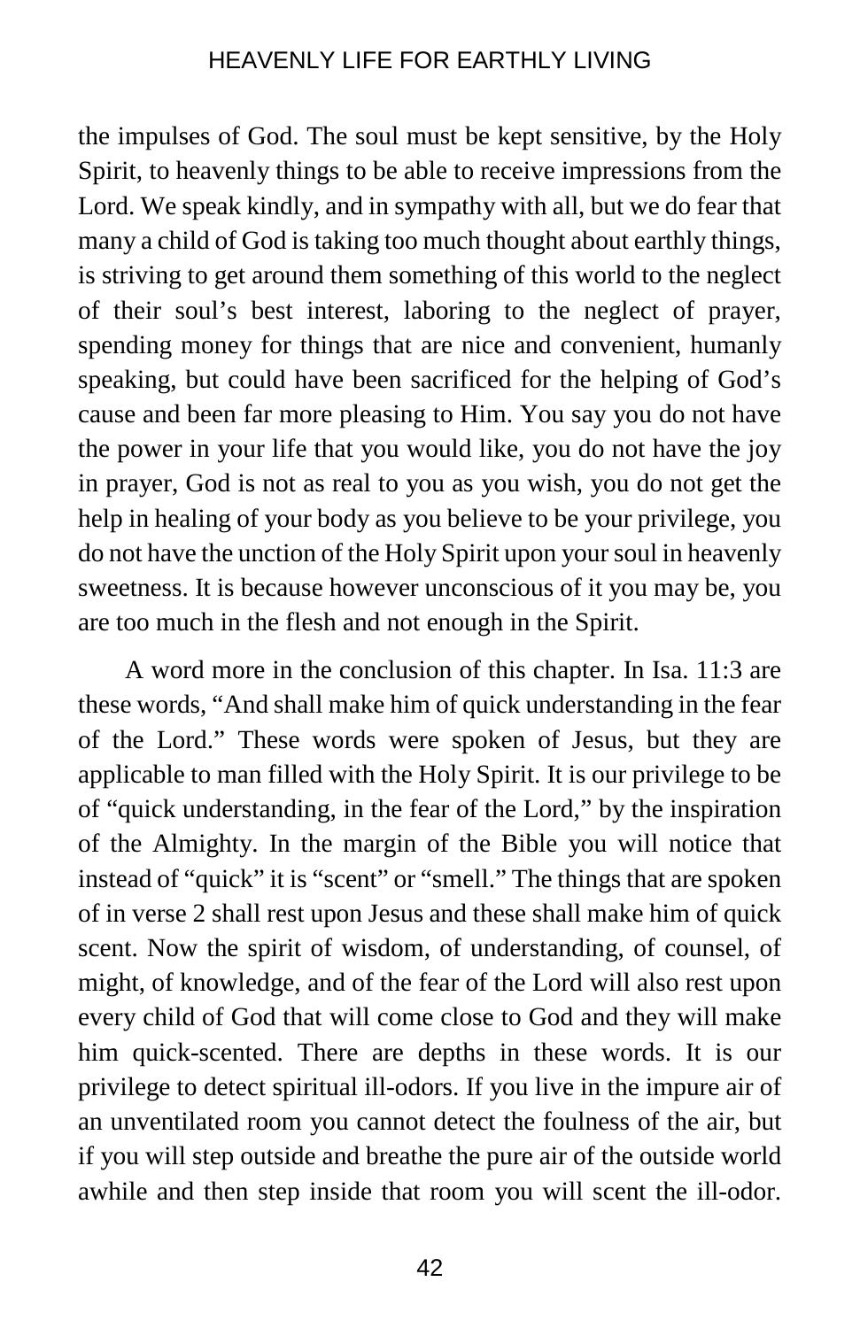the impulses of God. The soul must be kept sensitive, by the Holy Spirit, to heavenly things to be able to receive impressions from the Lord. We speak kindly, and in sympathy with all, but we do fear that many a child of God is taking too much thought about earthly things, is striving to get around them something of this world to the neglect of their soul's best interest, laboring to the neglect of prayer, spending money for things that are nice and convenient, humanly speaking, but could have been sacrificed for the helping of God's cause and been far more pleasing to Him. You say you do not have the power in your life that you would like, you do not have the joy in prayer, God is not as real to you as you wish, you do not get the help in healing of your body as you believe to be your privilege, you do not have the unction of the Holy Spirit upon your soul in heavenly sweetness. It is because however unconscious of it you may be, you are too much in the flesh and not enough in the Spirit.

A word more in the conclusion of this chapter. In Isa. 11:3 are these words, "And shall make him of quick understanding in the fear of the Lord." These words were spoken of Jesus, but they are applicable to man filled with the Holy Spirit. It is our privilege to be of "quick understanding, in the fear of the Lord," by the inspiration of the Almighty. In the margin of the Bible you will notice that instead of "quick" it is "scent" or "smell." The things that are spoken of in verse 2 shall rest upon Jesus and these shall make him of quick scent. Now the spirit of wisdom, of understanding, of counsel, of might, of knowledge, and of the fear of the Lord will also rest upon every child of God that will come close to God and they will make him quick-scented. There are depths in these words. It is our privilege to detect spiritual ill-odors. If you live in the impure air of an unventilated room you cannot detect the foulness of the air, but if you will step outside and breathe the pure air of the outside world awhile and then step inside that room you will scent the ill-odor.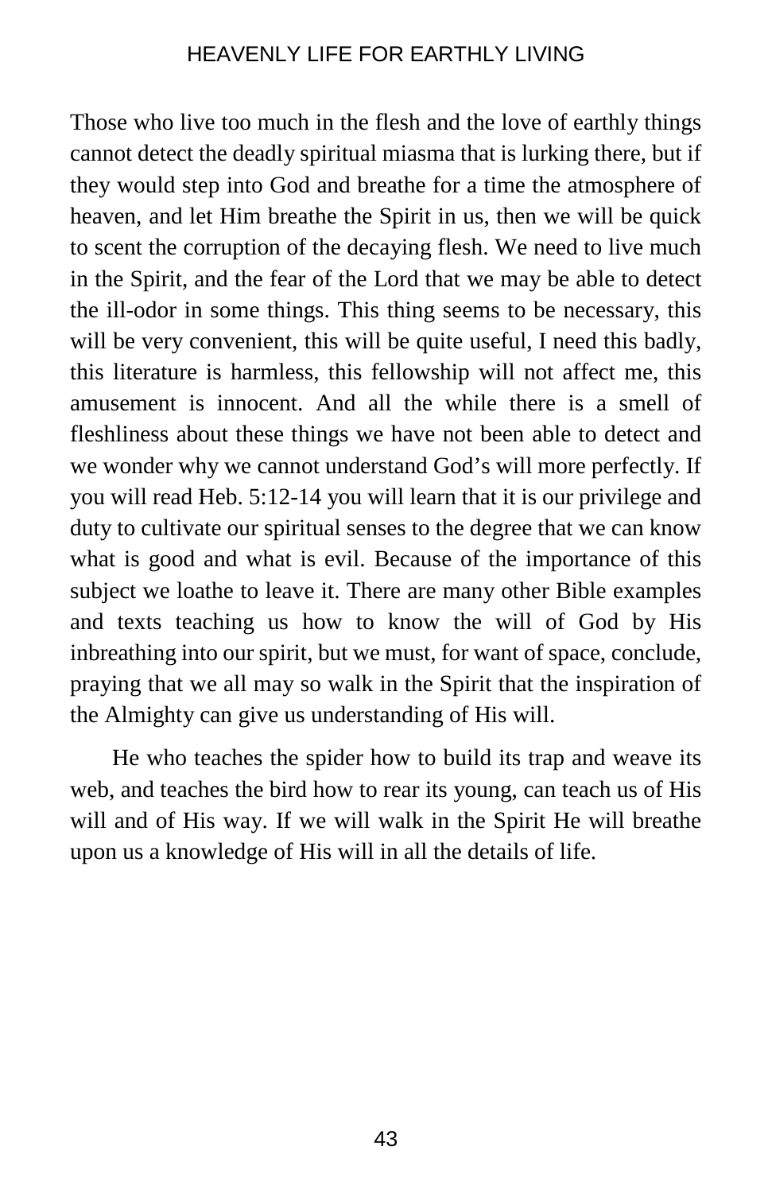Those who live too much in the flesh and the love of earthly things cannot detect the deadly spiritual miasma that is lurking there, but if they would step into God and breathe for a time the atmosphere of heaven, and let Him breathe the Spirit in us, then we will be quick to scent the corruption of the decaying flesh. We need to live much in the Spirit, and the fear of the Lord that we may be able to detect the ill-odor in some things. This thing seems to be necessary, this will be very convenient, this will be quite useful, I need this badly, this literature is harmless, this fellowship will not affect me, this amusement is innocent. And all the while there is a smell of fleshliness about these things we have not been able to detect and we wonder why we cannot understand God's will more perfectly. If you will read Heb. 5:12-14 you will learn that it is our privilege and duty to cultivate our spiritual senses to the degree that we can know what is good and what is evil. Because of the importance of this subject we loathe to leave it. There are many other Bible examples and texts teaching us how to know the will of God by His inbreathing into our spirit, but we must, for want of space, conclude, praying that we all may so walk in the Spirit that the inspiration of the Almighty can give us understanding of His will.

He who teaches the spider how to build its trap and weave its web, and teaches the bird how to rear its young, can teach us of His will and of His way. If we will walk in the Spirit He will breathe upon us a knowledge of His will in all the details of life.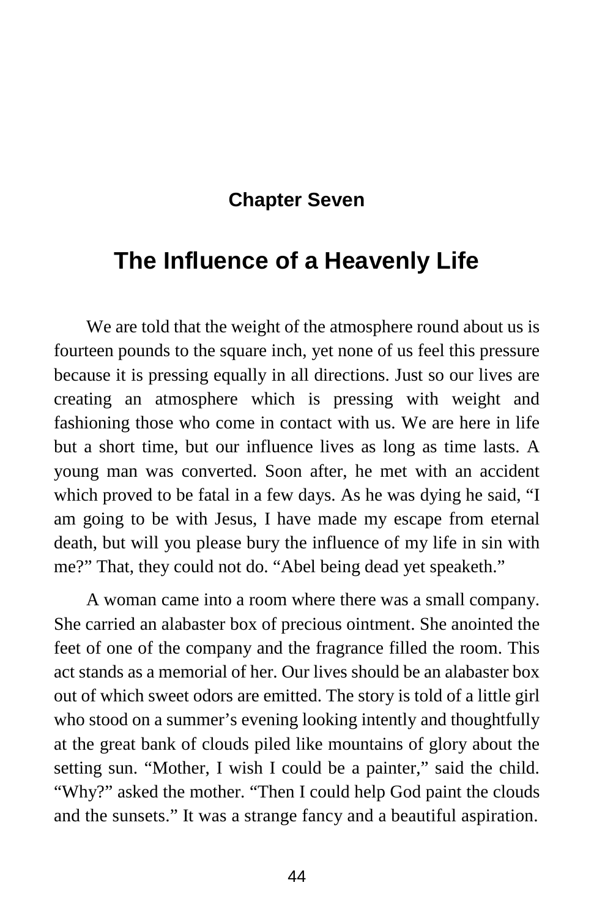## Chapter Seven

# The Influence of a Heavenly Life

We are told that the weight of the atmosphere round about us is fourteen pounds to the square inch, yet none of us feel this pressure because it is pressing equally in all directions. Just so our lives are creating an atmosphere which is pressing with weight and fashioning those who come in contact with us. We are here in life but a short time, but our influence lives as long as time lasts. A young man was converted. Soon after, he met with an accident which proved to be fatal in a few days. As he was dying he said, "I am going to be with Jesus, I have made my escape from eternal death, but will you please bury the influence of my life in sin with me?" That, they could not do. "Abel being dead yet speaketh."

A woman came into a room where there was a small company. She carried an alabaster box of precious ointment. She anointed the feet of one of the company and the fragrance filled the room. This act stands as a memorial of her. Our lives should be an alabaster box out of which sweet odors are emitted. The story is told of a little girl who stood on a summer's evening looking intently and thoughtfully at the great bank of clouds piled like mountains of glory about the setting sun. "Mother, I wish I could be a painter," said the child. "Why?" asked the mother. "Then I could help God paint the clouds and the sunsets." It was a strange fancy and a beautiful aspiration.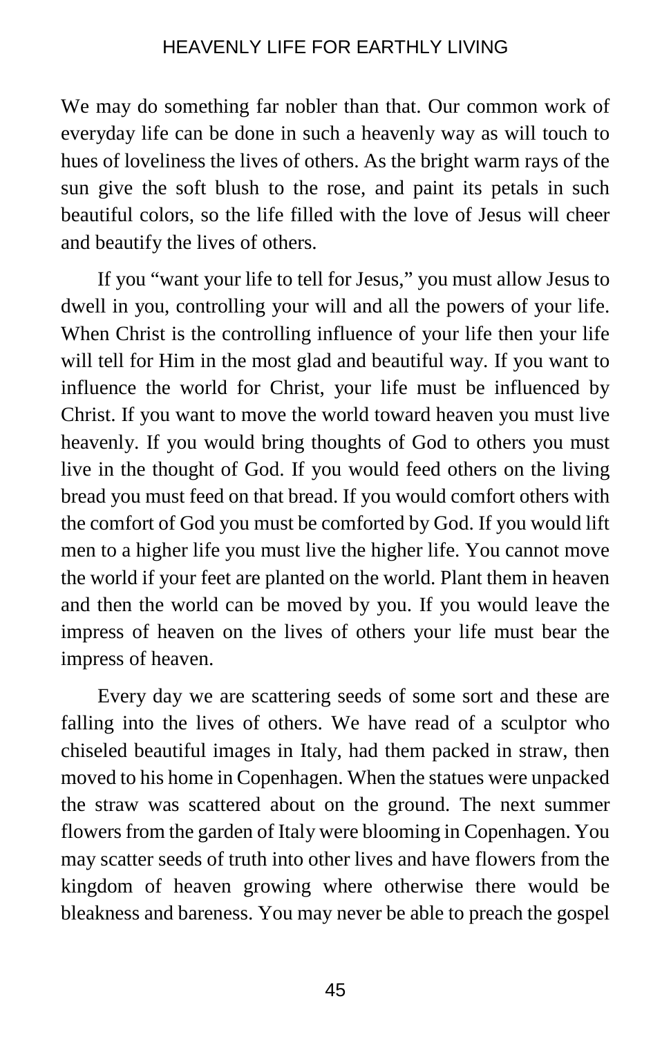We may do something far nobler than that. Our common work of everyday life can be done in such a heavenly way as will touch to hues of loveliness the lives of others. As the bright warm rays of the sun give the soft blush to the rose, and paint its petals in such beautiful colors, so the life filled with the love of Jesus will cheer and beautify the lives of others.

If you "want your life to tell for Jesus," you must allow Jesus to dwell in you, controlling your will and all the powers of your life. When Christ is the controlling influence of your life then your life will tell for Him in the most glad and beautiful way. If you want to influence the world for Christ, your life must be influenced by Christ. If you want to move the world toward heaven you must live heavenly. If you would bring thoughts of God to others you must live in the thought of God. If you would feed others on the living bread you must feed on that bread. If you would comfort others with the comfort of God you must be comforted by God. If you would lift men to a higher life you must live the higher life. You cannot move the world if your feet are planted on the world. Plant them in heaven and then the world can be moved by you. If you would leave the impress of heaven on the lives of others your life must bear the impress of heaven.

Every day we are scattering seeds of some sort and these are falling into the lives of others. We have read of a sculptor who chiseled beautiful images in Italy, had them packed in straw, then moved to his home in Copenhagen. When the statues were unpacked the straw was scattered about on the ground. The next summer flowers from the garden of Italy were blooming in Copenhagen. You may scatter seeds of truth into other lives and have flowers from the kingdom of heaven growing where otherwise there would be bleakness and bareness. You may never be able to preach the gospel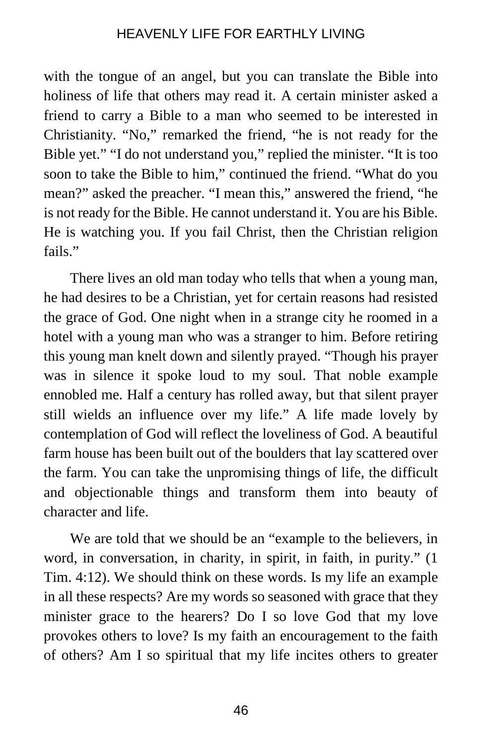with the tongue of an angel, but you can translate the Bible into holiness of life that others may read it. A certain minister asked a friend to carry a Bible to a man who seemed to be interested in Christianity. "No," remarked the friend, "he is not ready for the Bible yet." "I do not understand you," replied the minister. "It is too soon to take the Bible to him," continued the friend. "What do you mean?" asked the preacher. "I mean this," answered the friend, "he is not ready for the Bible. He cannot understand it. You are his Bible. He is watching you. If you fail Christ, then the Christian religion fails."

There lives an old man today who tells that when a young man, he had desires to be a Christian, yet for certain reasons had resisted the grace of God. One night when in a strange city he roomed in a hotel with a young man who was a stranger to him. Before retiring this young man knelt down and silently prayed. "Though his prayer was in silence it spoke loud to my soul. That noble example ennobled me. Half a century has rolled away, but that silent prayer still wields an influence over my life." A life made lovely by contemplation of God will reflect the loveliness of God. A beautiful farm house has been built out of the boulders that lay scattered over the farm. You can take the unpromising things of life, the difficult and objectionable things and transform them into beauty of character and life.

We are told that we should be an "example to the believers, in word, in conversation, in charity, in spirit, in faith, in purity." (1 Tim. 4:12). We should think on these words. Is my life an example in all these respects? Are my words so seasoned with grace that they minister grace to the hearers? Do I so love God that my love provokes others to love? Is my faith an encouragement to the faith of others? Am I so spiritual that my life incites others to greater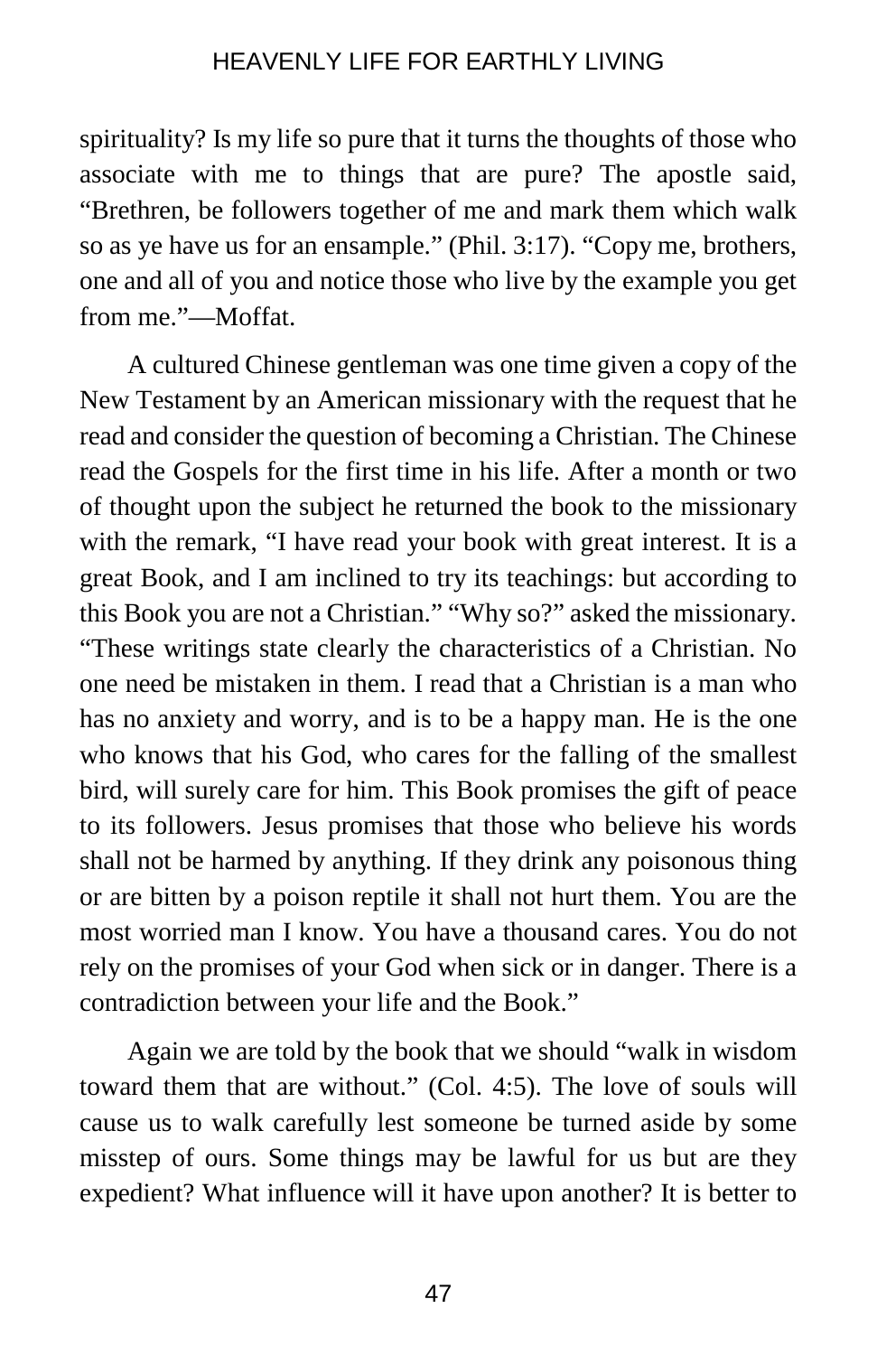spirituality? Is my life so pure that it turns the thoughts of those who associate with me to things that are pure? The apostle said, "Brethren, be followers together of me and mark them which walk so as ye have us for an ensample." (Phil. 3:17). "Copy me, brothers, one and all of you and notice those who live by the example you get from me."—Moffat.

A cultured Chinese gentleman was one time given a copy of the New Testament by an American missionary with the request that he read and consider the question of becoming a Christian. The Chinese read the Gospels for the first time in his life. After a month or two of thought upon the subject he returned the book to the missionary with the remark, "I have read your book with great interest. It is a great Book, and I am inclined to try its teachings: but according to this Book you are not a Christian." "Why so?" asked the missionary. "These writings state clearly the characteristics of a Christian. No one need be mistaken in them. I read that a Christian is a man who has no anxiety and worry, and is to be a happy man. He is the one who knows that his God, who cares for the falling of the smallest bird, will surely care for him. This Book promises the gift of peace to its followers. Jesus promises that those who believe his words shall not be harmed by anything. If they drink any poisonous thing or are bitten by a poison reptile it shall not hurt them. You are the most worried man I know. You have a thousand cares. You do not rely on the promises of your God when sick or in danger. There is a contradiction between your life and the Book."

Again we are told by the book that we should "walk in wisdom toward them that are without." (Col. 4:5). The love of souls will cause us to walk carefully lest someone be turned aside by some misstep of ours. Some things may be lawful for us but are they expedient? What influence will it have upon another? It is better to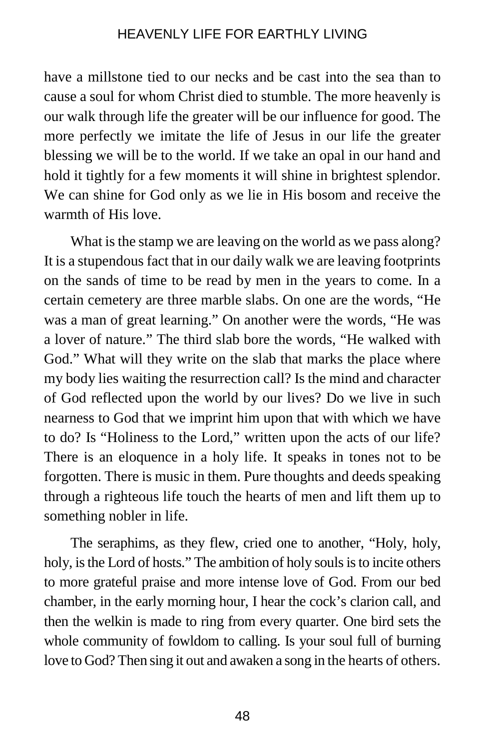have a millstone tied to our necks and be cast into the sea than to cause a soul for whom Christ died to stumble. The more heavenly is our walk through life the greater will be our influence for good. The more perfectly we imitate the life of Jesus in our life the greater blessing we will be to the world. If we take an opal in our hand and hold it tightly for a few moments it will shine in brightest splendor. We can shine for God only as we lie in His bosom and receive the warmth of His love.

What is the stamp we are leaving on the world as we pass along? It is a stupendous fact that in our daily walk we are leaving footprints on the sands of time to be read by men in the years to come. In a certain cemetery are three marble slabs. On one are the words, “He was a man of great learning.” On another were the words, “He was a lover of nature.” The third slab bore the words, “He walked with God.” What will they write on the slab that marks the place where my body lies waiting the resurrection call? Is the mind and character of God reflected upon the world by our lives? Do we live in such nearness to God that we imprint him upon that with which we have to do? Is “Holiness to the Lord,” written upon the acts of our life? There is an eloquence in a holy life. It speaks in tones not to be forgotten. There is music in them. Pure thoughts and deeds speaking through a righteous life touch the hearts of men and lift them up to something nobler in life.

The seraphims, as they flew, cried one to another, “Holy, holy, holy, is the Lord of hosts.” The ambition of holy souls is to incite others to more grateful praise and more intense love of God. From our bed chamber, in the early morning hour, I hear the cock’s clarion call, and then the welkin is made to ring from every quarter. One bird sets the whole community of fowldom to calling. Is your soul full of burning love to God? Then sing it out and awaken a song in the hearts of others.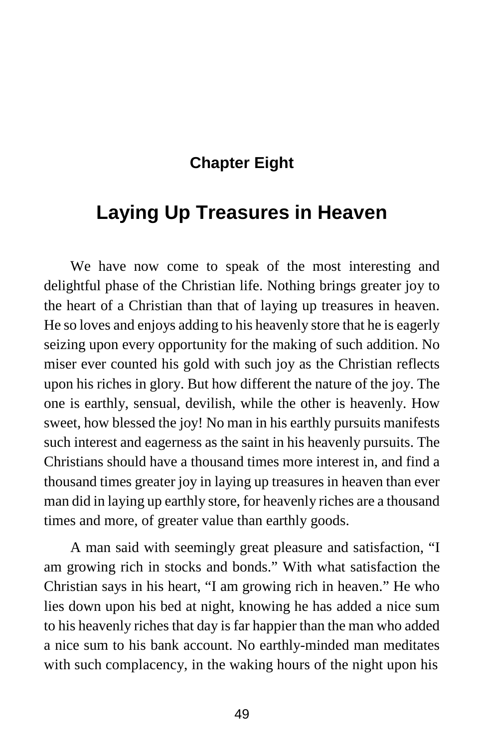## Chapter Eight

# Laying Up Treasures in Heaven

We have now come to speak of the most interesting and delightful phase of the Christian life. Nothing brings greater joy to the heart of a Christian than that of laying up treasures in heaven. He so loves and enjoys adding to his heavenly store that he is eagerly seizing upon every opportunity for the making of such addition. No miser ever counted his gold with such joy as the Christian reflects upon his riches in glory. But how different the nature of the joy. The one is earthly, sensual, devilish, while the other is heavenly. How sweet, how blessed the joy! No man in his earthly pursuits manifests such interest and eagerness as the saint in his heavenly pursuits. The Christians should have a thousand times more interest in, and find a thousand times greater joy in laying up treasures in heaven than ever man did in laying up earthly store, for heavenly riches are a thousand times and more, of greater value than earthly goods.

A man said with seemingly great pleasure and satisfaction, "I am growing rich in stocks and bonds." With what satisfaction the Christian says in his heart, "I am growing rich in heaven." He who lies down upon his bed at night, knowing he has added a nice sum to his heavenly riches that day is far happier than the man who added a nice sum to his bank account. No earthly-minded man meditates with such complacency, in the waking hours of the night upon his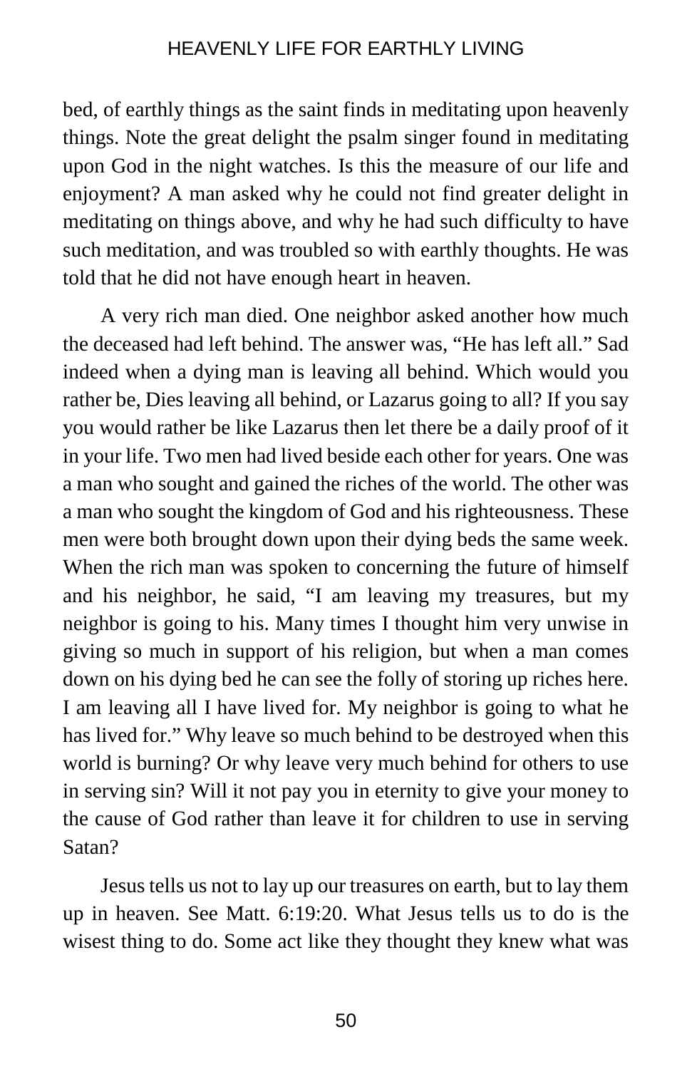bed, of earthly things as the saint finds in meditating upon heavenly things. Note the great delight the psalm singer found in meditating upon God in the night watches. Is this the measure of our life and enjoyment? A man asked why he could not find greater delight in meditating on things above, and why he had such difficulty to have such meditation, and was troubled so with earthly thoughts. He was told that he did not have enough heart in heaven.

A very rich man died. One neighbor asked another how much the deceased had left behind. The answer was, "He has left all." Sad indeed when a dying man is leaving all behind. Which would you rather be, Dies leaving all behind, or Lazarus going to all? If you say you would rather be like Lazarus then let there be a daily proof of it in your life. Two men had lived beside each other for years. One was a man who sought and gained the riches of the world. The other was a man who sought the kingdom of God and his righteousness. These men were both brought down upon their dying beds the same week. When the rich man was spoken to concerning the future of himself and his neighbor, he said, "I am leaving my treasures, but my neighbor is going to his. Many times I thought him very unwise in giving so much in support of his religion, but when a man comes down on his dying bed he can see the folly of storing up riches here. I am leaving all I have lived for. My neighbor is going to what he has lived for." Why leave so much behind to be destroyed when this world is burning? Or why leave very much behind for others to use in serving sin? Will it not pay you in eternity to give your money to the cause of God rather than leave it for children to use in serving Satan?

Jesus tells us not to lay up our treasures on earth, but to lay them up in heaven. See Matt. 6:19:20. What Jesus tells us to do is the wisest thing to do. Some act like they thought they knew what was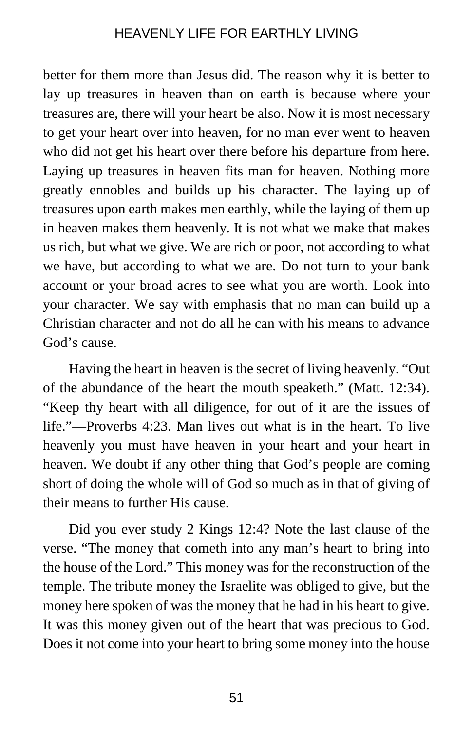better for them more than Jesus did. The reason why it is better to lay up treasures in heaven than on earth is because where your treasures are, there will your heart be also. Now it is most necessary to get your heart over into heaven, for no man ever went to heaven who did not get his heart over there before his departure from here. Laying up treasures in heaven fits man for heaven. Nothing more greatly ennobles and builds up his character. The laying up of treasures upon earth makes men earthly, while the laying of them up in heaven makes them heavenly. It is not what we make that makes us rich, but what we give. We are rich or poor, not according to what we have, but according to what we are. Do not turn to your bank account or your broad acres to see what you are worth. Look into your character. We say with emphasis that no man can build up a Christian character and not do all he can with his means to advance God's cause.

Having the heart in heaven is the secret of living heavenly. "Out of the abundance of the heart the mouth speaketh." (Matt. 12:34). "Keep thy heart with all diligence, for out of it are the issues of life."—Proverbs 4:23. Man lives out what is in the heart. To live heavenly you must have heaven in your heart and your heart in heaven. We doubt if any other thing that God's people are coming short of doing the whole will of God so much as in that of giving of their means to further His cause.

Did you ever study 2 Kings 12:4? Note the last clause of the verse. "The money that cometh into any man's heart to bring into the house of the Lord." This money was for the reconstruction of the temple. The tribute money the Israelite was obliged to give, but the money here spoken of was the money that he had in his heart to give. It was this money given out of the heart that was precious to God. Does it not come into your heart to bring some money into the house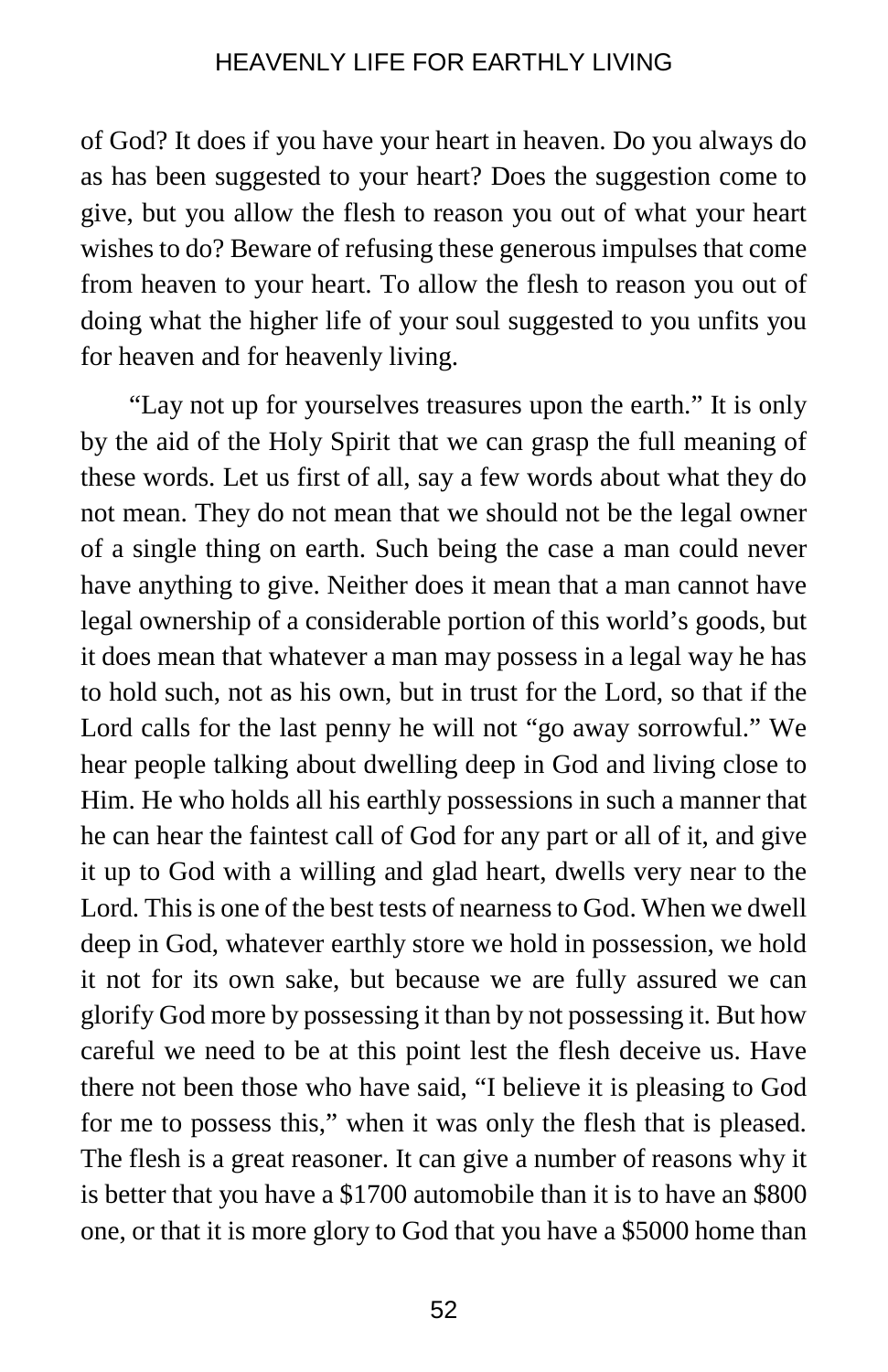of God? It does if you have your heart in heaven. Do you always do as has been suggested to your heart? Does the suggestion come to give, but you allow the flesh to reason you out of what your heart wishes to do? Beware of refusing these generous impulses that come from heaven to your heart. To allow the flesh to reason you out of doing what the higher life of your soul suggested to you unfits you for heaven and for heavenly living.

"Lay not up for yourselves treasures upon the earth." It is only by the aid of the Holy Spirit that we can grasp the full meaning of these words. Let us first of all, say a few words about what they do not mean. They do not mean that we should not be the legal owner of a single thing on earth. Such being the case a man could never have anything to give. Neither does it mean that a man cannot have legal ownership of a considerable portion of this world's goods, but it does mean that whatever a man may possess in a legal way he has to hold such, not as his own, but in trust for the Lord, so that if the Lord calls for the last penny he will not "go away sorrowful." We hear people talking about dwelling deep in God and living close to Him. He who holds all his earthly possessions in such a manner that he can hear the faintest call of God for any part or all of it, and give it up to God with a willing and glad heart, dwells very near to the Lord. This is one of the best tests of nearness to God. When we dwell deep in God, whatever earthly store we hold in possession, we hold it not for its own sake, but because we are fully assured we can glorify God more by possessing it than by not possessing it. But how careful we need to be at this point lest the flesh deceive us. Have there not been those who have said, "I believe it is pleasing to God for me to possess this," when it was only the flesh that is pleased. The flesh is a great reasoner. It can give a number of reasons why it is better that you have a $1700 automobile than it is to have an $800 one, or that it is more glory to God that you have a $5000 home than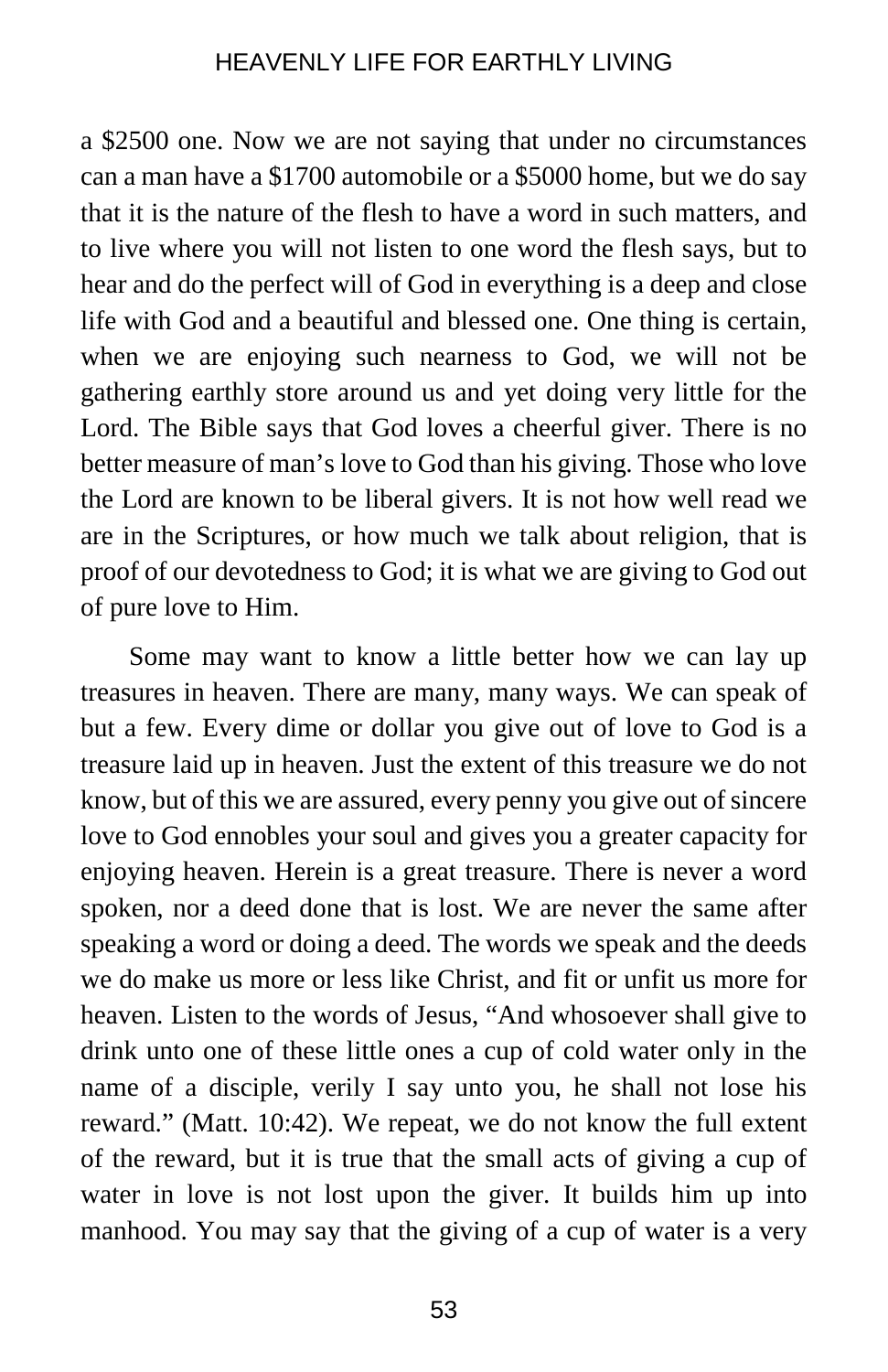a $2500 one. Now we are not saying that under no circumstances can a man have a $1700 automobile or a $5000 home, but we do say that it is the nature of the flesh to have a word in such matters, and to live where you will not listen to one word the flesh says, but to hear and do the perfect will of God in everything is a deep and close life with God and a beautiful and blessed one. One thing is certain, when we are enjoying such nearness to God, we will not be gathering earthly store around us and yet doing very little for the Lord. The Bible says that God loves a cheerful giver. There is no better measure of man's love to God than his giving. Those who love the Lord are known to be liberal givers. It is not how well read we are in the Scriptures, or how much we talk about religion, that is proof of our devotedness to God; it is what we are giving to God out of pure love to Him.

Some may want to know a little better how we can lay up treasures in heaven. There are many, many ways. We can speak of but a few. Every dime or dollar you give out of love to God is a treasure laid up in heaven. Just the extent of this treasure we do not know, but of this we are assured, every penny you give out of sincere love to God ennobles your soul and gives you a greater capacity for enjoying heaven. Herein is a great treasure. There is never a word spoken, nor a deed done that is lost. We are never the same after speaking a word or doing a deed. The words we speak and the deeds we do make us more or less like Christ, and fit or unfit us more for heaven. Listen to the words of Jesus, "And whosoever shall give to drink unto one of these little ones a cup of cold water only in the name of a disciple, verily I say unto you, he shall not lose his reward." (Matt. 10:42). We repeat, we do not know the full extent of the reward, but it is true that the small acts of giving a cup of water in love is not lost upon the giver. It builds him up into manhood. You may say that the giving of a cup of water is a very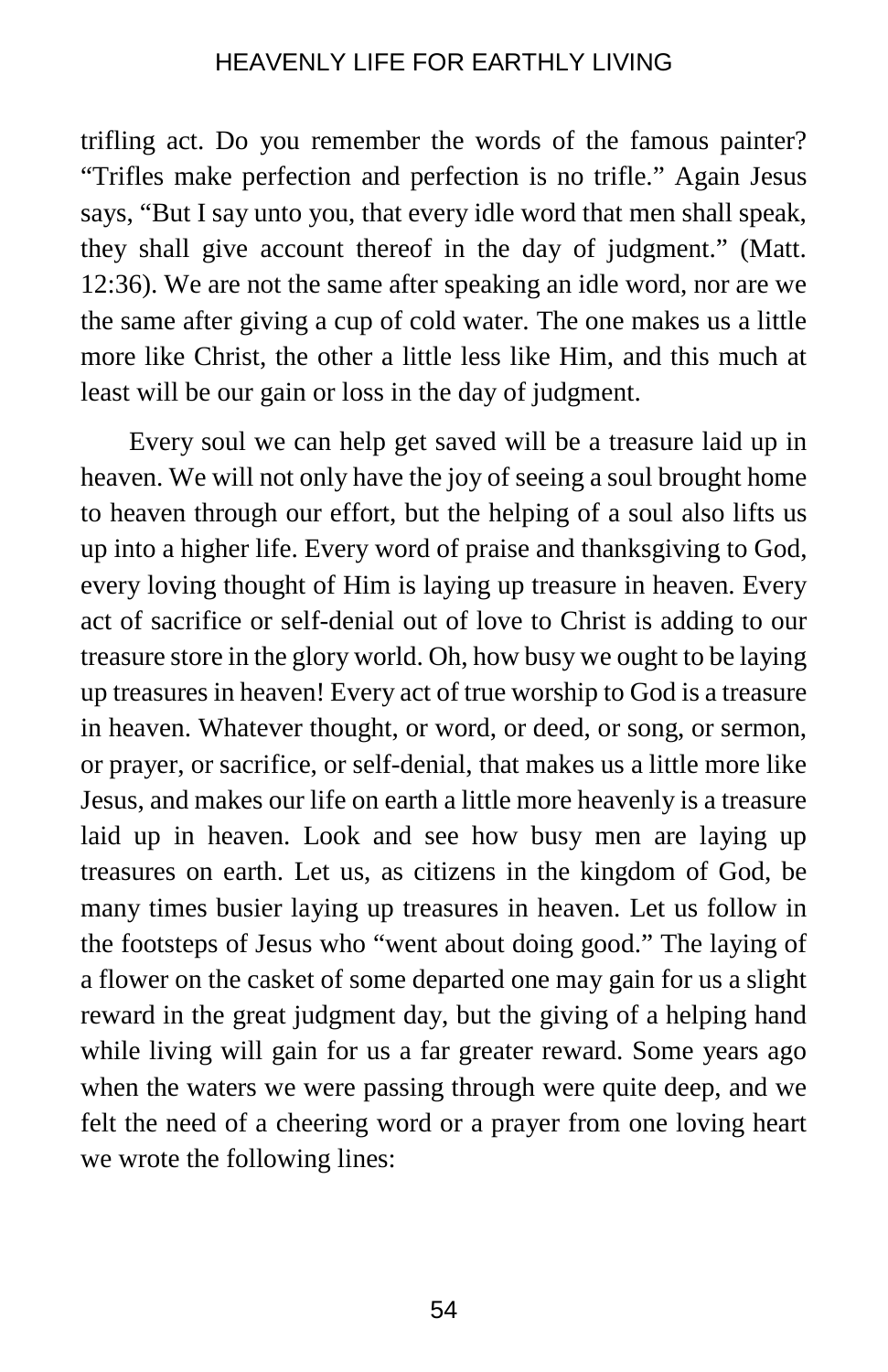trifling act. Do you remember the words of the famous painter? "Trifles make perfection and perfection is no trifle." Again Jesus says, "But I say unto you, that every idle word that men shall speak, they shall give account thereof in the day of judgment." (Matt. 12:36). We are not the same after speaking an idle word, nor are we the same after giving a cup of cold water. The one makes us a little more like Christ, the other a little less like Him, and this much at least will be our gain or loss in the day of judgment.

Every soul we can help get saved will be a treasure laid up in heaven. We will not only have the joy of seeing a soul brought home to heaven through our effort, but the helping of a soul also lifts us up into a higher life. Every word of praise and thanksgiving to God, every loving thought of Him is laying up treasure in heaven. Every act of sacrifice or self-denial out of love to Christ is adding to our treasure store in the glory world. Oh, how busy we ought to be laying up treasures in heaven! Every act of true worship to God is a treasure in heaven. Whatever thought, or word, or deed, or song, or sermon, or prayer, or sacrifice, or self-denial, that makes us a little more like Jesus, and makes our life on earth a little more heavenly is a treasure laid up in heaven. Look and see how busy men are laying up treasures on earth. Let us, as citizens in the kingdom of God, be many times busier laying up treasures in heaven. Let us follow in the footsteps of Jesus who "went about doing good." The laying of a flower on the casket of some departed one may gain for us a slight reward in the great judgment day, but the giving of a helping hand while living will gain for us a far greater reward. Some years ago when the waters we were passing through were quite deep, and we felt the need of a cheering word or a prayer from one loving heart we wrote the following lines: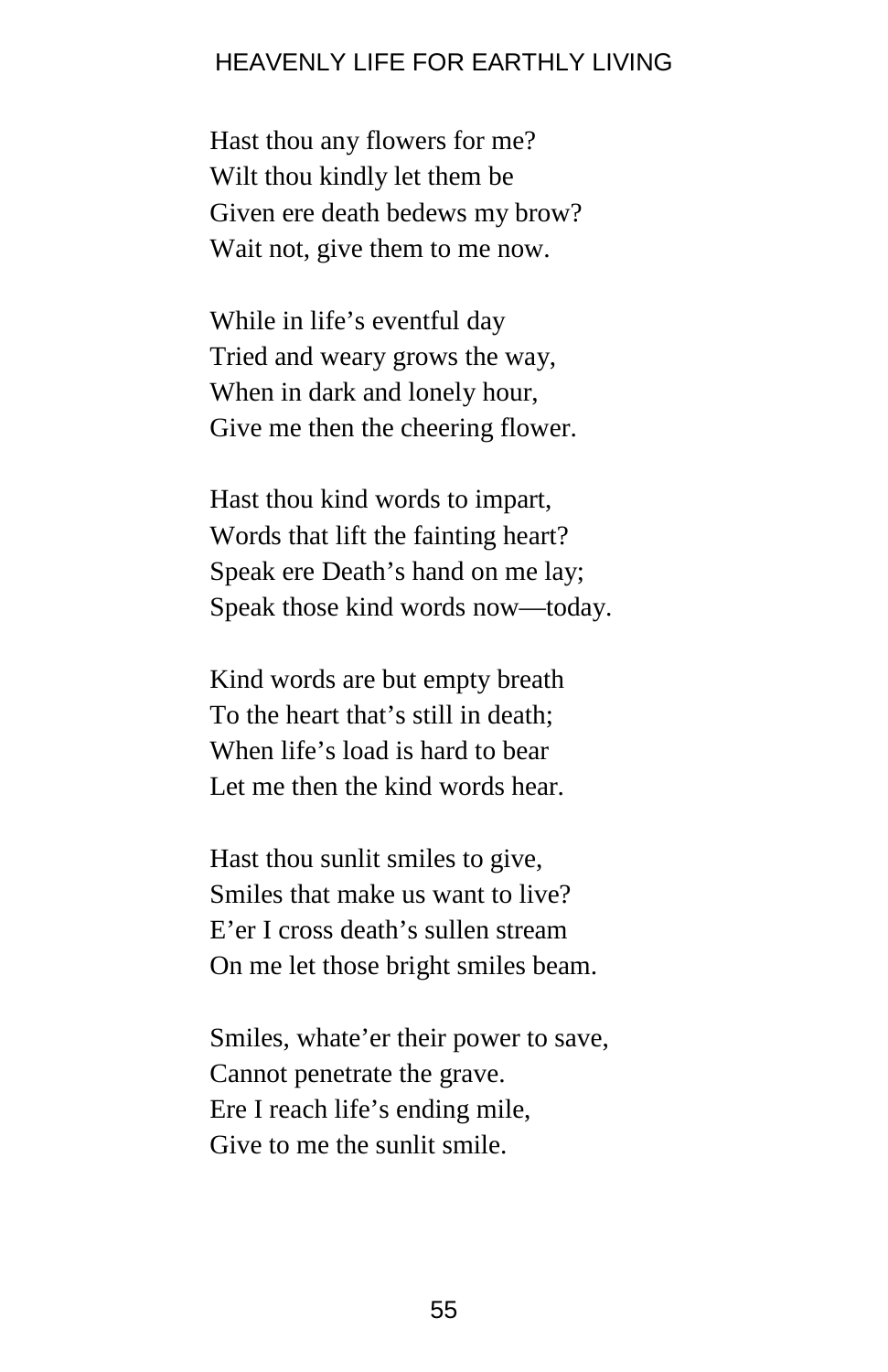Hast thou any flowers for me?
Wilt thou kindly let them be
Given ere death bedews my brow?
Wait not, give them to me now.

While in life's eventful day
Tried and weary grows the way,
When in dark and lonely hour,
Give me then the cheering flower.

Hast thou kind words to impart,
Words that lift the fainting heart?
Speak ere Death's hand on me lay;
Speak those kind words now—today.

Kind words are but empty breath
To the heart that's still in death;
When life's load is hard to bear
Let me then the kind words hear.

Hast thou sunlit smiles to give,
Smiles that make us want to live?
E'er I cross death's sullen stream
On me let those bright smiles beam.

Smiles, whate'er their power to save,
Cannot penetrate the grave.
Ere I reach life's ending mile,
Give to me the sunlit smile.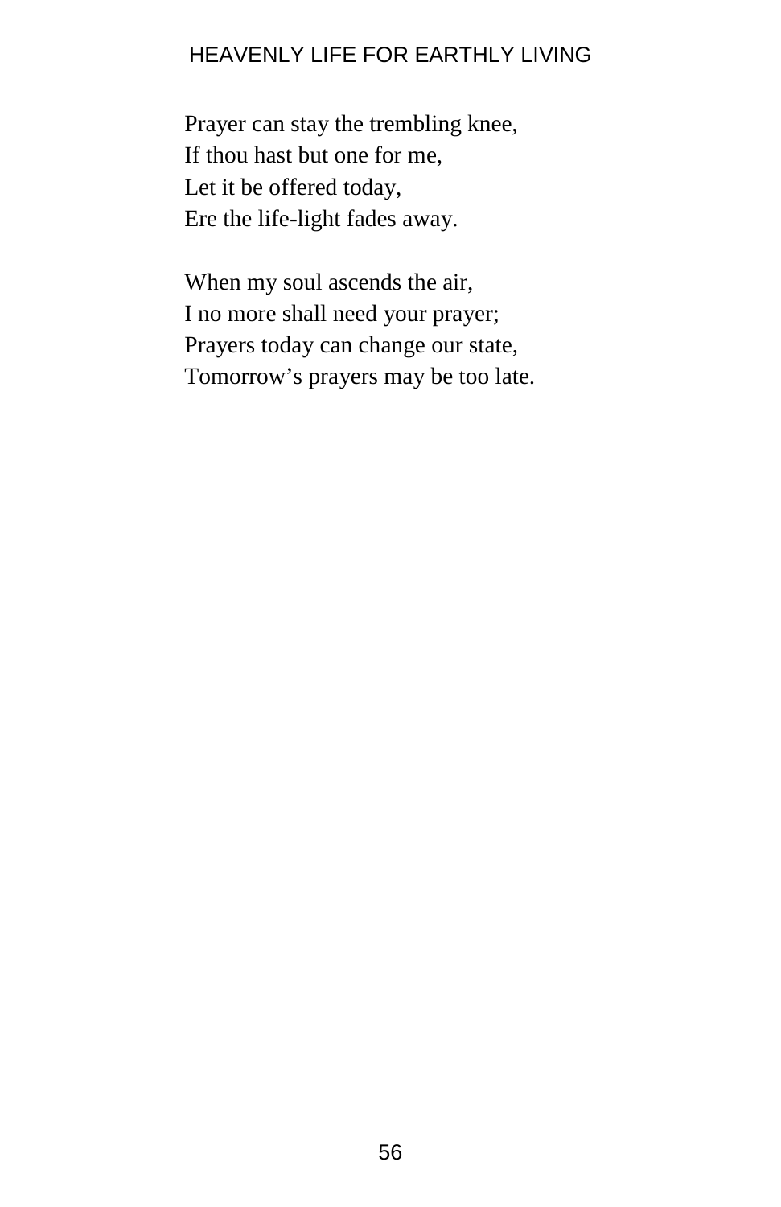Prayer can stay the trembling knee,
If thou hast but one for me,
Let it be offered today,
Ere the life-light fades away.

When my soul ascends the air,
I no more shall need your prayer;
Prayers today can change our state,
Tomorrow's prayers may be too late.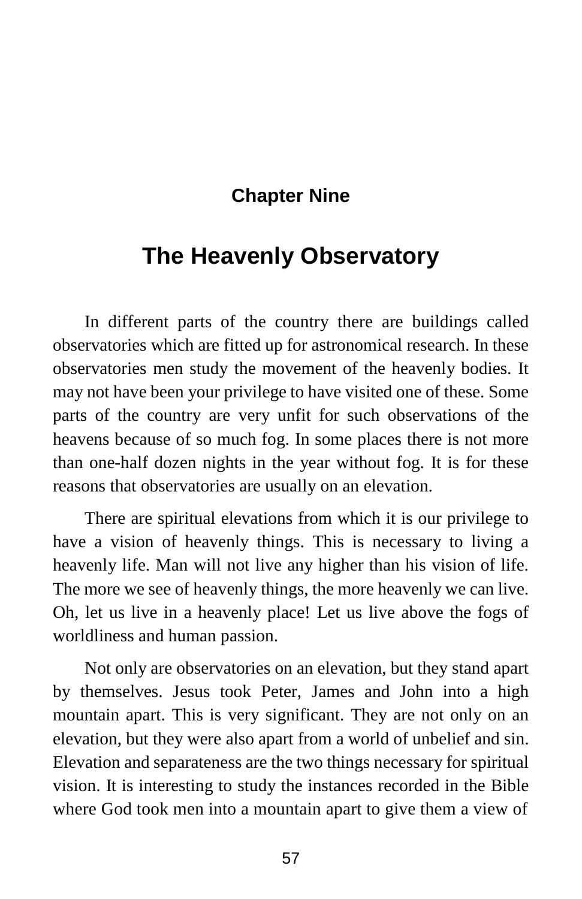## Chapter Nine

# The Heavenly Observatory

In different parts of the country there are buildings called observatories which are fitted up for astronomical research. In these observatories men study the movement of the heavenly bodies. It may not have been your privilege to have visited one of these. Some parts of the country are very unfit for such observations of the heavens because of so much fog. In some places there is not more than one-half dozen nights in the year without fog. It is for these reasons that observatories are usually on an elevation.

There are spiritual elevations from which it is our privilege to have a vision of heavenly things. This is necessary to living a heavenly life. Man will not live any higher than his vision of life. The more we see of heavenly things, the more heavenly we can live. Oh, let us live in a heavenly place! Let us live above the fogs of worldliness and human passion.

Not only are observatories on an elevation, but they stand apart by themselves. Jesus took Peter, James and John into a high mountain apart. This is very significant. They are not only on an elevation, but they were also apart from a world of unbelief and sin. Elevation and separateness are the two things necessary for spiritual vision. It is interesting to study the instances recorded in the Bible where God took men into a mountain apart to give them a view of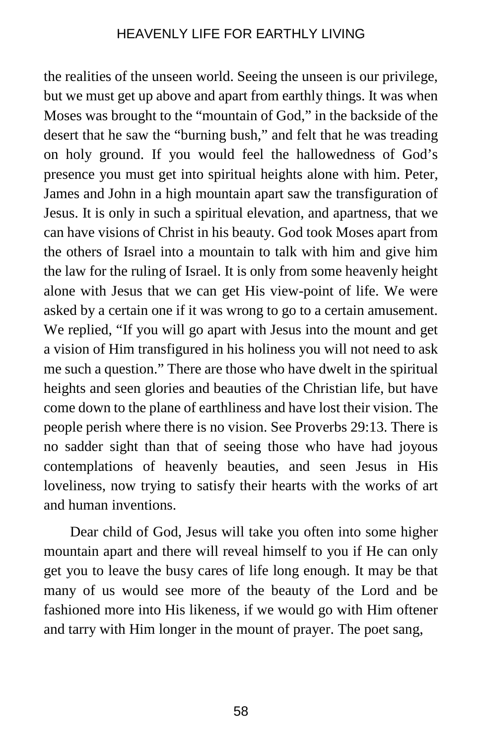the realities of the unseen world. Seeing the unseen is our privilege, but we must get up above and apart from earthly things. It was when Moses was brought to the "mountain of God," in the backside of the desert that he saw the "burning bush," and felt that he was treading on holy ground. If you would feel the hallowedness of God's presence you must get into spiritual heights alone with him. Peter, James and John in a high mountain apart saw the transfiguration of Jesus. It is only in such a spiritual elevation, and apartness, that we can have visions of Christ in his beauty. God took Moses apart from the others of Israel into a mountain to talk with him and give him the law for the ruling of Israel. It is only from some heavenly height alone with Jesus that we can get His view-point of life. We were asked by a certain one if it was wrong to go to a certain amusement. We replied, "If you will go apart with Jesus into the mount and get a vision of Him transfigured in his holiness you will not need to ask me such a question." There are those who have dwelt in the spiritual heights and seen glories and beauties of the Christian life, but have come down to the plane of earthliness and have lost their vision. The people perish where there is no vision. See Proverbs 29:13. There is no sadder sight than that of seeing those who have had joyous contemplations of heavenly beauties, and seen Jesus in His loveliness, now trying to satisfy their hearts with the works of art and human inventions.

Dear child of God, Jesus will take you often into some higher mountain apart and there will reveal himself to you if He can only get you to leave the busy cares of life long enough. It may be that many of us would see more of the beauty of the Lord and be fashioned more into His likeness, if we would go with Him oftener and tarry with Him longer in the mount of prayer. The poet sang,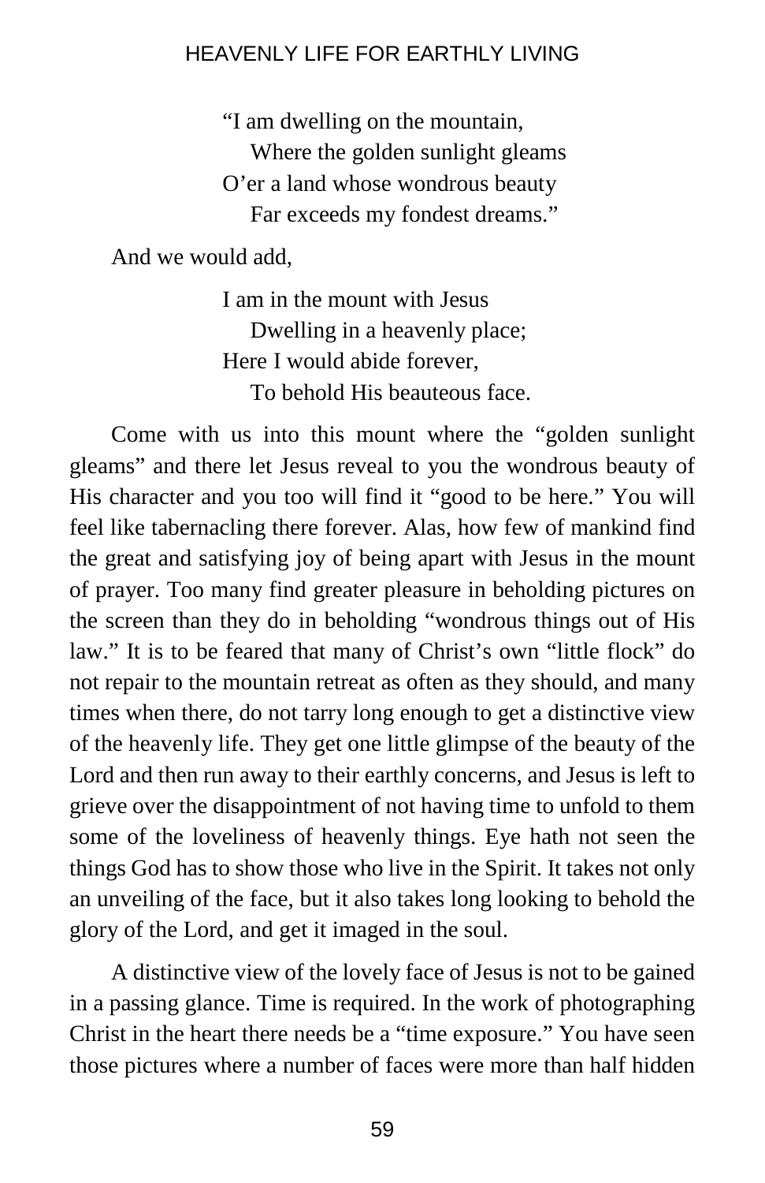> "I am dwelling on the mountain,
> Where the golden sunlight gleams
> O'er a land whose wondrous beauty
> Far exceeds my fondest dreams."

And we would add,

> I am in the mount with Jesus
> Dwelling in a heavenly place;
> Here I would abide forever,
> To behold His beauteous face.

Come with us into this mount where the "golden sunlight gleams" and there let Jesus reveal to you the wondrous beauty of His character and you too will find it "good to be here." You will feel like tabernacling there forever. Alas, how few of mankind find the great and satisfying joy of being apart with Jesus in the mount of prayer. Too many find greater pleasure in beholding pictures on the screen than they do in beholding "wondrous things out of His law." It is to be feared that many of Christ's own "little flock" do not repair to the mountain retreat as often as they should, and many times when there, do not tarry long enough to get a distinctive view of the heavenly life. They get one little glimpse of the beauty of the Lord and then run away to their earthly concerns, and Jesus is left to grieve over the disappointment of not having time to unfold to them some of the loveliness of heavenly things. Eye hath not seen the things God has to show those who live in the Spirit. It takes not only an unveiling of the face, but it also takes long looking to behold the glory of the Lord, and get it imaged in the soul.

A distinctive view of the lovely face of Jesus is not to be gained in a passing glance. Time is required. In the work of photographing Christ in the heart there needs be a "time exposure." You have seen those pictures where a number of faces were more than half hidden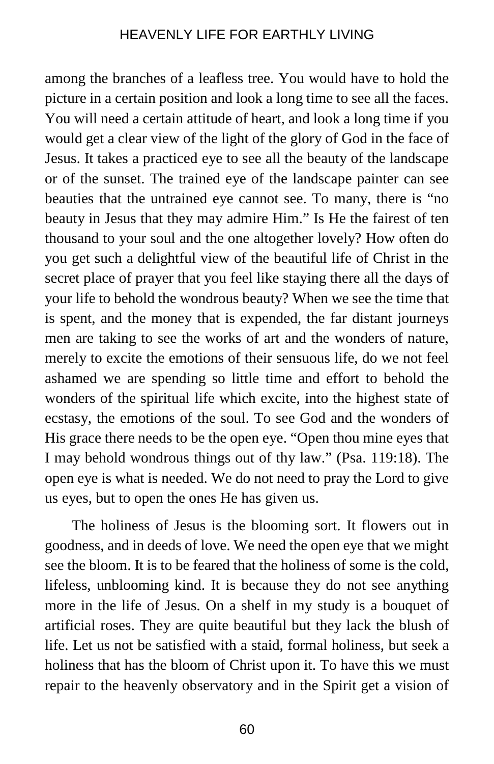among the branches of a leafless tree. You would have to hold the picture in a certain position and look a long time to see all the faces. You will need a certain attitude of heart, and look a long time if you would get a clear view of the light of the glory of God in the face of Jesus. It takes a practiced eye to see all the beauty of the landscape or of the sunset. The trained eye of the landscape painter can see beauties that the untrained eye cannot see. To many, there is "no beauty in Jesus that they may admire Him." Is He the fairest of ten thousand to your soul and the one altogether lovely? How often do you get such a delightful view of the beautiful life of Christ in the secret place of prayer that you feel like staying there all the days of your life to behold the wondrous beauty? When we see the time that is spent, and the money that is expended, the far distant journeys men are taking to see the works of art and the wonders of nature, merely to excite the emotions of their sensuous life, do we not feel ashamed we are spending so little time and effort to behold the wonders of the spiritual life which excite, into the highest state of ecstasy, the emotions of the soul. To see God and the wonders of His grace there needs to be the open eye. "Open thou mine eyes that I may behold wondrous things out of thy law." (Psa. 119:18). The open eye is what is needed. We do not need to pray the Lord to give us eyes, but to open the ones He has given us.

The holiness of Jesus is the blooming sort. It flowers out in goodness, and in deeds of love. We need the open eye that we might see the bloom. It is to be feared that the holiness of some is the cold, lifeless, unblooming kind. It is because they do not see anything more in the life of Jesus. On a shelf in my study is a bouquet of artificial roses. They are quite beautiful but they lack the blush of life. Let us not be satisfied with a staid, formal holiness, but seek a holiness that has the bloom of Christ upon it. To have this we must repair to the heavenly observatory and in the Spirit get a vision of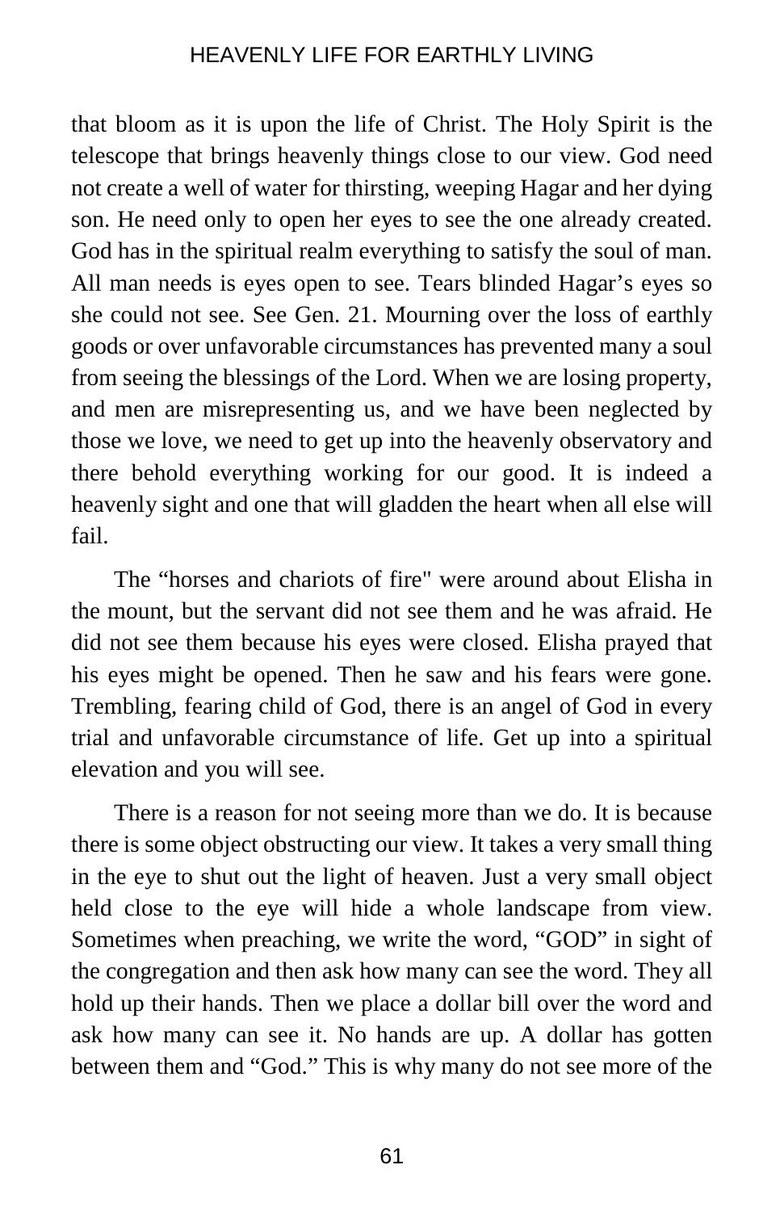that bloom as it is upon the life of Christ. The Holy Spirit is the telescope that brings heavenly things close to our view. God need not create a well of water for thirsting, weeping Hagar and her dying son. He need only to open her eyes to see the one already created. God has in the spiritual realm everything to satisfy the soul of man. All man needs is eyes open to see. Tears blinded Hagar's eyes so she could not see. See Gen. 21. Mourning over the loss of earthly goods or over unfavorable circumstances has prevented many a soul from seeing the blessings of the Lord. When we are losing property, and men are misrepresenting us, and we have been neglected by those we love, we need to get up into the heavenly observatory and there behold everything working for our good. It is indeed a heavenly sight and one that will gladden the heart when all else will fail.

The "horses and chariots of fire" were around about Elisha in the mount, but the servant did not see them and he was afraid. He did not see them because his eyes were closed. Elisha prayed that his eyes might be opened. Then he saw and his fears were gone. Trembling, fearing child of God, there is an angel of God in every trial and unfavorable circumstance of life. Get up into a spiritual elevation and you will see.

There is a reason for not seeing more than we do. It is because there is some object obstructing our view. It takes a very small thing in the eye to shut out the light of heaven. Just a very small object held close to the eye will hide a whole landscape from view. Sometimes when preaching, we write the word, "GOD" in sight of the congregation and then ask how many can see the word. They all hold up their hands. Then we place a dollar bill over the word and ask how many can see it. No hands are up. A dollar has gotten between them and "God." This is why many do not see more of the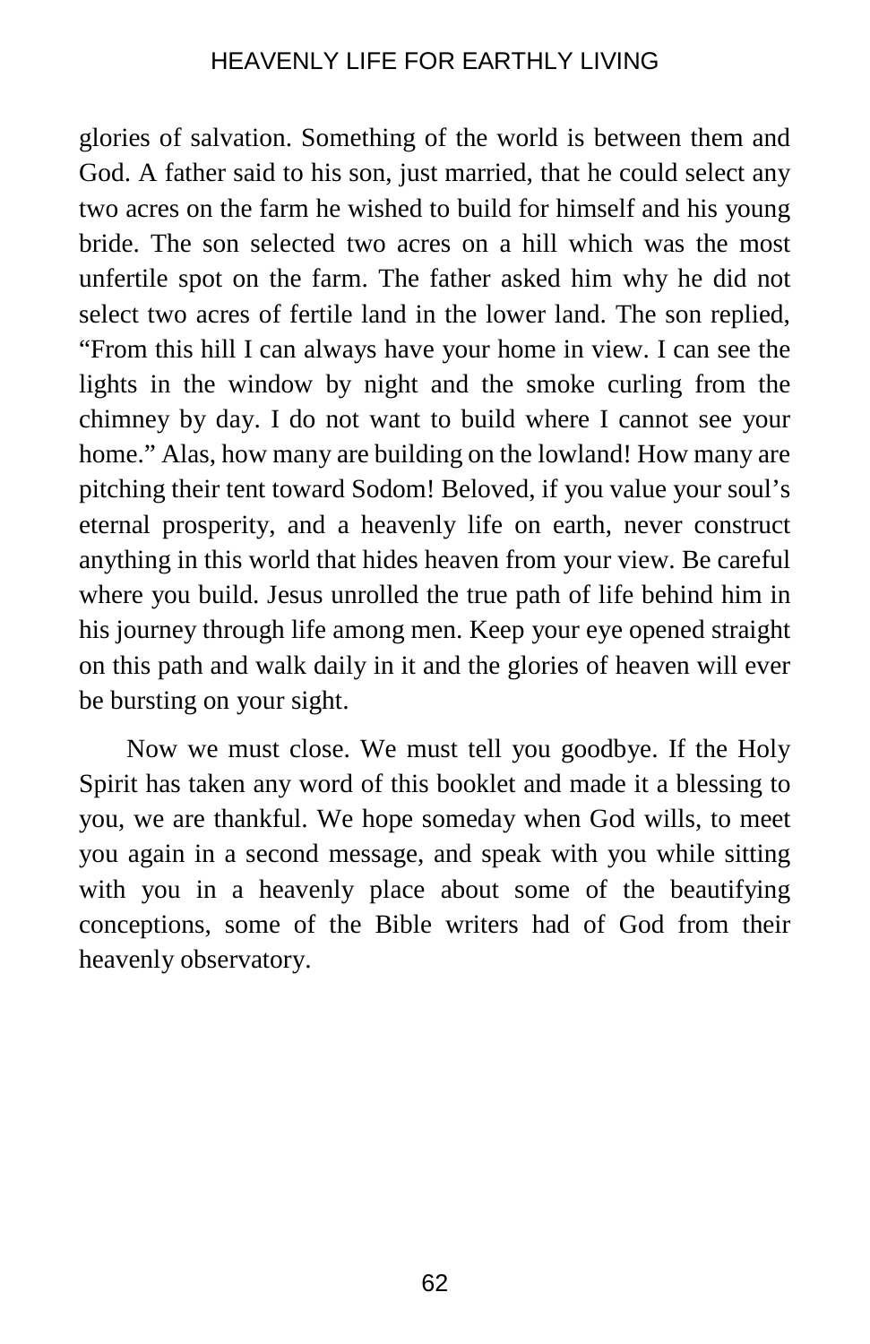glories of salvation. Something of the world is between them and God. A father said to his son, just married, that he could select any two acres on the farm he wished to build for himself and his young bride. The son selected two acres on a hill which was the most unfertile spot on the farm. The father asked him why he did not select two acres of fertile land in the lower land. The son replied, "From this hill I can always have your home in view. I can see the lights in the window by night and the smoke curling from the chimney by day. I do not want to build where I cannot see your home." Alas, how many are building on the lowland! How many are pitching their tent toward Sodom! Beloved, if you value your soul's eternal prosperity, and a heavenly life on earth, never construct anything in this world that hides heaven from your view. Be careful where you build. Jesus unrolled the true path of life behind him in his journey through life among men. Keep your eye opened straight on this path and walk daily in it and the glories of heaven will ever be bursting on your sight.

Now we must close. We must tell you goodbye. If the Holy Spirit has taken any word of this booklet and made it a blessing to you, we are thankful. We hope someday when God wills, to meet you again in a second message, and speak with you while sitting with you in a heavenly place about some of the beautifying conceptions, some of the Bible writers had of God from their heavenly observatory.